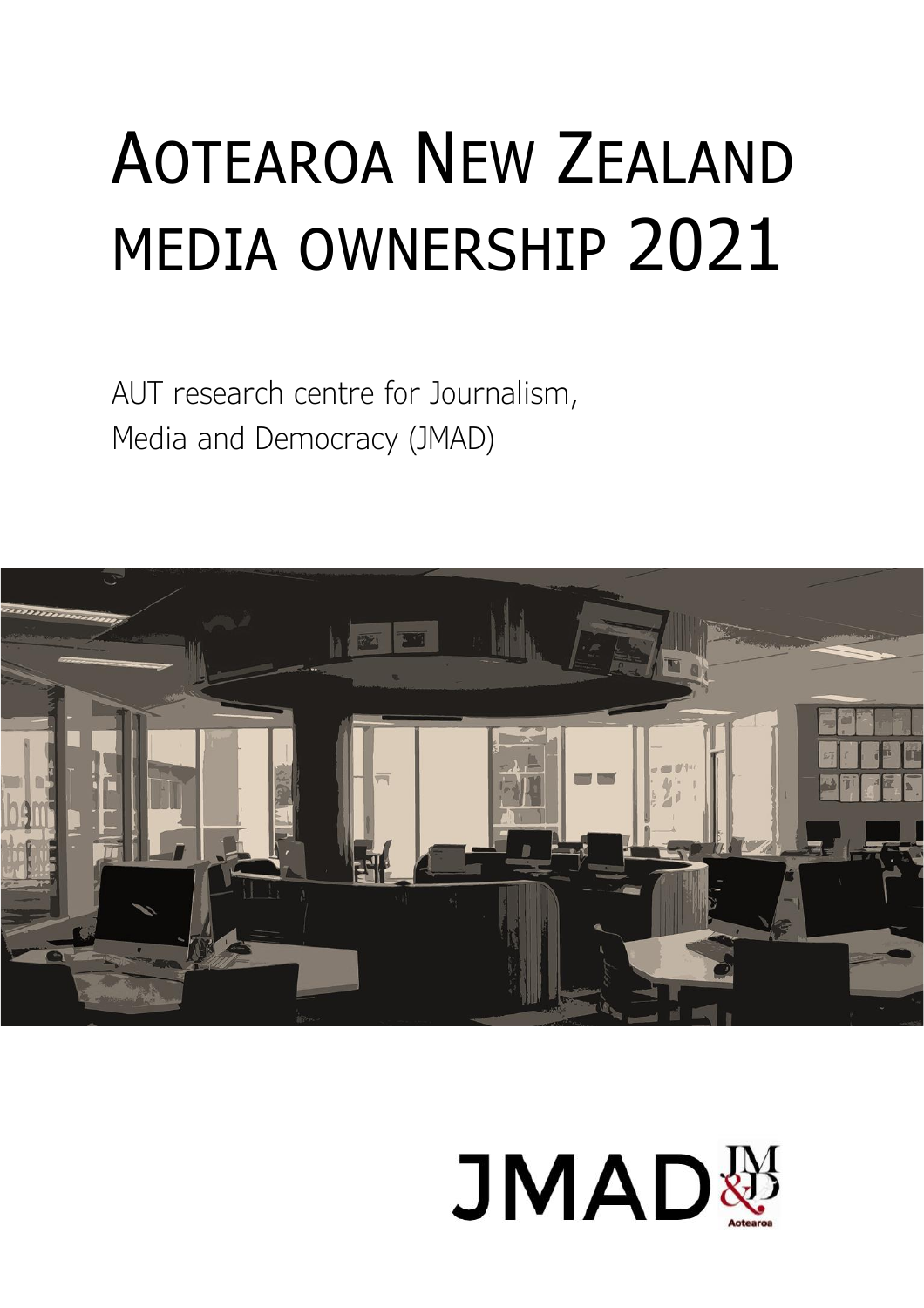# AOTEAROA NEW ZEALAND MEDIA OWNERSHIP 2021

AUT research centre for Journalism, Media and Democracy (JMAD)

JMAD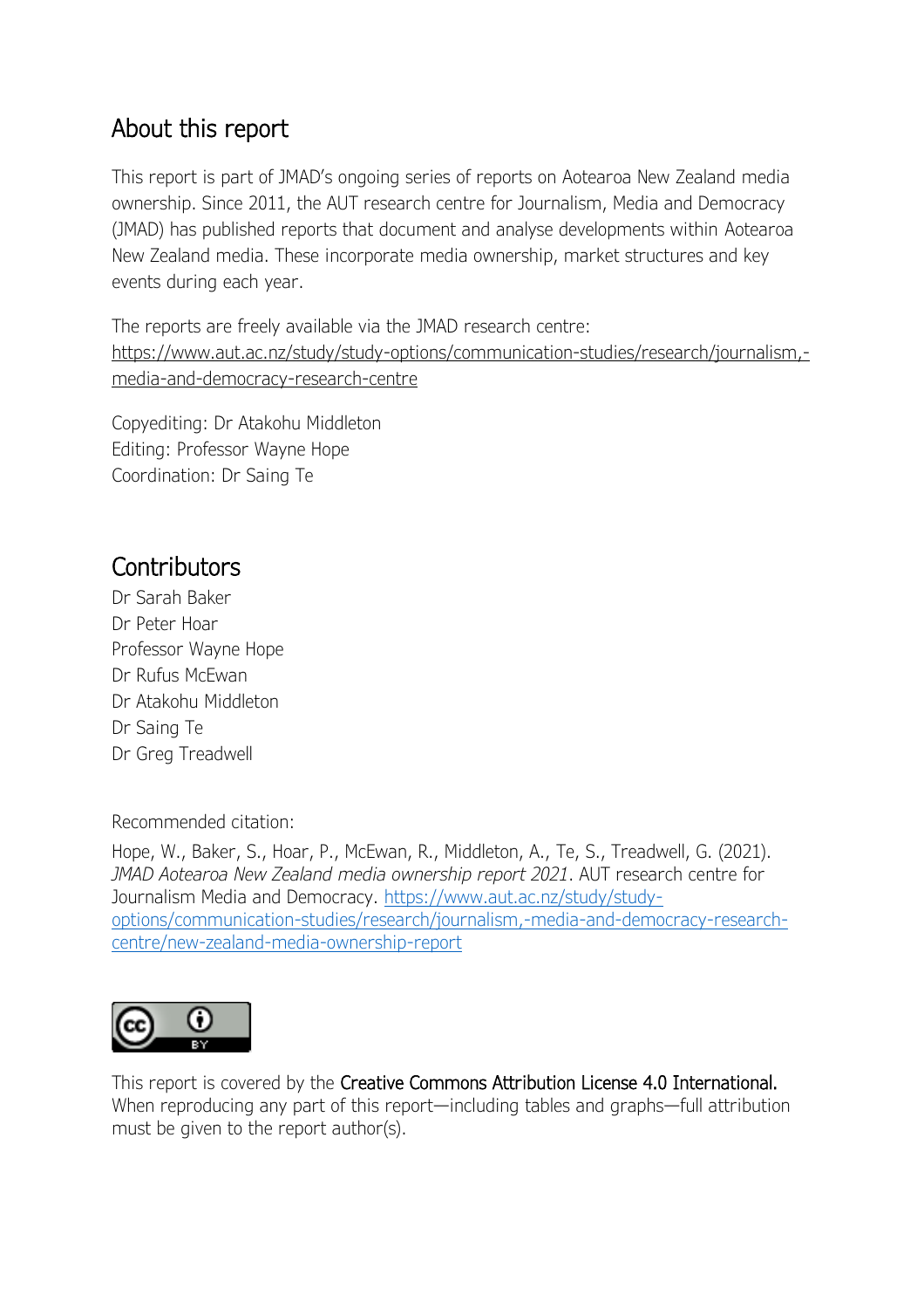## About this report

This report is part of JMAD's ongoing series of reports on Aotearoa New Zealand media ownership. Since 2011, the AUT research centre for Journalism, Media and Democracy (JMAD) has published reports that document and analyse developments within Aotearoa New Zealand media. These incorporate media ownership, market structures and key events during each year.

The reports are freely available via the JMAD research centre: [https://www.aut.ac.nz/study/study-options/communication-studies/research/journalism,-media-and-democracy-research-centre](https://www.aut.ac.nz/study/study-options/communication-studies/research/journalism,-media-and-democracy-research-centre)

Copyediting: Dr Atakohu Middleton
Editing: Professor Wayne Hope
Coordination: Dr Saing Te

## Contributors

Dr Sarah Baker
Dr Peter Hoar
Professor Wayne Hope
Dr Rufus McEwan
Dr Atakohu Middleton
Dr Saing Te
Dr Greg Treadwell

Recommended citation:

Hope, W., Baker, S., Hoar, P., McEwan, R., Middleton, A., Te, S., Treadwell, G. (2021). *JMAD Aotearoa New Zealand media ownership report 2021*. AUT research centre for Journalism Media and Democracy. [https://www.aut.ac.nz/study/study-options/communication-studies/research/journalism,-media-and-democracy-research-centre/new-zealand-media-ownership-report](https://www.aut.ac.nz/study/study-options/communication-studies/research/journalism,-media-and-democracy-research-centre/new-zealand-media-ownership-report)

This report is covered by the **Creative Commons Attribution License 4.0 International.** When reproducing any part of this report—including tables and graphs—full attribution must be given to the report author(s).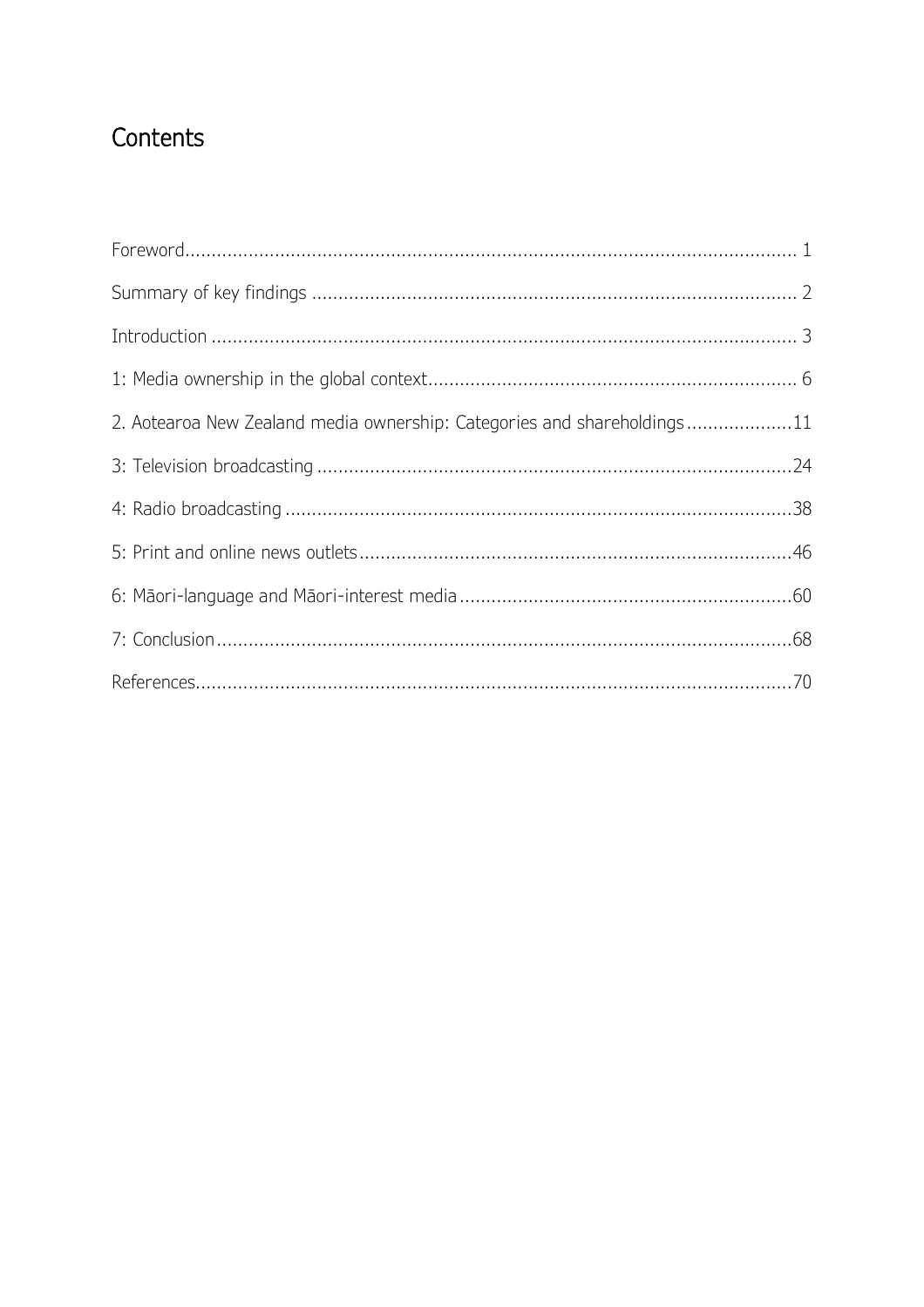# Contents

Foreword........................................................................................................... 1

Summary of key findings ........................................................................................ 2

Introduction ....................................................................................................... 3

1: Media ownership in the global context.................................................................... 6

2. Aotearoa New Zealand media ownership: Categories and shareholdings....................11

3: Television broadcasting ......................................................................................24

4: Radio broadcasting ...........................................................................................38

5: Print and online news outlets...............................................................................46

6: Māori-language and Māori-interest media ..............................................................60

7: Conclusion.......................................................................................................68

References...........................................................................................................70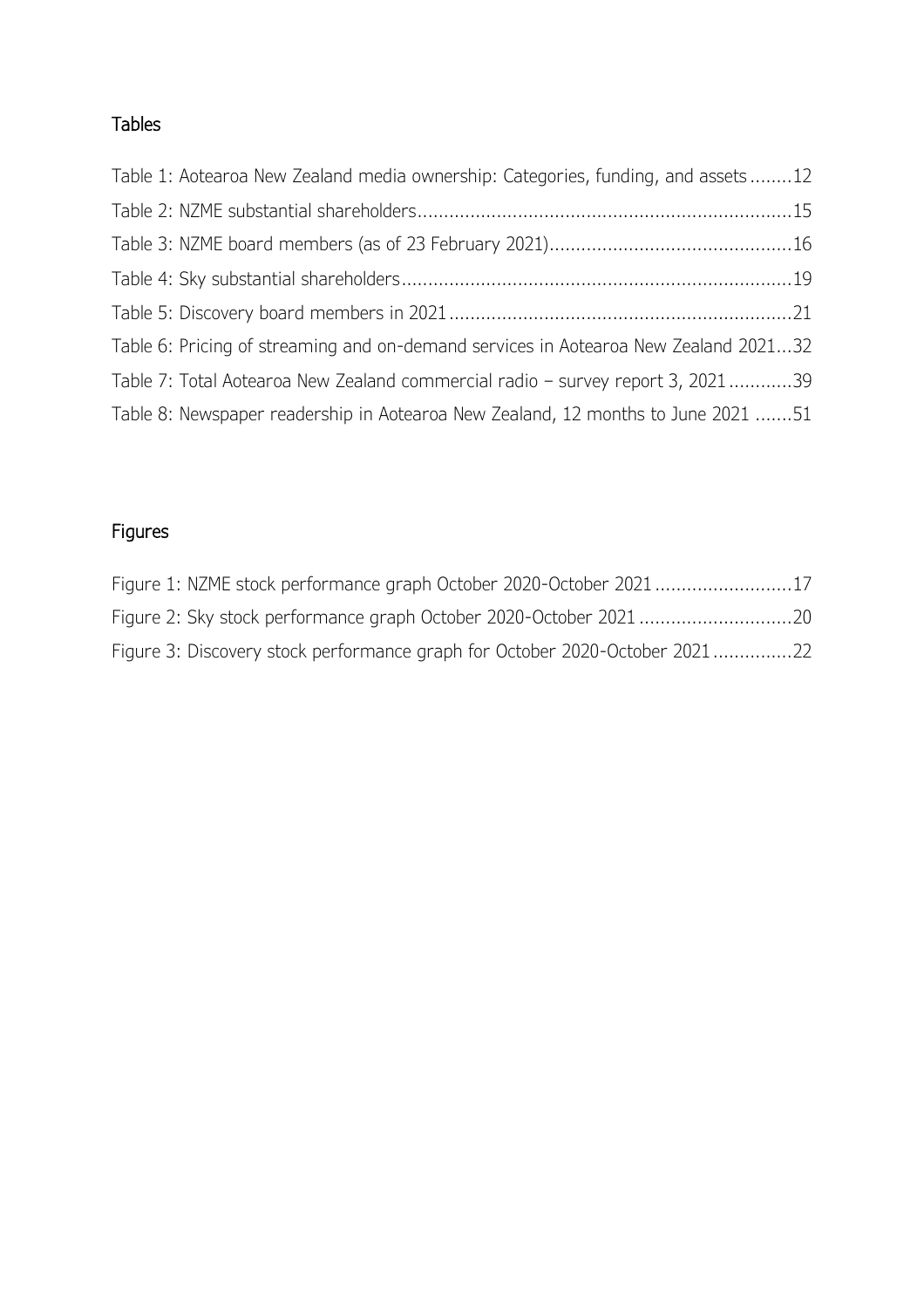## Tables

Table 1: Aotearoa New Zealand media ownership: Categories, funding, and assets ........12

Table 2: NZME substantial shareholders......................................................................15

Table 3: NZME board members (as of 23 February 2021).............................................16

Table 4: Sky substantial shareholders.........................................................................19

Table 5: Discovery board members in 2021.................................................................21

Table 6: Pricing of streaming and on-demand services in Aotearoa New Zealand 2021...32

Table 7: Total Aotearoa New Zealand commercial radio – survey report 3, 2021............39

Table 8: Newspaper readership in Aotearoa New Zealand, 12 months to June 2021 .......51

## Figures

Figure 1: NZME stock performance graph October 2020-October 2021..........................17

Figure 2: Sky stock performance graph October 2020-October 2021.............................20

Figure 3: Discovery stock performance graph for October 2020-October 2021...............22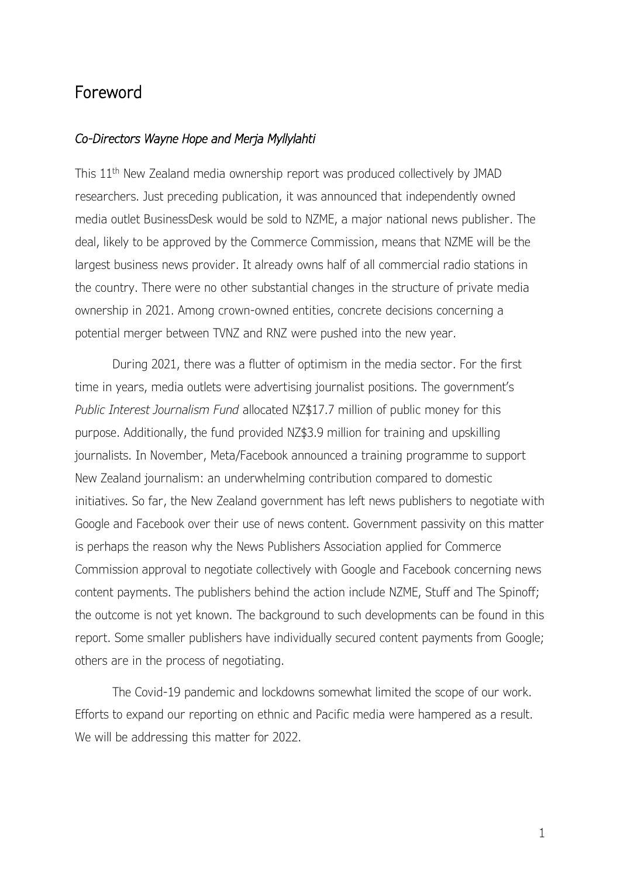# Foreword

*Co-Directors Wayne Hope and Merja Myllylahti*

This 11th New Zealand media ownership report was produced collectively by JMAD researchers. Just preceding publication, it was announced that independently owned media outlet BusinessDesk would be sold to NZME, a major national news publisher. The deal, likely to be approved by the Commerce Commission, means that NZME will be the largest business news provider. It already owns half of all commercial radio stations in the country. There were no other substantial changes in the structure of private media ownership in 2021. Among crown-owned entities, concrete decisions concerning a potential merger between TVNZ and RNZ were pushed into the new year.

During 2021, there was a flutter of optimism in the media sector. For the first time in years, media outlets were advertising journalist positions. The government's *Public Interest Journalism Fund* allocated NZ$17.7 million of public money for this purpose. Additionally, the fund provided NZ$3.9 million for training and upskilling journalists. In November, Meta/Facebook announced a training programme to support New Zealand journalism: an underwhelming contribution compared to domestic initiatives. So far, the New Zealand government has left news publishers to negotiate with Google and Facebook over their use of news content. Government passivity on this matter is perhaps the reason why the News Publishers Association applied for Commerce Commission approval to negotiate collectively with Google and Facebook concerning news content payments. The publishers behind the action include NZME, Stuff and The Spinoff; the outcome is not yet known. The background to such developments can be found in this report. Some smaller publishers have individually secured content payments from Google; others are in the process of negotiating.

The Covid-19 pandemic and lockdowns somewhat limited the scope of our work. Efforts to expand our reporting on ethnic and Pacific media were hampered as a result. We will be addressing this matter for 2022.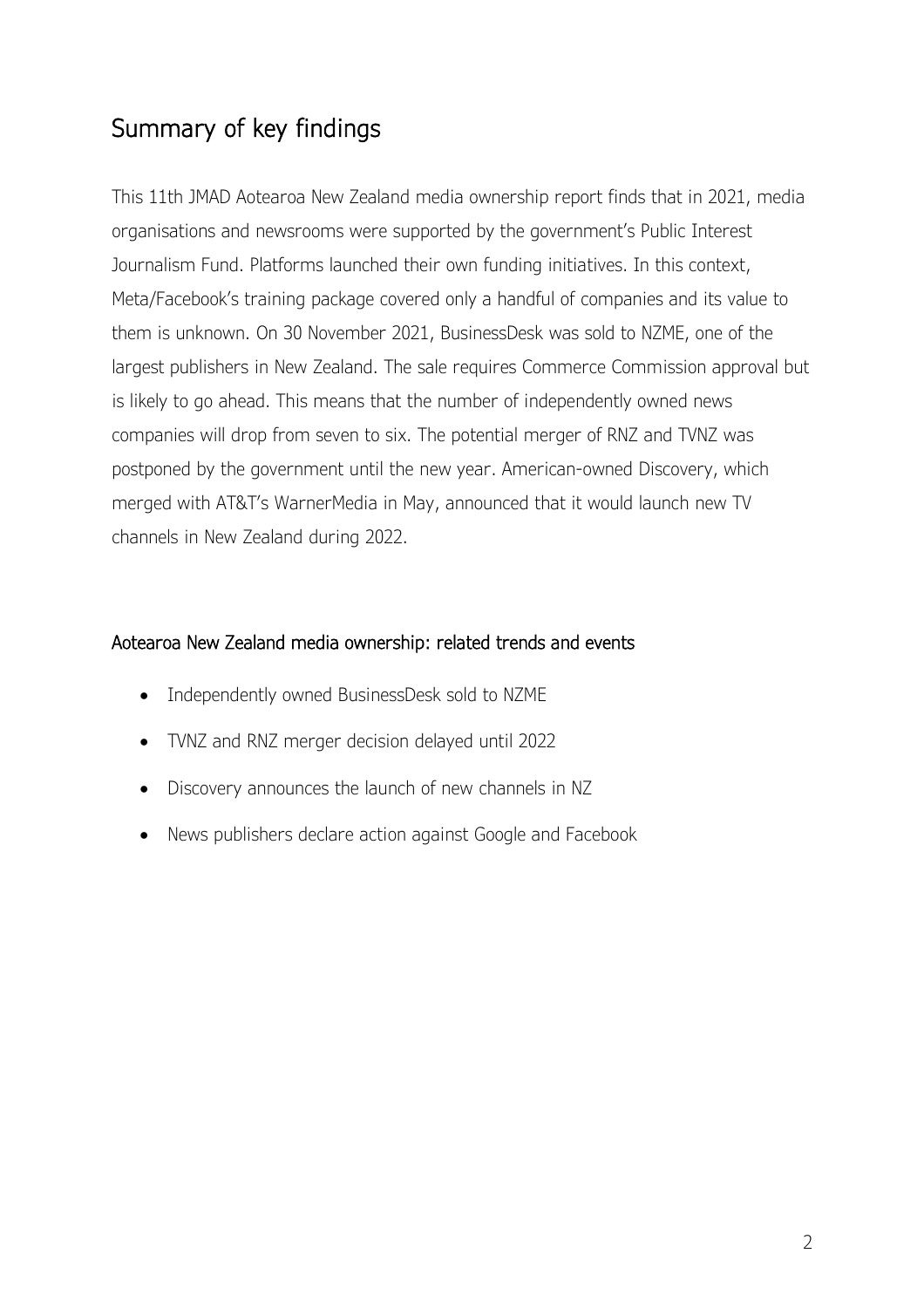## Summary of key findings

This 11th JMAD Aotearoa New Zealand media ownership report finds that in 2021, media organisations and newsrooms were supported by the government's Public Interest Journalism Fund. Platforms launched their own funding initiatives. In this context, Meta/Facebook's training package covered only a handful of companies and its value to them is unknown. On 30 November 2021, BusinessDesk was sold to NZME, one of the largest publishers in New Zealand. The sale requires Commerce Commission approval but is likely to go ahead. This means that the number of independently owned news companies will drop from seven to six. The potential merger of RNZ and TVNZ was postponed by the government until the new year. American-owned Discovery, which merged with AT&T's WarnerMedia in May, announced that it would launch new TV channels in New Zealand during 2022.

### Aotearoa New Zealand media ownership: related trends and events

- Independently owned BusinessDesk sold to NZME
- TVNZ and RNZ merger decision delayed until 2022
- Discovery announces the launch of new channels in NZ
- News publishers declare action against Google and Facebook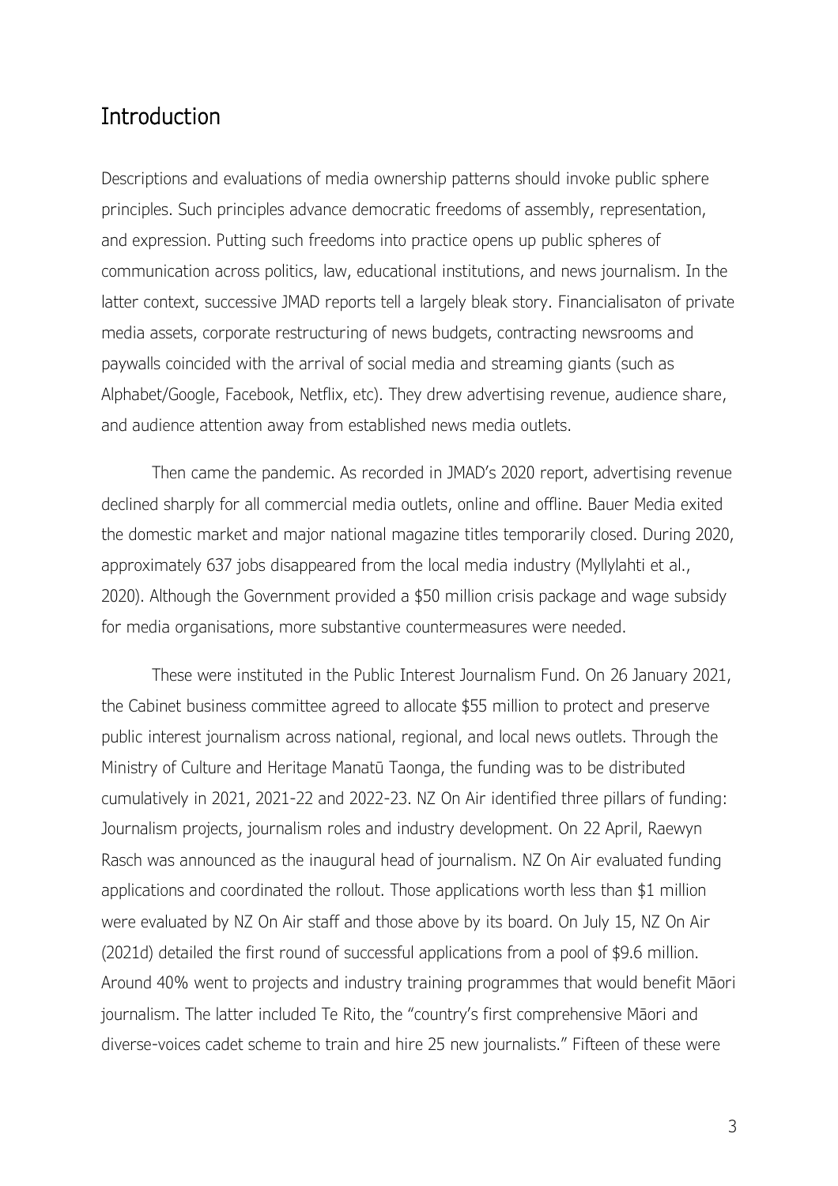## Introduction

Descriptions and evaluations of media ownership patterns should invoke public sphere principles. Such principles advance democratic freedoms of assembly, representation, and expression. Putting such freedoms into practice opens up public spheres of communication across politics, law, educational institutions, and news journalism. In the latter context, successive JMAD reports tell a largely bleak story. Financialisaton of private media assets, corporate restructuring of news budgets, contracting newsrooms and paywalls coincided with the arrival of social media and streaming giants (such as Alphabet/Google, Facebook, Netflix, etc). They drew advertising revenue, audience share, and audience attention away from established news media outlets.

Then came the pandemic. As recorded in JMAD's 2020 report, advertising revenue declined sharply for all commercial media outlets, online and offline. Bauer Media exited the domestic market and major national magazine titles temporarily closed. During 2020, approximately 637 jobs disappeared from the local media industry (Myllylahti et al., 2020). Although the Government provided a $50 million crisis package and wage subsidy for media organisations, more substantive countermeasures were needed.

These were instituted in the Public Interest Journalism Fund. On 26 January 2021, the Cabinet business committee agreed to allocate $55 million to protect and preserve public interest journalism across national, regional, and local news outlets. Through the Ministry of Culture and Heritage Manatū Taonga, the funding was to be distributed cumulatively in 2021, 2021-22 and 2022-23. NZ On Air identified three pillars of funding: Journalism projects, journalism roles and industry development. On 22 April, Raewyn Rasch was announced as the inaugural head of journalism. NZ On Air evaluated funding applications and coordinated the rollout. Those applications worth less than $1 million were evaluated by NZ On Air staff and those above by its board. On July 15, NZ On Air (2021d) detailed the first round of successful applications from a pool of $9.6 million. Around 40% went to projects and industry training programmes that would benefit Māori journalism. The latter included Te Rito, the "country's first comprehensive Māori and diverse-voices cadet scheme to train and hire 25 new journalists." Fifteen of these were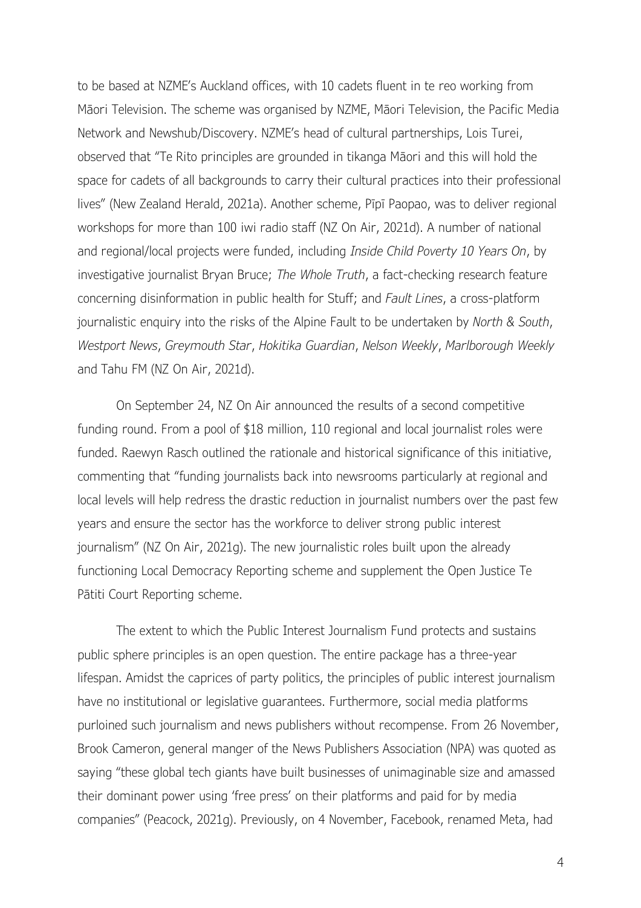to be based at NZME's Auckland offices, with 10 cadets fluent in te reo working from Māori Television. The scheme was organised by NZME, Māori Television, the Pacific Media Network and Newshub/Discovery. NZME's head of cultural partnerships, Lois Turei, observed that "Te Rito principles are grounded in tikanga Māori and this will hold the space for cadets of all backgrounds to carry their cultural practices into their professional lives" (New Zealand Herald, 2021a). Another scheme, Pīpī Paopao, was to deliver regional workshops for more than 100 iwi radio staff (NZ On Air, 2021d). A number of national and regional/local projects were funded, including *Inside Child Poverty 10 Years On*, by investigative journalist Bryan Bruce; *The Whole Truth*, a fact-checking research feature concerning disinformation in public health for Stuff; and *Fault Lines*, a cross-platform journalistic enquiry into the risks of the Alpine Fault to be undertaken by *North & South*, *Westport News*, *Greymouth Star*, *Hokitika Guardian*, *Nelson Weekly*, *Marlborough Weekly* and Tahu FM (NZ On Air, 2021d).

On September 24, NZ On Air announced the results of a second competitive funding round. From a pool of $18 million, 110 regional and local journalist roles were funded. Raewyn Rasch outlined the rationale and historical significance of this initiative, commenting that "funding journalists back into newsrooms particularly at regional and local levels will help redress the drastic reduction in journalist numbers over the past few years and ensure the sector has the workforce to deliver strong public interest journalism" (NZ On Air, 2021g). The new journalistic roles built upon the already functioning Local Democracy Reporting scheme and supplement the Open Justice Te Pātiti Court Reporting scheme.

The extent to which the Public Interest Journalism Fund protects and sustains public sphere principles is an open question. The entire package has a three-year lifespan. Amidst the caprices of party politics, the principles of public interest journalism have no institutional or legislative guarantees. Furthermore, social media platforms purloined such journalism and news publishers without recompense. From 26 November, Brook Cameron, general manger of the News Publishers Association (NPA) was quoted as saying "these global tech giants have built businesses of unimaginable size and amassed their dominant power using 'free press' on their platforms and paid for by media companies" (Peacock, 2021g). Previously, on 4 November, Facebook, renamed Meta, had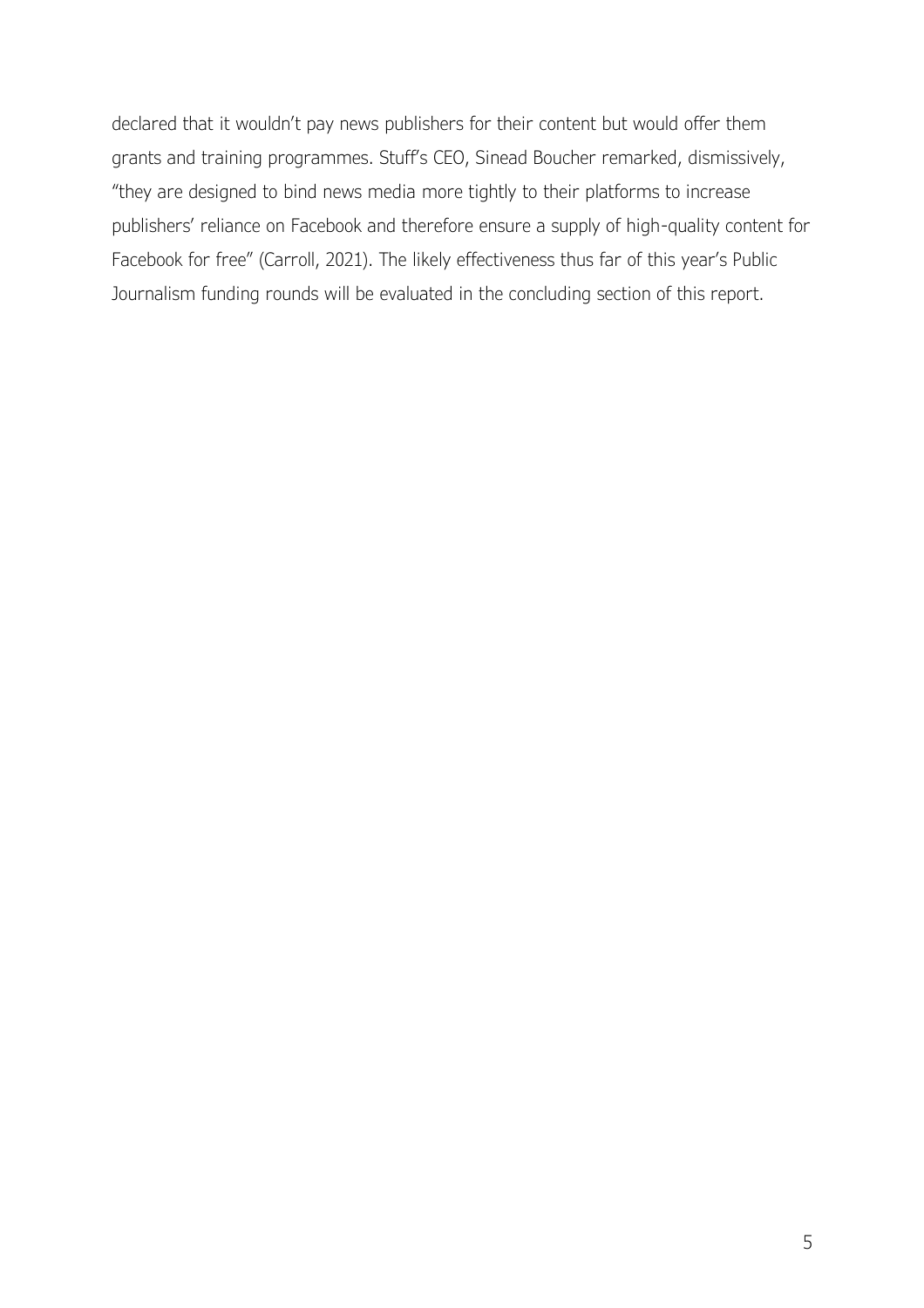declared that it wouldn't pay news publishers for their content but would offer them grants and training programmes. Stuff's CEO, Sinead Boucher remarked, dismissively, "they are designed to bind news media more tightly to their platforms to increase publishers' reliance on Facebook and therefore ensure a supply of high-quality content for Facebook for free" (Carroll, 2021). The likely effectiveness thus far of this year's Public Journalism funding rounds will be evaluated in the concluding section of this report.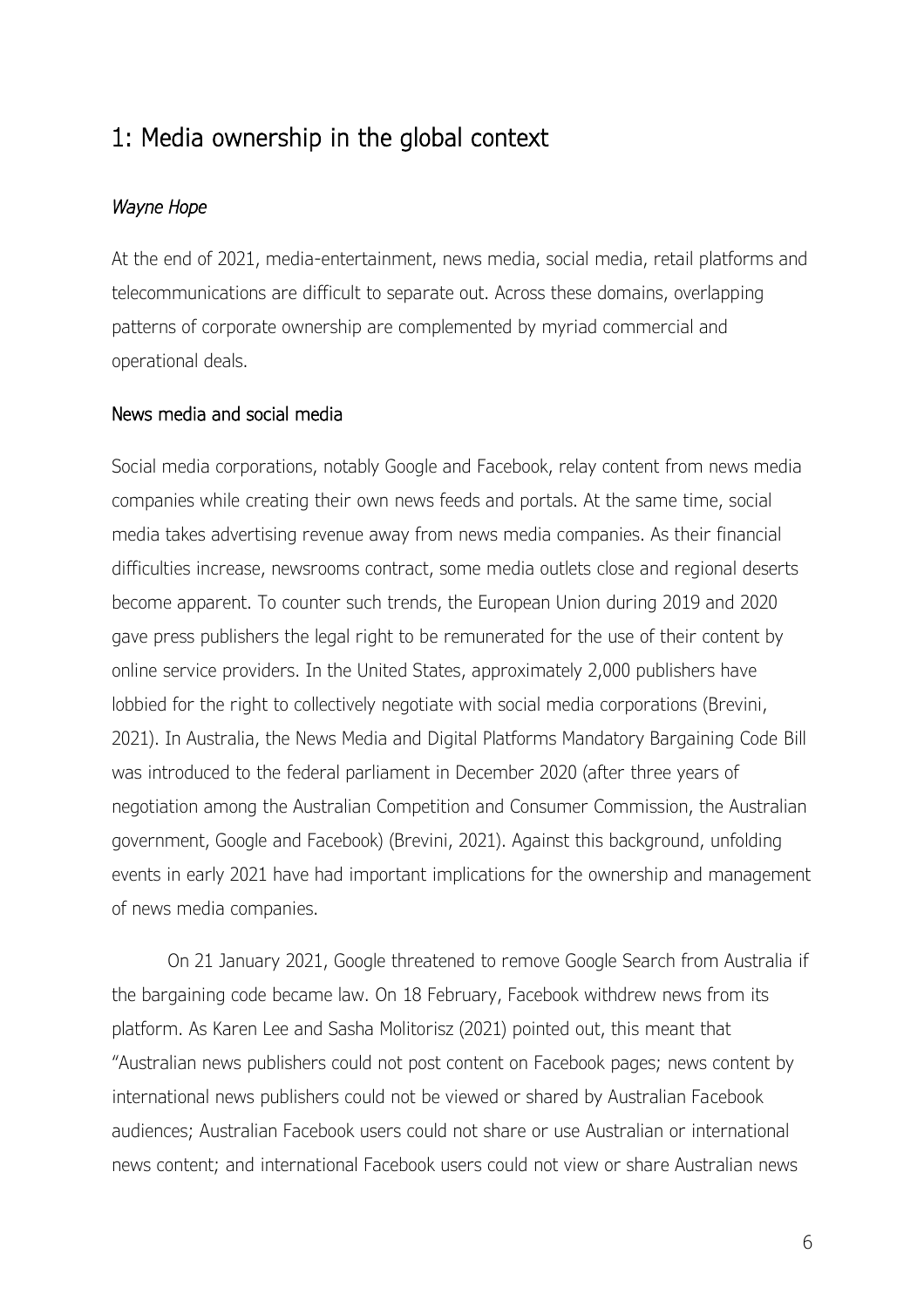# 1: Media ownership in the global context

*Wayne Hope*

At the end of 2021, media-entertainment, news media, social media, retail platforms and telecommunications are difficult to separate out. Across these domains, overlapping patterns of corporate ownership are complemented by myriad commercial and operational deals.

## News media and social media

Social media corporations, notably Google and Facebook, relay content from news media companies while creating their own news feeds and portals. At the same time, social media takes advertising revenue away from news media companies. As their financial difficulties increase, newsrooms contract, some media outlets close and regional deserts become apparent. To counter such trends, the European Union during 2019 and 2020 gave press publishers the legal right to be remunerated for the use of their content by online service providers. In the United States, approximately 2,000 publishers have lobbied for the right to collectively negotiate with social media corporations (Brevini, 2021). In Australia, the News Media and Digital Platforms Mandatory Bargaining Code Bill was introduced to the federal parliament in December 2020 (after three years of negotiation among the Australian Competition and Consumer Commission, the Australian government, Google and Facebook) (Brevini, 2021). Against this background, unfolding events in early 2021 have had important implications for the ownership and management of news media companies.

On 21 January 2021, Google threatened to remove Google Search from Australia if the bargaining code became law. On 18 February, Facebook withdrew news from its platform. As Karen Lee and Sasha Molitorisz (2021) pointed out, this meant that "Australian news publishers could not post content on Facebook pages; news content by international news publishers could not be viewed or shared by Australian Facebook audiences; Australian Facebook users could not share or use Australian or international news content; and international Facebook users could not view or share Australian news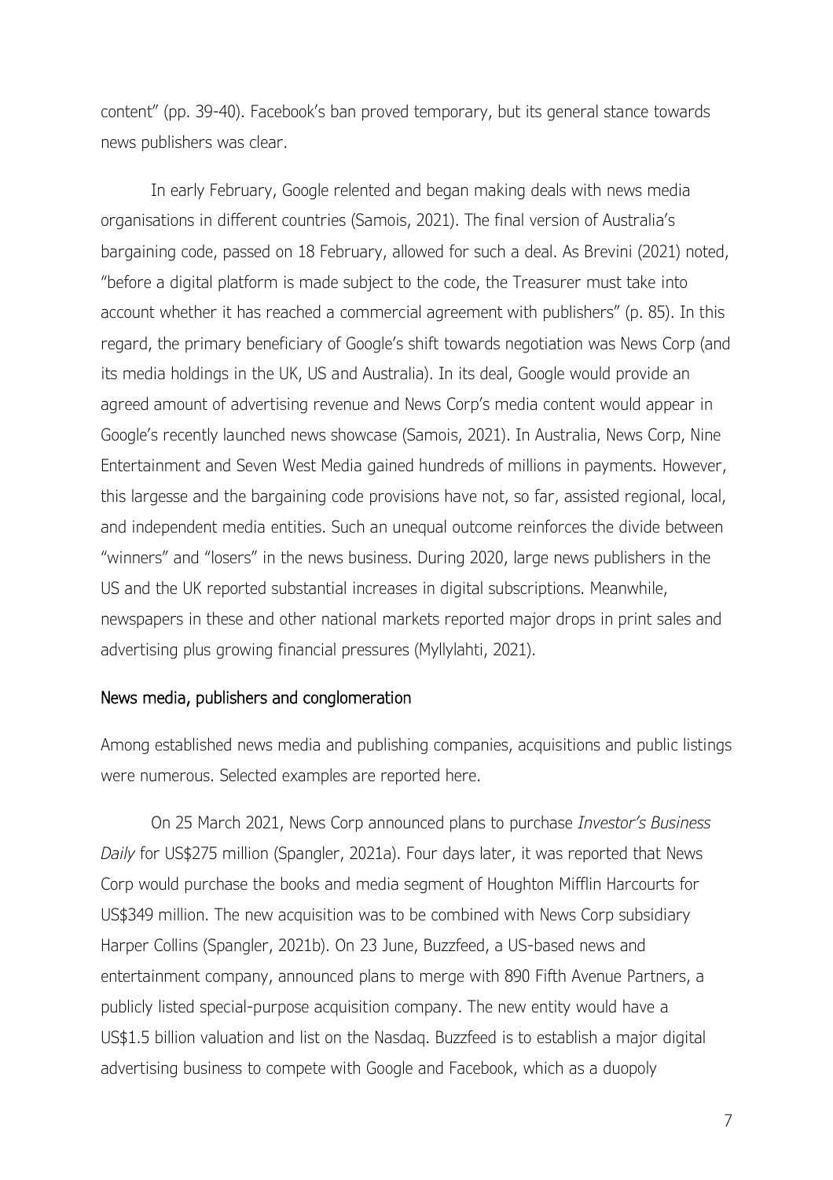content" (pp. 39-40). Facebook's ban proved temporary, but its general stance towards news publishers was clear.

In early February, Google relented and began making deals with news media organisations in different countries (Samois, 2021). The final version of Australia's bargaining code, passed on 18 February, allowed for such a deal. As Brevini (2021) noted, "before a digital platform is made subject to the code, the Treasurer must take into account whether it has reached a commercial agreement with publishers" (p. 85). In this regard, the primary beneficiary of Google's shift towards negotiation was News Corp (and its media holdings in the UK, US and Australia). In its deal, Google would provide an agreed amount of advertising revenue and News Corp's media content would appear in Google's recently launched news showcase (Samois, 2021). In Australia, News Corp, Nine Entertainment and Seven West Media gained hundreds of millions in payments. However, this largesse and the bargaining code provisions have not, so far, assisted regional, local, and independent media entities. Such an unequal outcome reinforces the divide between "winners" and "losers" in the news business. During 2020, large news publishers in the US and the UK reported substantial increases in digital subscriptions. Meanwhile, newspapers in these and other national markets reported major drops in print sales and advertising plus growing financial pressures (Myllylahti, 2021).

## News media, publishers and conglomeration

Among established news media and publishing companies, acquisitions and public listings were numerous. Selected examples are reported here.

On 25 March 2021, News Corp announced plans to purchase *Investor's Business Daily* for US$275 million (Spangler, 2021a). Four days later, it was reported that News Corp would purchase the books and media segment of Houghton Mifflin Harcourts for US$349 million. The new acquisition was to be combined with News Corp subsidiary Harper Collins (Spangler, 2021b). On 23 June, Buzzfeed, a US-based news and entertainment company, announced plans to merge with 890 Fifth Avenue Partners, a publicly listed special-purpose acquisition company. The new entity would have a US$1.5 billion valuation and list on the Nasdaq. Buzzfeed is to establish a major digital advertising business to compete with Google and Facebook, which as a duopoly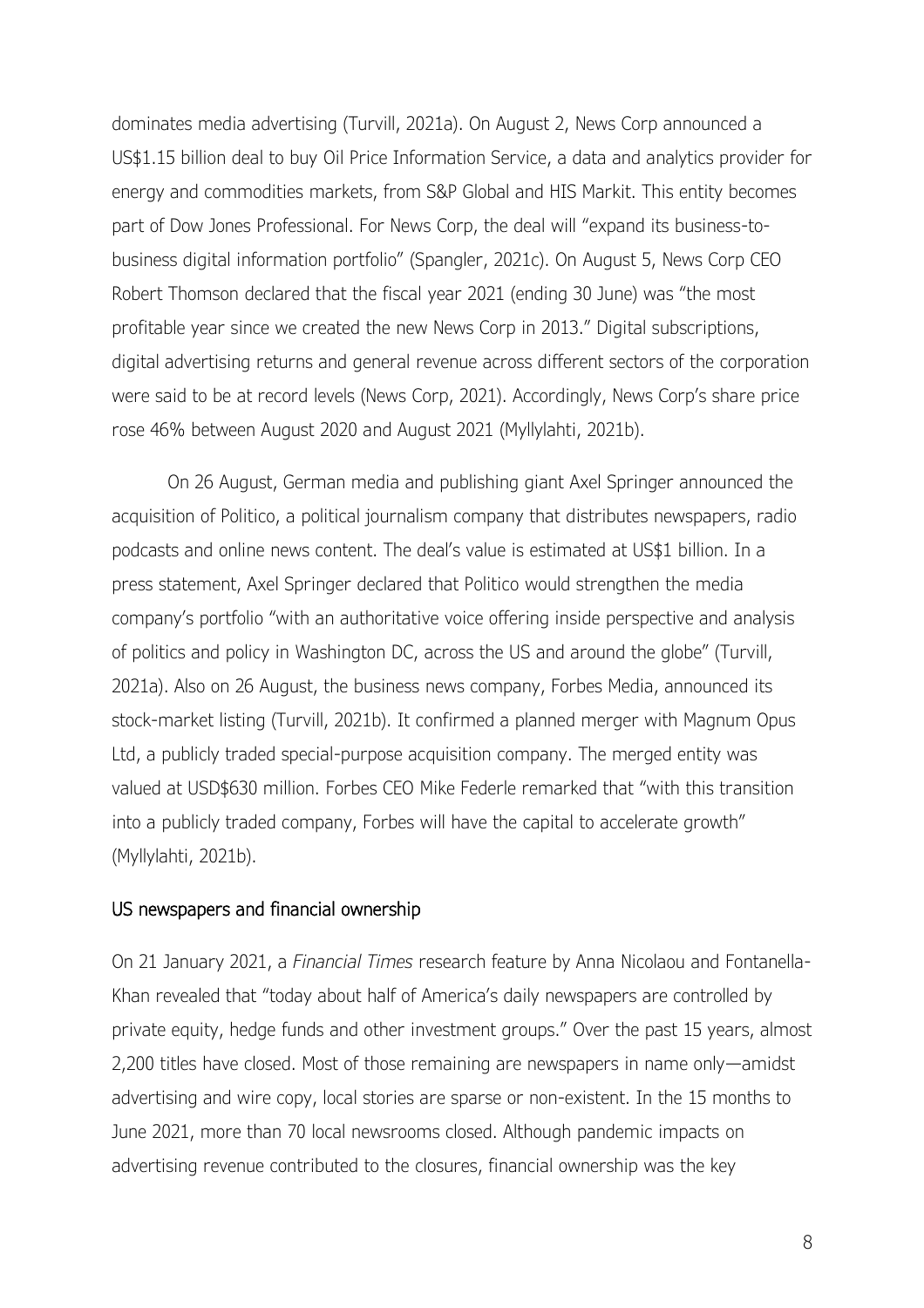dominates media advertising (Turvill, 2021a). On August 2, News Corp announced a US$1.15 billion deal to buy Oil Price Information Service, a data and analytics provider for energy and commodities markets, from S&P Global and HIS Markit. This entity becomes part of Dow Jones Professional. For News Corp, the deal will "expand its business-to-business digital information portfolio" (Spangler, 2021c). On August 5, News Corp CEO Robert Thomson declared that the fiscal year 2021 (ending 30 June) was "the most profitable year since we created the new News Corp in 2013." Digital subscriptions, digital advertising returns and general revenue across different sectors of the corporation were said to be at record levels (News Corp, 2021). Accordingly, News Corp's share price rose 46% between August 2020 and August 2021 (Myllylahti, 2021b).

On 26 August, German media and publishing giant Axel Springer announced the acquisition of Politico, a political journalism company that distributes newspapers, radio podcasts and online news content. The deal's value is estimated at US$1 billion. In a press statement, Axel Springer declared that Politico would strengthen the media company's portfolio "with an authoritative voice offering inside perspective and analysis of politics and policy in Washington DC, across the US and around the globe" (Turvill, 2021a). Also on 26 August, the business news company, Forbes Media, announced its stock-market listing (Turvill, 2021b). It confirmed a planned merger with Magnum Opus Ltd, a publicly traded special-purpose acquisition company. The merged entity was valued at USD$630 million. Forbes CEO Mike Federle remarked that "with this transition into a publicly traded company, Forbes will have the capital to accelerate growth" (Myllylahti, 2021b).

## US newspapers and financial ownership

On 21 January 2021, a *Financial Times* research feature by Anna Nicolaou and Fontanella-Khan revealed that "today about half of America's daily newspapers are controlled by private equity, hedge funds and other investment groups." Over the past 15 years, almost 2,200 titles have closed. Most of those remaining are newspapers in name only—amidst advertising and wire copy, local stories are sparse or non-existent. In the 15 months to June 2021, more than 70 local newsrooms closed. Although pandemic impacts on advertising revenue contributed to the closures, financial ownership was the key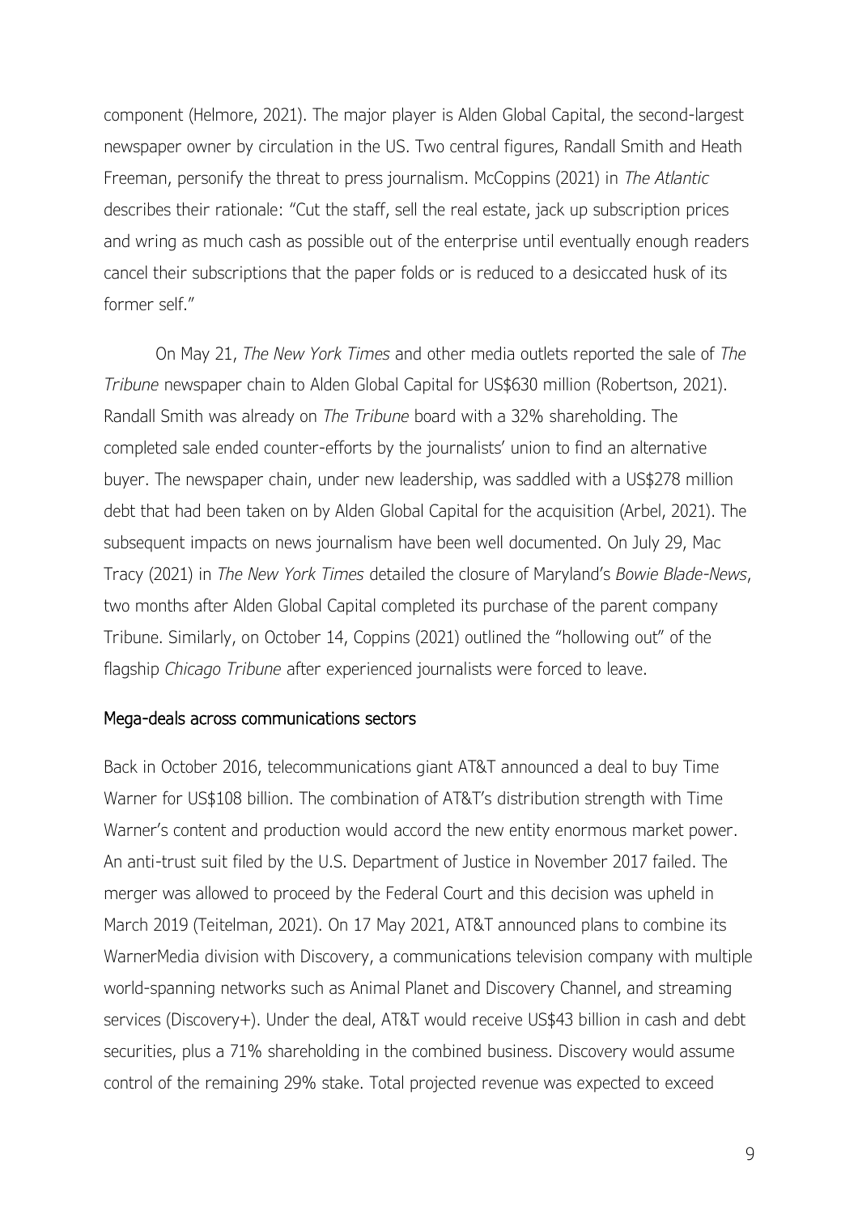component (Helmore, 2021). The major player is Alden Global Capital, the second-largest newspaper owner by circulation in the US. Two central figures, Randall Smith and Heath Freeman, personify the threat to press journalism. McCoppins (2021) in *The Atlantic* describes their rationale: "Cut the staff, sell the real estate, jack up subscription prices and wring as much cash as possible out of the enterprise until eventually enough readers cancel their subscriptions that the paper folds or is reduced to a desiccated husk of its former self."

On May 21, *The New York Times* and other media outlets reported the sale of *The Tribune* newspaper chain to Alden Global Capital for US$630 million (Robertson, 2021). Randall Smith was already on *The Tribune* board with a 32% shareholding. The completed sale ended counter-efforts by the journalists' union to find an alternative buyer. The newspaper chain, under new leadership, was saddled with a US$278 million debt that had been taken on by Alden Global Capital for the acquisition (Arbel, 2021). The subsequent impacts on news journalism have been well documented. On July 29, Mac Tracy (2021) in *The New York Times* detailed the closure of Maryland's *Bowie Blade-News*, two months after Alden Global Capital completed its purchase of the parent company Tribune. Similarly, on October 14, Coppins (2021) outlined the "hollowing out" of the flagship *Chicago Tribune* after experienced journalists were forced to leave.

## Mega-deals across communications sectors

Back in October 2016, telecommunications giant AT&T announced a deal to buy Time Warner for US$108 billion. The combination of AT&T's distribution strength with Time Warner's content and production would accord the new entity enormous market power. An anti-trust suit filed by the U.S. Department of Justice in November 2017 failed. The merger was allowed to proceed by the Federal Court and this decision was upheld in March 2019 (Teitelman, 2021). On 17 May 2021, AT&T announced plans to combine its WarnerMedia division with Discovery, a communications television company with multiple world-spanning networks such as Animal Planet and Discovery Channel, and streaming services (Discovery+). Under the deal, AT&T would receive US$43 billion in cash and debt securities, plus a 71% shareholding in the combined business. Discovery would assume control of the remaining 29% stake. Total projected revenue was expected to exceed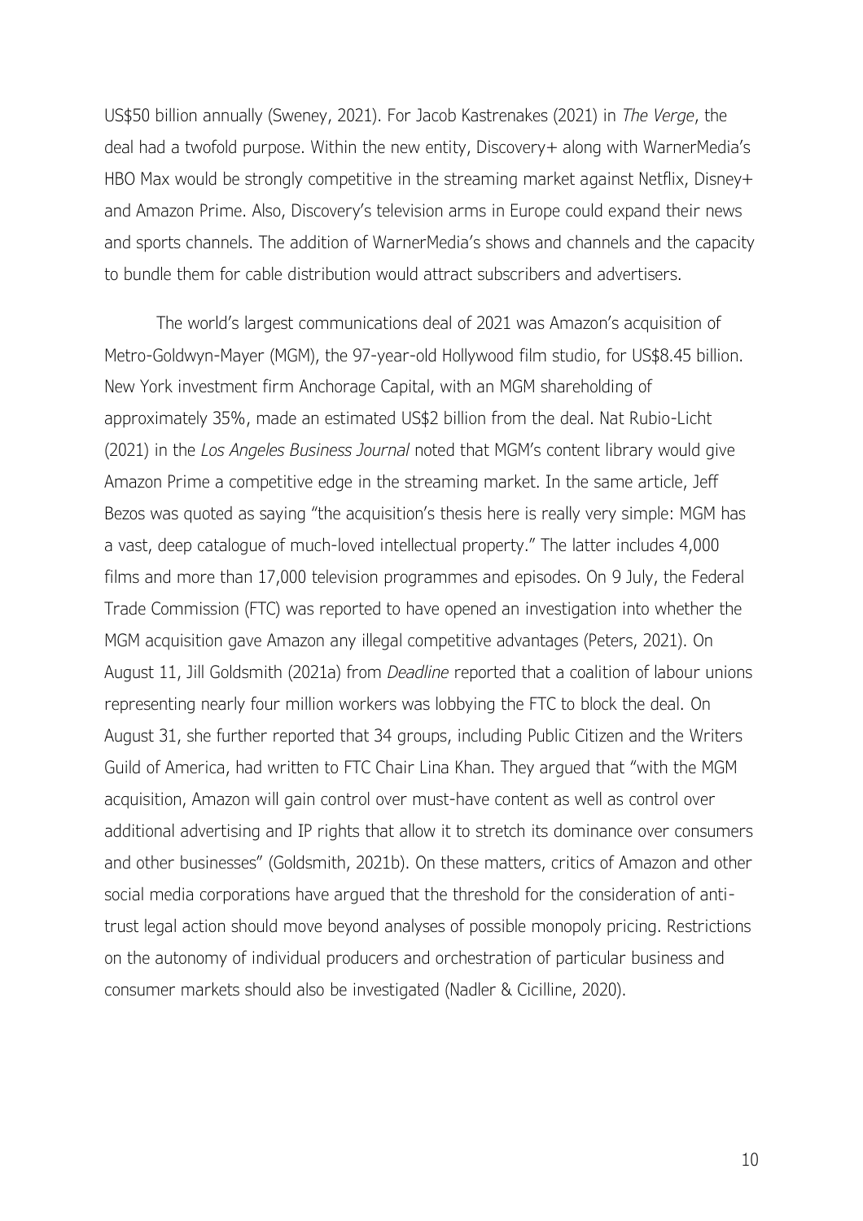US$50 billion annually (Sweney, 2021). For Jacob Kastrenakes (2021) in *The Verge*, the deal had a twofold purpose. Within the new entity, Discovery+ along with WarnerMedia's HBO Max would be strongly competitive in the streaming market against Netflix, Disney+ and Amazon Prime. Also, Discovery's television arms in Europe could expand their news and sports channels. The addition of WarnerMedia's shows and channels and the capacity to bundle them for cable distribution would attract subscribers and advertisers.

The world's largest communications deal of 2021 was Amazon's acquisition of Metro-Goldwyn-Mayer (MGM), the 97-year-old Hollywood film studio, for US$8.45 billion. New York investment firm Anchorage Capital, with an MGM shareholding of approximately 35%, made an estimated US$2 billion from the deal. Nat Rubio-Licht (2021) in the *Los Angeles Business Journal* noted that MGM's content library would give Amazon Prime a competitive edge in the streaming market. In the same article, Jeff Bezos was quoted as saying "the acquisition's thesis here is really very simple: MGM has a vast, deep catalogue of much-loved intellectual property." The latter includes 4,000 films and more than 17,000 television programmes and episodes. On 9 July, the Federal Trade Commission (FTC) was reported to have opened an investigation into whether the MGM acquisition gave Amazon any illegal competitive advantages (Peters, 2021). On August 11, Jill Goldsmith (2021a) from *Deadline* reported that a coalition of labour unions representing nearly four million workers was lobbying the FTC to block the deal. On August 31, she further reported that 34 groups, including Public Citizen and the Writers Guild of America, had written to FTC Chair Lina Khan. They argued that "with the MGM acquisition, Amazon will gain control over must-have content as well as control over additional advertising and IP rights that allow it to stretch its dominance over consumers and other businesses" (Goldsmith, 2021b). On these matters, critics of Amazon and other social media corporations have argued that the threshold for the consideration of anti-trust legal action should move beyond analyses of possible monopoly pricing. Restrictions on the autonomy of individual producers and orchestration of particular business and consumer markets should also be investigated (Nadler & Cicilline, 2020).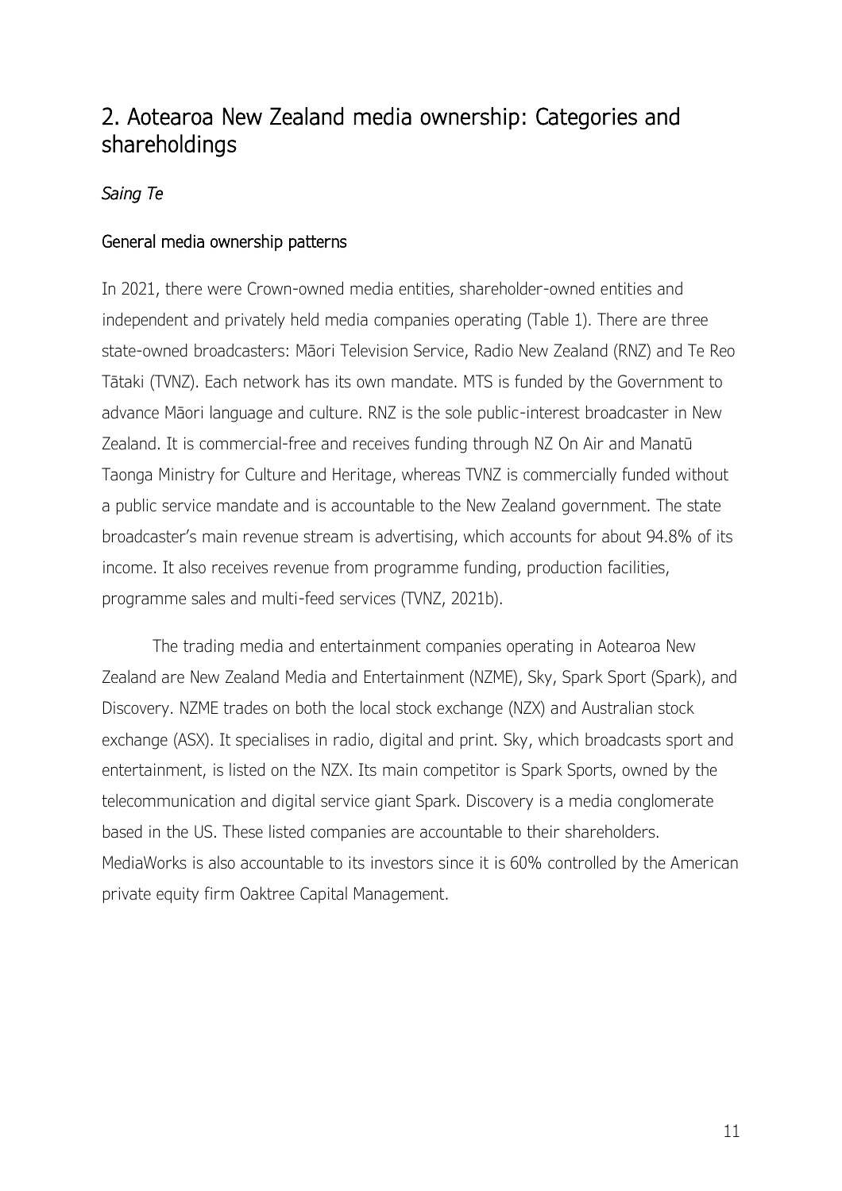# 2. Aotearoa New Zealand media ownership: Categories and shareholdings

*Saing Te*

## General media ownership patterns

In 2021, there were Crown-owned media entities, shareholder-owned entities and independent and privately held media companies operating (Table 1). There are three state-owned broadcasters: Māori Television Service, Radio New Zealand (RNZ) and Te Reo Tātaki (TVNZ). Each network has its own mandate. MTS is funded by the Government to advance Māori language and culture. RNZ is the sole public-interest broadcaster in New Zealand. It is commercial-free and receives funding through NZ On Air and Manatū Taonga Ministry for Culture and Heritage, whereas TVNZ is commercially funded without a public service mandate and is accountable to the New Zealand government. The state broadcaster's main revenue stream is advertising, which accounts for about 94.8% of its income. It also receives revenue from programme funding, production facilities, programme sales and multi-feed services (TVNZ, 2021b).

The trading media and entertainment companies operating in Aotearoa New Zealand are New Zealand Media and Entertainment (NZME), Sky, Spark Sport (Spark), and Discovery. NZME trades on both the local stock exchange (NZX) and Australian stock exchange (ASX). It specialises in radio, digital and print. Sky, which broadcasts sport and entertainment, is listed on the NZX. Its main competitor is Spark Sports, owned by the telecommunication and digital service giant Spark. Discovery is a media conglomerate based in the US. These listed companies are accountable to their shareholders. MediaWorks is also accountable to its investors since it is 60% controlled by the American private equity firm Oaktree Capital Management.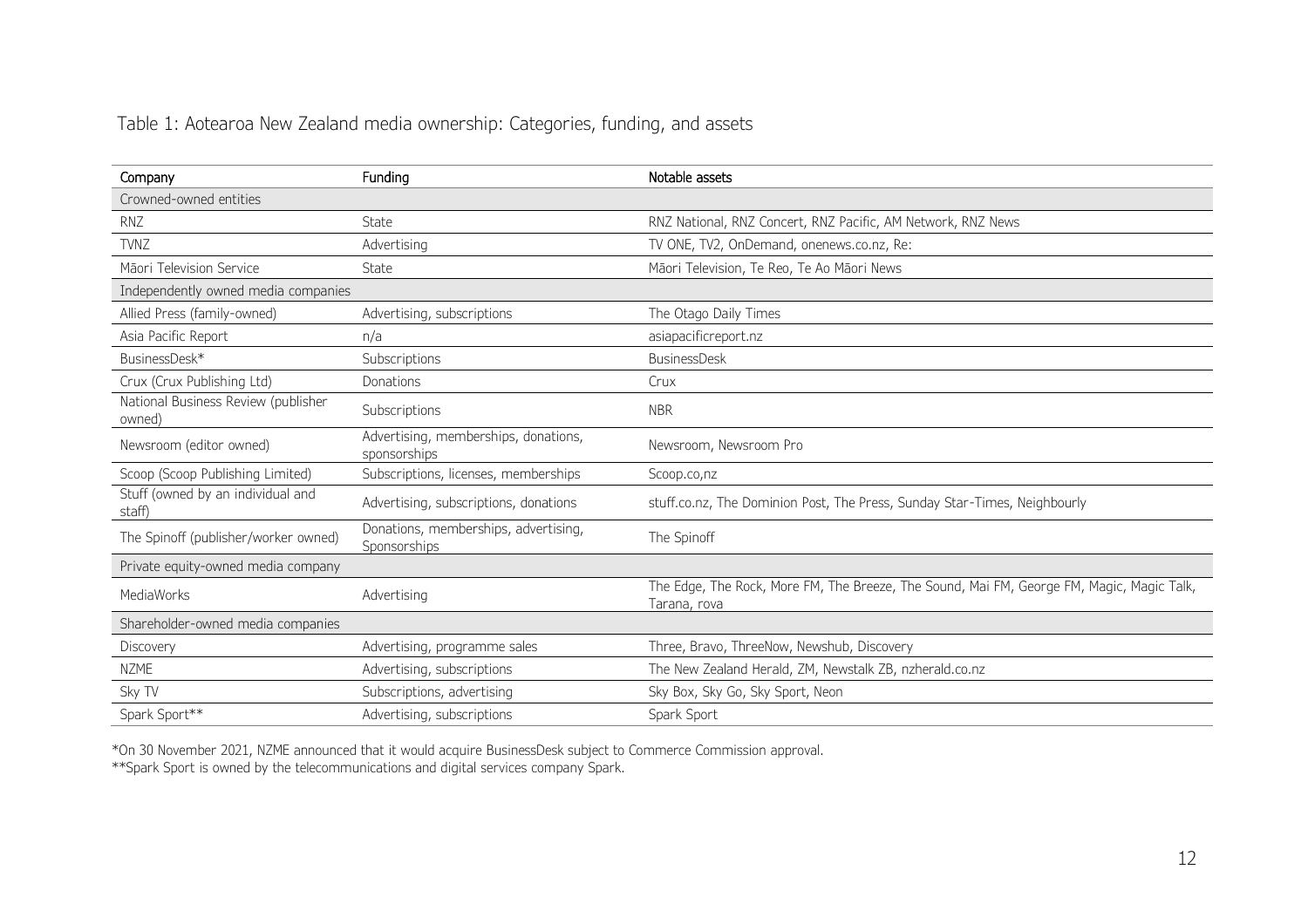Table 1: Aotearoa New Zealand media ownership: Categories, funding, and assets

| Company | Funding | Notable assets |
|---|---|---|
| Crowned-owned entities | | |
| RNZ | State | RNZ National, RNZ Concert, RNZ Pacific, AM Network, RNZ News |
| TVNZ | Advertising | TV ONE, TV2, OnDemand, onenews.co.nz, Re: |
| Māori Television Service | State | Māori Television, Te Reo, Te Ao Māori News |
| Independently owned media companies | | |
| Allied Press (family-owned) | Advertising, subscriptions | The Otago Daily Times |
| Asia Pacific Report | n/a | asiapacificreport.nz |
| BusinessDesk* | Subscriptions | BusinessDesk |
| Crux (Crux Publishing Ltd) | Donations | Crux |
| National Business Review (publisher owned) | Subscriptions | NBR |
| Newsroom (editor owned) | Advertising, memberships, donations, sponsorships | Newsroom, Newsroom Pro |
| Scoop (Scoop Publishing Limited) | Subscriptions, licenses, memberships | Scoop.co,nz |
| Stuff (owned by an individual and staff) | Advertising, subscriptions, donations | stuff.co.nz, The Dominion Post, The Press, Sunday Star-Times, Neighbourly |
| The Spinoff (publisher/worker owned) | Donations, memberships, advertising, Sponsorships | The Spinoff |
| Private equity-owned media company | | |
| MediaWorks | Advertising | The Edge, The Rock, More FM, The Breeze, The Sound, Mai FM, George FM, Magic, Magic Talk, Tarana, rova |
| Shareholder-owned media companies | | |
| Discovery | Advertising, programme sales | Three, Bravo, ThreeNow, Newshub, Discovery |
| NZME | Advertising, subscriptions | The New Zealand Herald, ZM, Newstalk ZB, nzherald.co.nz |
| Sky TV | Subscriptions, advertising | Sky Box, Sky Go, Sky Sport, Neon |
| Spark Sport** | Advertising, subscriptions | Spark Sport |

*On 30 November 2021, NZME announced that it would acquire BusinessDesk subject to Commerce Commission approval.
**Spark Sport is owned by the telecommunications and digital services company Spark.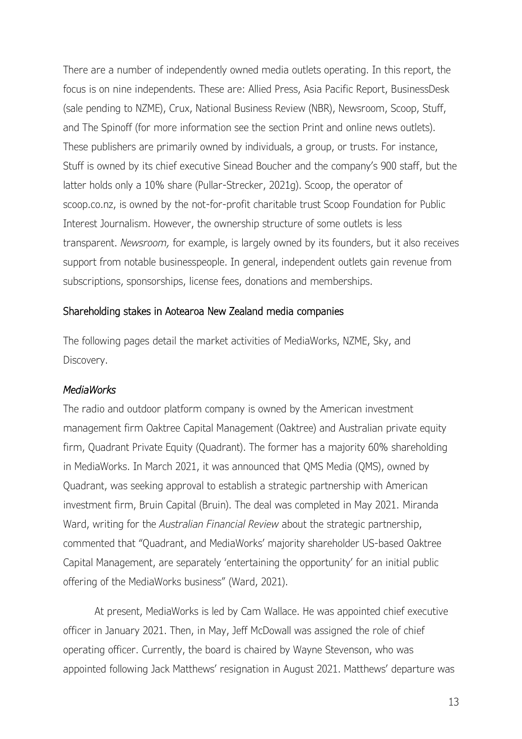There are a number of independently owned media outlets operating. In this report, the focus is on nine independents. These are: Allied Press, Asia Pacific Report, BusinessDesk (sale pending to NZME), Crux, National Business Review (NBR), Newsroom, Scoop, Stuff, and The Spinoff (for more information see the section Print and online news outlets). These publishers are primarily owned by individuals, a group, or trusts. For instance, Stuff is owned by its chief executive Sinead Boucher and the company's 900 staff, but the latter holds only a 10% share (Pullar-Strecker, 2021g). Scoop, the operator of scoop.co.nz, is owned by the not-for-profit charitable trust Scoop Foundation for Public Interest Journalism. However, the ownership structure of some outlets is less transparent. *Newsroom,* for example, is largely owned by its founders, but it also receives support from notable businesspeople. In general, independent outlets gain revenue from subscriptions, sponsorships, license fees, donations and memberships.

## Shareholding stakes in Aotearoa New Zealand media companies

The following pages detail the market activities of MediaWorks, NZME, Sky, and Discovery.

### *MediaWorks*

The radio and outdoor platform company is owned by the American investment management firm Oaktree Capital Management (Oaktree) and Australian private equity firm, Quadrant Private Equity (Quadrant). The former has a majority 60% shareholding in MediaWorks. In March 2021, it was announced that QMS Media (QMS), owned by Quadrant, was seeking approval to establish a strategic partnership with American investment firm, Bruin Capital (Bruin). The deal was completed in May 2021. Miranda Ward, writing for the *Australian Financial Review* about the strategic partnership, commented that "Quadrant, and MediaWorks' majority shareholder US-based Oaktree Capital Management, are separately 'entertaining the opportunity' for an initial public offering of the MediaWorks business" (Ward, 2021).

At present, MediaWorks is led by Cam Wallace. He was appointed chief executive officer in January 2021. Then, in May, Jeff McDowall was assigned the role of chief operating officer. Currently, the board is chaired by Wayne Stevenson, who was appointed following Jack Matthews' resignation in August 2021. Matthews' departure was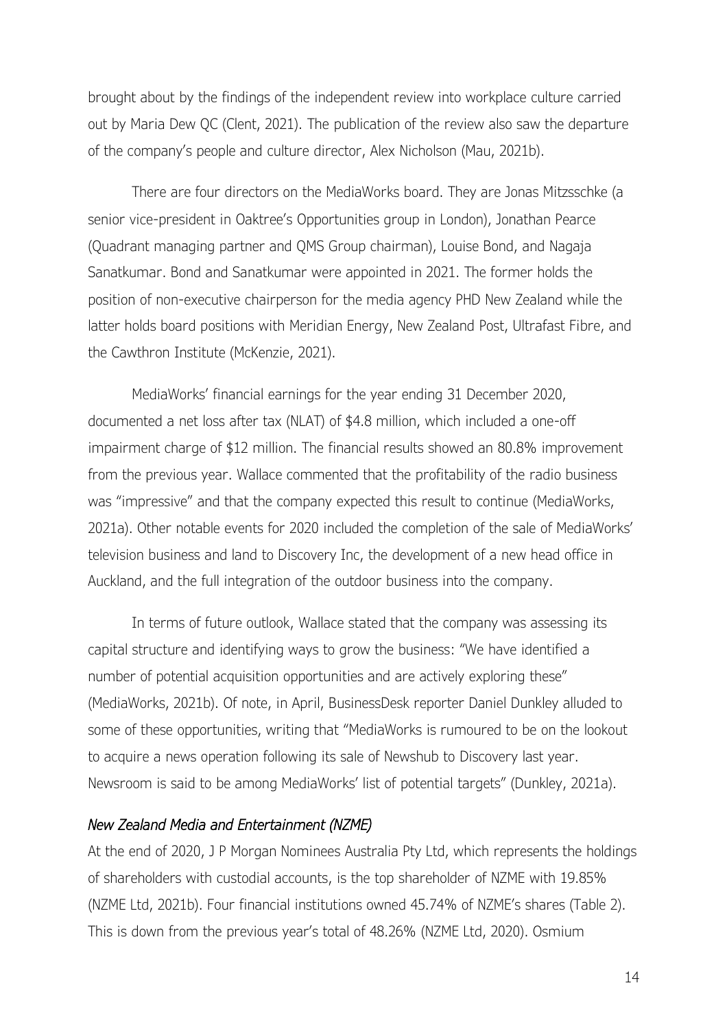brought about by the findings of the independent review into workplace culture carried out by Maria Dew QC (Clent, 2021). The publication of the review also saw the departure of the company's people and culture director, Alex Nicholson (Mau, 2021b).

There are four directors on the MediaWorks board. They are Jonas Mitzsschke (a senior vice-president in Oaktree's Opportunities group in London), Jonathan Pearce (Quadrant managing partner and QMS Group chairman), Louise Bond, and Nagaja Sanatkumar. Bond and Sanatkumar were appointed in 2021. The former holds the position of non-executive chairperson for the media agency PHD New Zealand while the latter holds board positions with Meridian Energy, New Zealand Post, Ultrafast Fibre, and the Cawthron Institute (McKenzie, 2021).

MediaWorks' financial earnings for the year ending 31 December 2020, documented a net loss after tax (NLAT) of $4.8 million, which included a one-off impairment charge of $12 million. The financial results showed an 80.8% improvement from the previous year. Wallace commented that the profitability of the radio business was "impressive" and that the company expected this result to continue (MediaWorks, 2021a). Other notable events for 2020 included the completion of the sale of MediaWorks' television business and land to Discovery Inc, the development of a new head office in Auckland, and the full integration of the outdoor business into the company.

In terms of future outlook, Wallace stated that the company was assessing its capital structure and identifying ways to grow the business: "We have identified a number of potential acquisition opportunities and are actively exploring these" (MediaWorks, 2021b). Of note, in April, BusinessDesk reporter Daniel Dunkley alluded to some of these opportunities, writing that "MediaWorks is rumoured to be on the lookout to acquire a news operation following its sale of Newshub to Discovery last year. Newsroom is said to be among MediaWorks' list of potential targets" (Dunkley, 2021a).

### *New Zealand Media and Entertainment (NZME)*

At the end of 2020, J P Morgan Nominees Australia Pty Ltd, which represents the holdings of shareholders with custodial accounts, is the top shareholder of NZME with 19.85% (NZME Ltd, 2021b). Four financial institutions owned 45.74% of NZME's shares (Table 2). This is down from the previous year's total of 48.26% (NZME Ltd, 2020). Osmium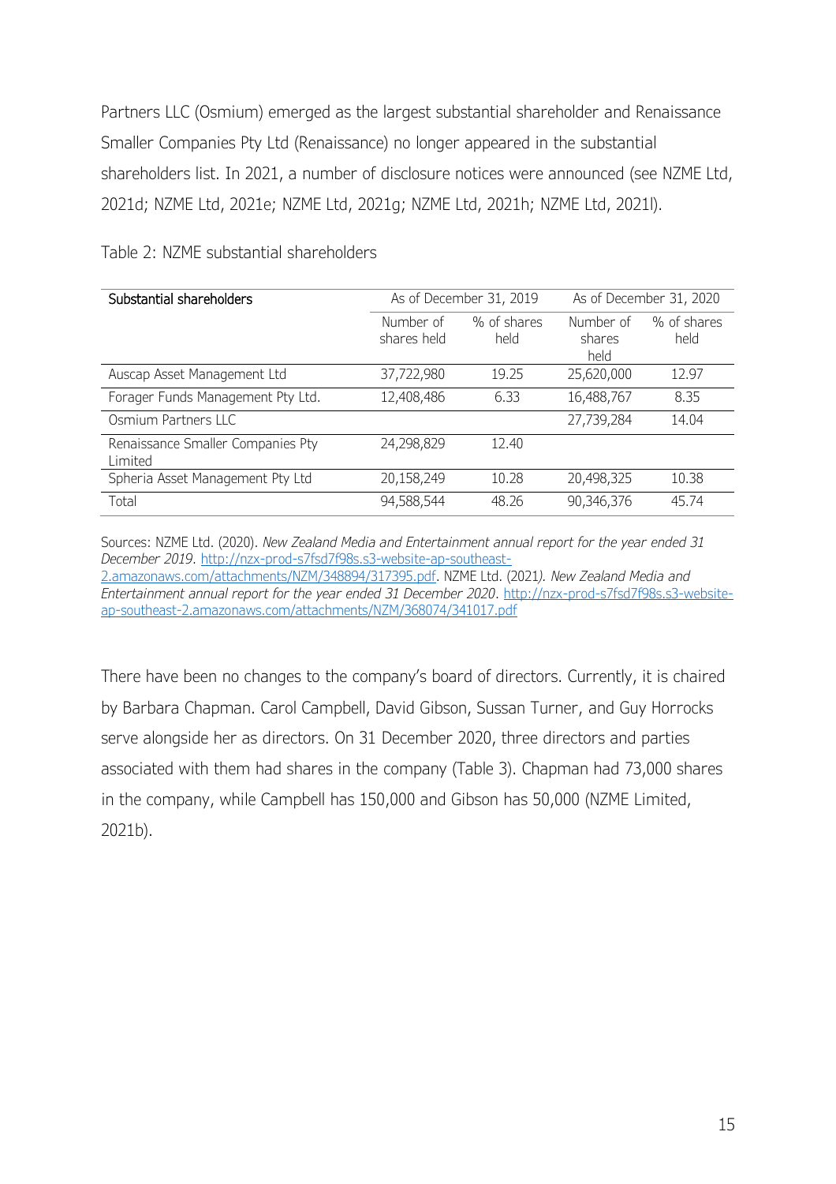Partners LLC (Osmium) emerged as the largest substantial shareholder and Renaissance Smaller Companies Pty Ltd (Renaissance) no longer appeared in the substantial shareholders list. In 2021, a number of disclosure notices were announced (see NZME Ltd, 2021d; NZME Ltd, 2021e; NZME Ltd, 2021g; NZME Ltd, 2021h; NZME Ltd, 2021l).

Table 2: NZME substantial shareholders

| Substantial shareholders | As of December 31, 2019 | | As of December 31, 2020 | |
|---|---|---|---|---|
| | Number of shares held | % of shares held | Number of shares held | % of shares held |
| Auscap Asset Management Ltd | 37,722,980 | 19.25 | 25,620,000 | 12.97 |
| Forager Funds Management Pty Ltd. | 12,408,486 | 6.33 | 16,488,767 | 8.35 |
| Osmium Partners LLC | | | 27,739,284 | 14.04 |
| Renaissance Smaller Companies Pty Limited | 24,298,829 | 12.40 | | |
| Spheria Asset Management Pty Ltd | 20,158,249 | 10.28 | 20,498,325 | 10.38 |
| Total | 94,588,544 | 48.26 | 90,346,376 | 45.74 |

Sources: NZME Ltd. (2020). *New Zealand Media and Entertainment annual report for the year ended 31 December 2019*. http://nzx-prod-s7fsd7f98s.s3-website-ap-southeast-2.amazonaws.com/attachments/NZM/348894/317395.pdf. NZME Ltd. (2021*). New Zealand Media and Entertainment annual report for the year ended 31 December 2020*. http://nzx-prod-s7fsd7f98s.s3-website-ap-southeast-2.amazonaws.com/attachments/NZM/368074/341017.pdf

There have been no changes to the company's board of directors. Currently, it is chaired by Barbara Chapman. Carol Campbell, David Gibson, Sussan Turner, and Guy Horrocks serve alongside her as directors. On 31 December 2020, three directors and parties associated with them had shares in the company (Table 3). Chapman had 73,000 shares in the company, while Campbell has 150,000 and Gibson has 50,000 (NZME Limited, 2021b).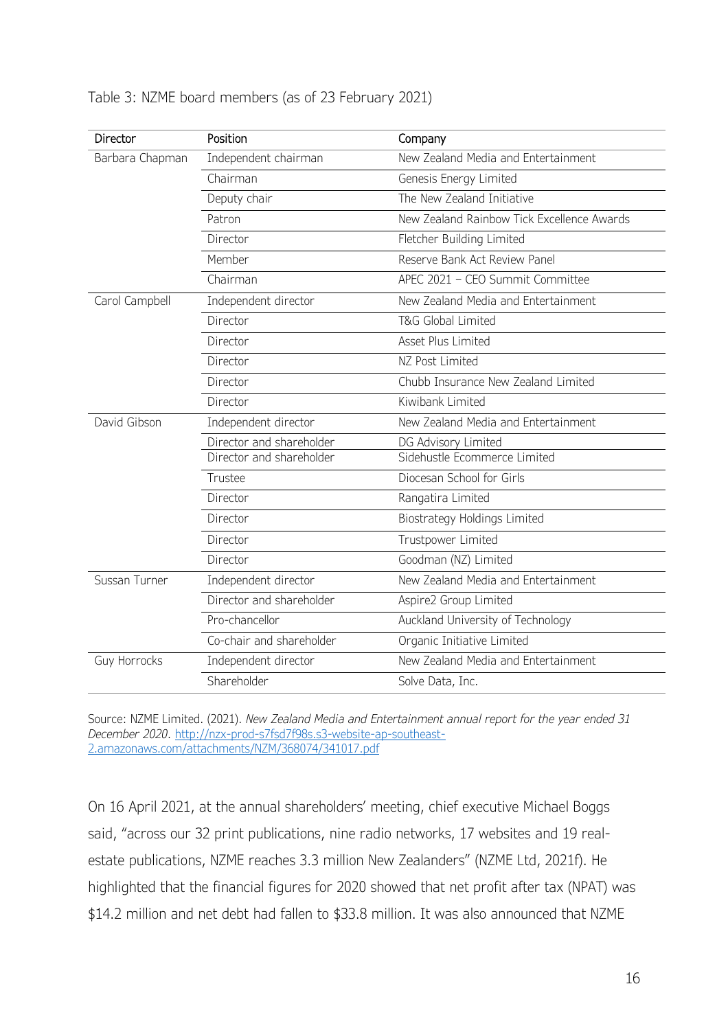Table 3: NZME board members (as of 23 February 2021)

| Director | Position | Company |
|---|---|---|
| Barbara Chapman | Independent chairman | New Zealand Media and Entertainment |
| | Chairman | Genesis Energy Limited |
| | Deputy chair | The New Zealand Initiative |
| | Patron | New Zealand Rainbow Tick Excellence Awards |
| | Director | Fletcher Building Limited |
| | Member | Reserve Bank Act Review Panel |
| | Chairman | APEC 2021 – CEO Summit Committee |
| Carol Campbell | Independent director | New Zealand Media and Entertainment |
| | Director | T&G Global Limited |
| | Director | Asset Plus Limited |
| | Director | NZ Post Limited |
| | Director | Chubb Insurance New Zealand Limited |
| | Director | Kiwibank Limited |
| David Gibson | Independent director | New Zealand Media and Entertainment |
| | Director and shareholder | DG Advisory Limited |
| | Director and shareholder | Sidehustle Ecommerce Limited |
| | Trustee | Diocesan School for Girls |
| | Director | Rangatira Limited |
| | Director | Biostrategy Holdings Limited |
| | Director | Trustpower Limited |
| | Director | Goodman (NZ) Limited |
| Sussan Turner | Independent director | New Zealand Media and Entertainment |
| | Director and shareholder | Aspire2 Group Limited |
| | Pro-chancellor | Auckland University of Technology |
| | Co-chair and shareholder | Organic Initiative Limited |
| Guy Horrocks | Independent director | New Zealand Media and Entertainment |
| | Shareholder | Solve Data, Inc. |

Source: NZME Limited. (2021). *New Zealand Media and Entertainment annual report for the year ended 31 December 2020*. http://nzx-prod-s7fsd7f98s.s3-website-ap-southeast-2.amazonaws.com/attachments/NZM/368074/341017.pdf

On 16 April 2021, at the annual shareholders' meeting, chief executive Michael Boggs said, "across our 32 print publications, nine radio networks, 17 websites and 19 real-estate publications, NZME reaches 3.3 million New Zealanders" (NZME Ltd, 2021f). He highlighted that the financial figures for 2020 showed that net profit after tax (NPAT) was $14.2 million and net debt had fallen to $33.8 million. It was also announced that NZME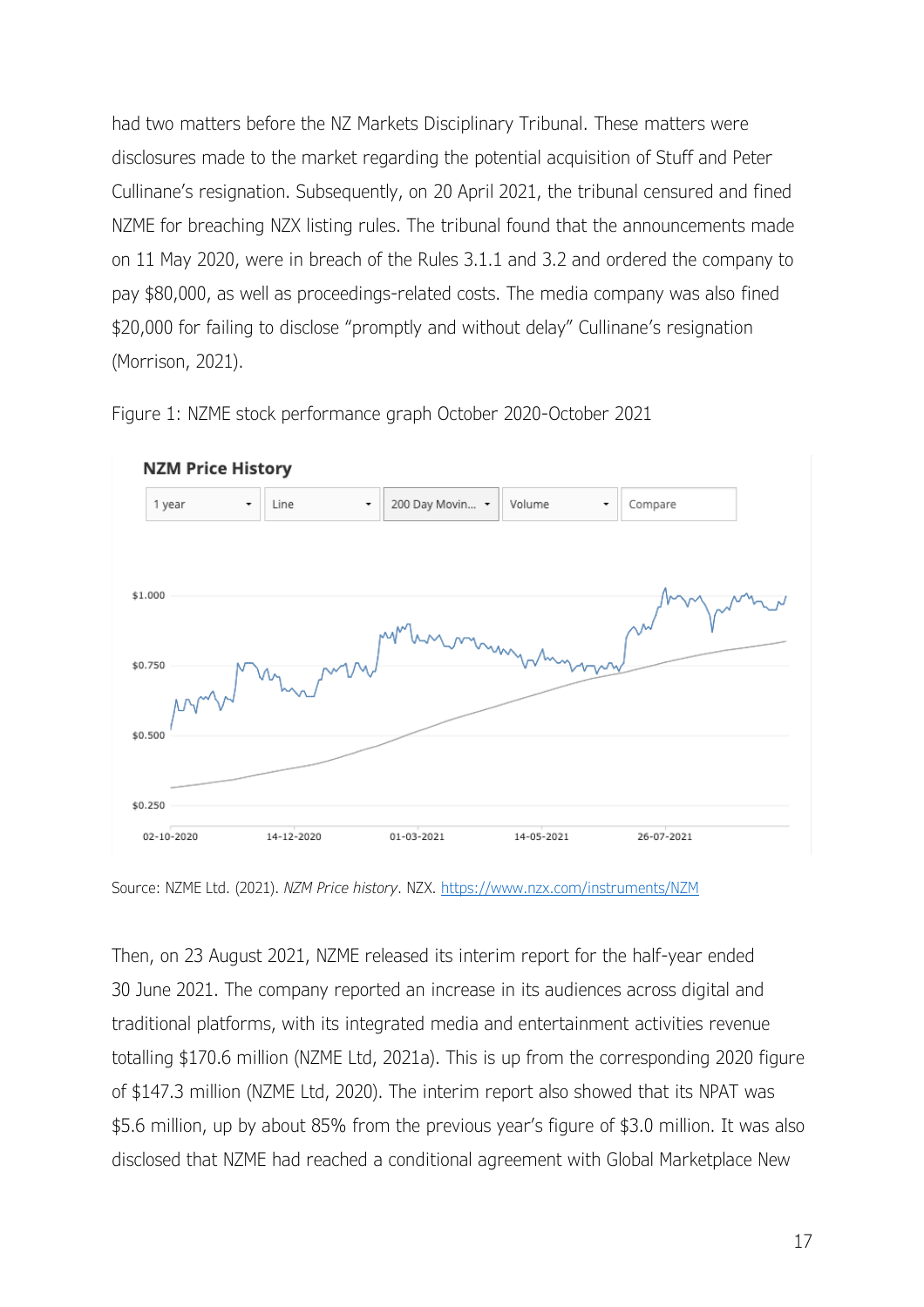had two matters before the NZ Markets Disciplinary Tribunal. These matters were disclosures made to the market regarding the potential acquisition of Stuff and Peter Cullinane's resignation. Subsequently, on 20 April 2021, the tribunal censured and fined NZME for breaching NZX listing rules. The tribunal found that the announcements made on 11 May 2020, were in breach of the Rules 3.1.1 and 3.2 and ordered the company to pay $80,000, as well as proceedings-related costs. The media company was also fined $20,000 for failing to disclose "promptly and without delay" Cullinane's resignation (Morrison, 2021).

Figure 1: NZME stock performance graph October 2020-October 2021

Source: NZME Ltd. (2021). *NZM Price history*. NZX. https://www.nzx.com/instruments/NZM

Then, on 23 August 2021, NZME released its interim report for the half-year ended 30 June 2021. The company reported an increase in its audiences across digital and traditional platforms, with its integrated media and entertainment activities revenue totalling $170.6 million (NZME Ltd, 2021a). This is up from the corresponding 2020 figure of $147.3 million (NZME Ltd, 2020). The interim report also showed that its NPAT was $5.6 million, up by about 85% from the previous year's figure of $3.0 million. It was also disclosed that NZME had reached a conditional agreement with Global Marketplace New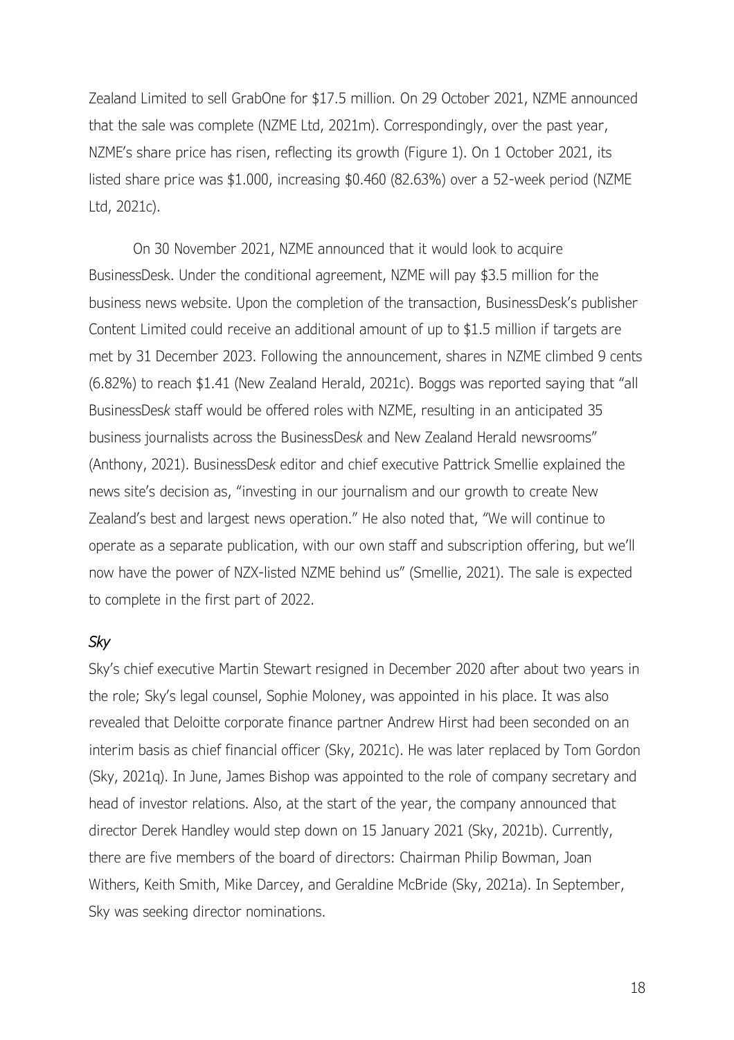Zealand Limited to sell GrabOne for $17.5 million. On 29 October 2021, NZME announced that the sale was complete (NZME Ltd, 2021m). Correspondingly, over the past year, NZME's share price has risen, reflecting its growth (Figure 1). On 1 October 2021, its listed share price was $1.000, increasing $0.460 (82.63%) over a 52-week period (NZME Ltd, 2021c).

On 30 November 2021, NZME announced that it would look to acquire BusinessDesk. Under the conditional agreement, NZME will pay $3.5 million for the business news website. Upon the completion of the transaction, BusinessDesk's publisher Content Limited could receive an additional amount of up to $1.5 million if targets are met by 31 December 2023. Following the announcement, shares in NZME climbed 9 cents (6.82%) to reach $1.41 (New Zealand Herald, 2021c). Boggs was reported saying that "all BusinessDes*k* staff would be offered roles with NZME, resulting in an anticipated 35 business journalists across the BusinessDes*k* and New Zealand Herald newsrooms" (Anthony, 2021). BusinessDes*k* editor and chief executive Pattrick Smellie explained the news site's decision as, "investing in our journalism and our growth to create New Zealand's best and largest news operation." He also noted that, "We will continue to operate as a separate publication, with our own staff and subscription offering, but we'll now have the power of NZX-listed NZME behind us" (Smellie, 2021). The sale is expected to complete in the first part of 2022.

### *Sky*

Sky's chief executive Martin Stewart resigned in December 2020 after about two years in the role; Sky's legal counsel, Sophie Moloney, was appointed in his place. It was also revealed that Deloitte corporate finance partner Andrew Hirst had been seconded on an interim basis as chief financial officer (Sky, 2021c). He was later replaced by Tom Gordon (Sky, 2021q). In June, James Bishop was appointed to the role of company secretary and head of investor relations. Also, at the start of the year, the company announced that director Derek Handley would step down on 15 January 2021 (Sky, 2021b). Currently, there are five members of the board of directors: Chairman Philip Bowman, Joan Withers, Keith Smith, Mike Darcey, and Geraldine McBride (Sky, 2021a). In September, Sky was seeking director nominations.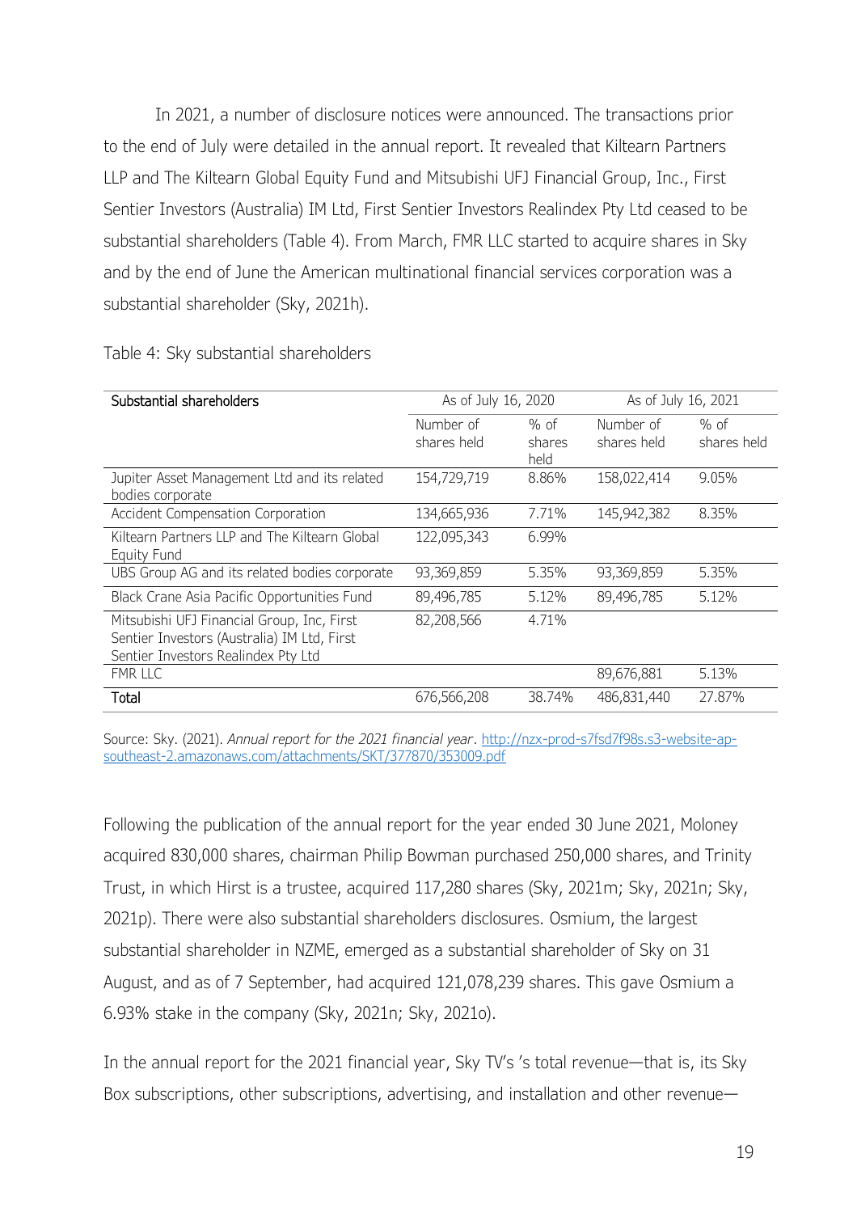In 2021, a number of disclosure notices were announced. The transactions prior to the end of July were detailed in the annual report. It revealed that Kiltearn Partners LLP and The Kiltearn Global Equity Fund and Mitsubishi UFJ Financial Group, Inc., First Sentier Investors (Australia) IM Ltd, First Sentier Investors Realindex Pty Ltd ceased to be substantial shareholders (Table 4). From March, FMR LLC started to acquire shares in Sky and by the end of June the American multinational financial services corporation was a substantial shareholder (Sky, 2021h).

Table 4: Sky substantial shareholders

| Substantial shareholders | As of July 16, 2020 | | As of July 16, 2021 | |
|---|---|---|---|---|
| | Number of shares held | % of shares held | Number of shares held | % of shares held |
| Jupiter Asset Management Ltd and its related bodies corporate | 154,729,719 | 8.86% | 158,022,414 | 9.05% |
| Accident Compensation Corporation | 134,665,936 | 7.71% | 145,942,382 | 8.35% |
| Kiltearn Partners LLP and The Kiltearn Global Equity Fund | 122,095,343 | 6.99% | | |
| UBS Group AG and its related bodies corporate | 93,369,859 | 5.35% | 93,369,859 | 5.35% |
| Black Crane Asia Pacific Opportunities Fund | 89,496,785 | 5.12% | 89,496,785 | 5.12% |
| Mitsubishi UFJ Financial Group, Inc, First Sentier Investors (Australia) IM Ltd, First Sentier Investors Realindex Pty Ltd | 82,208,566 | 4.71% | | |
| FMR LLC | | | 89,676,881 | 5.13% |
| Total | 676,566,208 | 38.74% | 486,831,440 | 27.87% |

Source: Sky. (2021). *Annual report for the 2021 financial year*. http://nzx-prod-s7fsd7f98s.s3-website-ap-southeast-2.amazonaws.com/attachments/SKT/377870/353009.pdf

Following the publication of the annual report for the year ended 30 June 2021, Moloney acquired 830,000 shares, chairman Philip Bowman purchased 250,000 shares, and Trinity Trust, in which Hirst is a trustee, acquired 117,280 shares (Sky, 2021m; Sky, 2021n; Sky, 2021p). There were also substantial shareholders disclosures. Osmium, the largest substantial shareholder in NZME, emerged as a substantial shareholder of Sky on 31 August, and as of 7 September, had acquired 121,078,239 shares. This gave Osmium a 6.93% stake in the company (Sky, 2021n; Sky, 2021o).

In the annual report for the 2021 financial year, Sky TV's 's total revenue—that is, its Sky Box subscriptions, other subscriptions, advertising, and installation and other revenue—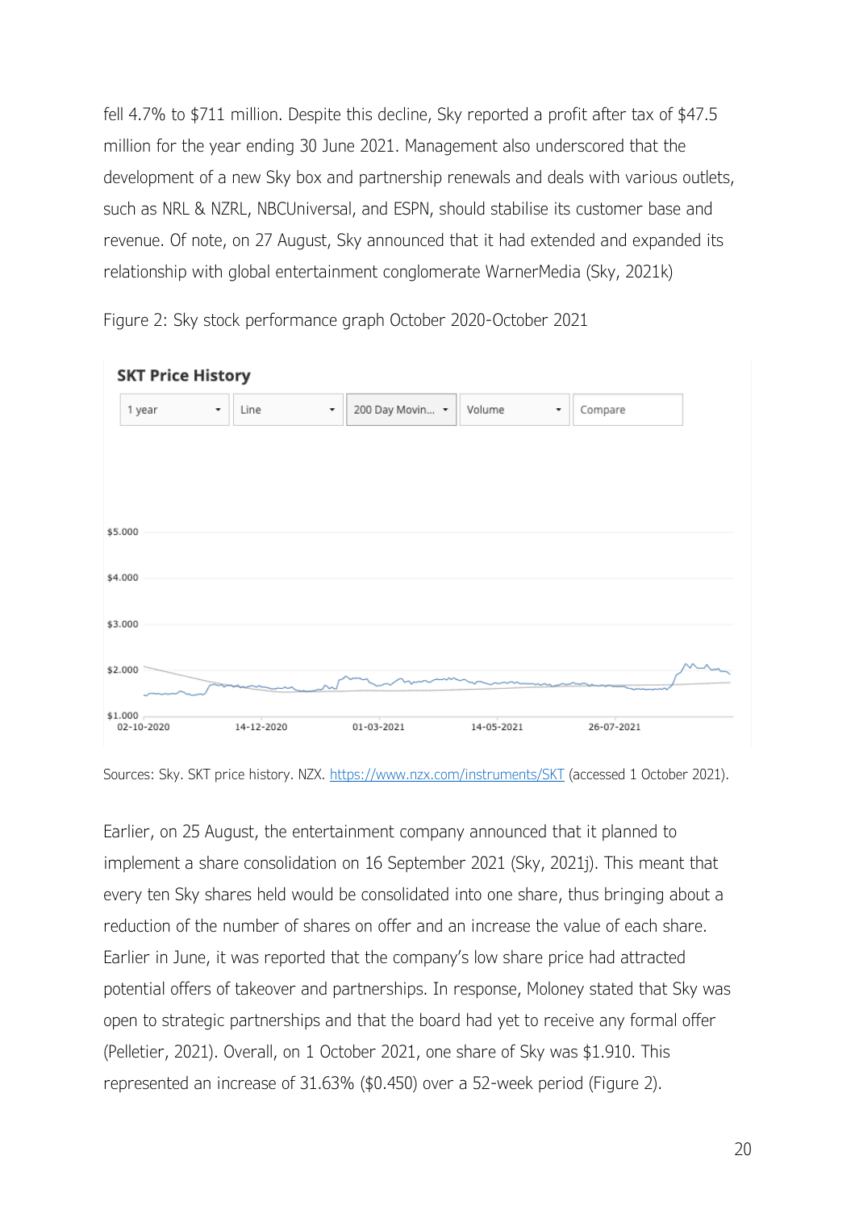fell 4.7% to $711 million. Despite this decline, Sky reported a profit after tax of $47.5 million for the year ending 30 June 2021. Management also underscored that the development of a new Sky box and partnership renewals and deals with various outlets, such as NRL & NZRL, NBCUniversal, and ESPN, should stabilise its customer base and revenue. Of note, on 27 August, Sky announced that it had extended and expanded its relationship with global entertainment conglomerate WarnerMedia (Sky, 2021k)

Figure 2: Sky stock performance graph October 2020-October 2021

Sources: Sky. SKT price history. NZX. https://www.nzx.com/instruments/SKT (accessed 1 October 2021).

Earlier, on 25 August, the entertainment company announced that it planned to implement a share consolidation on 16 September 2021 (Sky, 2021j). This meant that every ten Sky shares held would be consolidated into one share, thus bringing about a reduction of the number of shares on offer and an increase the value of each share. Earlier in June, it was reported that the company's low share price had attracted potential offers of takeover and partnerships. In response, Moloney stated that Sky was open to strategic partnerships and that the board had yet to receive any formal offer (Pelletier, 2021). Overall, on 1 October 2021, one share of Sky was $1.910. This represented an increase of 31.63% ($0.450) over a 52-week period (Figure 2).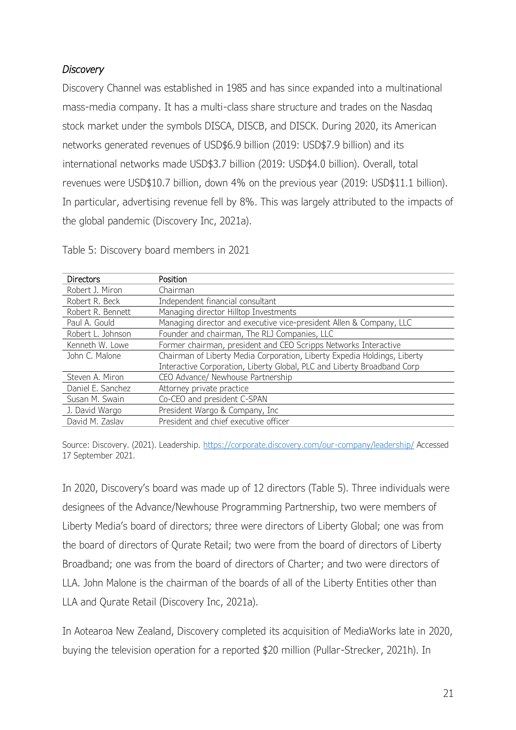*Discovery*

Discovery Channel was established in 1985 and has since expanded into a multinational mass-media company. It has a multi-class share structure and trades on the Nasdaq stock market under the symbols DISCA, DISCB, and DISCK. During 2020, its American networks generated revenues of USD$6.9 billion (2019: USD$7.9 billion) and its international networks made USD$3.7 billion (2019: USD$4.0 billion). Overall, total revenues were USD$10.7 billion, down 4% on the previous year (2019: USD$11.1 billion). In particular, advertising revenue fell by 8%. This was largely attributed to the impacts of the global pandemic (Discovery Inc, 2021a).

Table 5: Discovery board members in 2021

| Directors | Position |
|---|---|
| Robert J. Miron | Chairman |
| Robert R. Beck | Independent financial consultant |
| Robert R. Bennett | Managing director Hilltop Investments |
| Paul A. Gould | Managing director and executive vice-president Allen & Company, LLC |
| Robert L. Johnson | Founder and chairman, The RLJ Companies, LLC |
| Kenneth W. Lowe | Former chairman, president and CEO Scripps Networks Interactive |
| John C. Malone | Chairman of Liberty Media Corporation, Liberty Expedia Holdings, Liberty Interactive Corporation, Liberty Global, PLC and Liberty Broadband Corp |
| Steven A. Miron | CEO Advance/ Newhouse Partnership |
| Daniel E. Sanchez | Attorney private practice |
| Susan M. Swain | Co-CEO and president C-SPAN |
| J. David Wargo | President Wargo & Company, Inc |
| David M. Zaslav | President and chief executive officer |

Source: Discovery. (2021). Leadership. https://corporate.discovery.com/our-company/leadership/ Accessed 17 September 2021.

In 2020, Discovery's board was made up of 12 directors (Table 5). Three individuals were designees of the Advance/Newhouse Programming Partnership, two were members of Liberty Media's board of directors; three were directors of Liberty Global; one was from the board of directors of Qurate Retail; two were from the board of directors of Liberty Broadband; one was from the board of directors of Charter; and two were directors of LLA. John Malone is the chairman of the boards of all of the Liberty Entities other than LLA and Qurate Retail (Discovery Inc, 2021a).

In Aotearoa New Zealand, Discovery completed its acquisition of MediaWorks late in 2020, buying the television operation for a reported $20 million (Pullar-Strecker, 2021h). In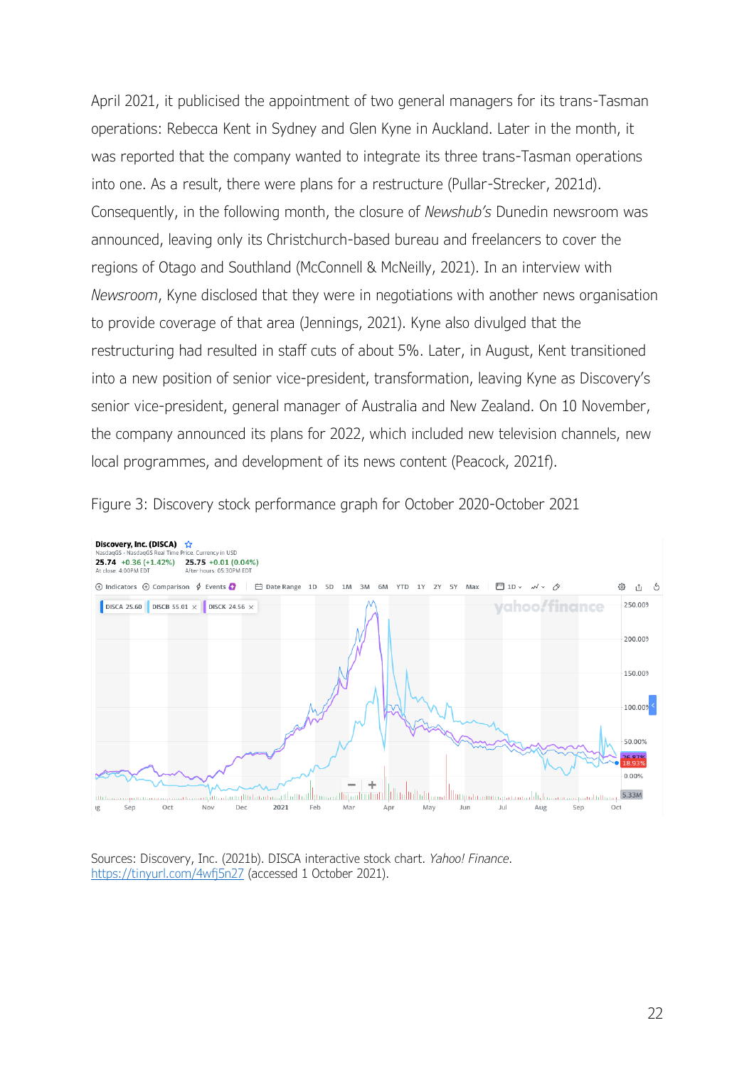April 2021, it publicised the appointment of two general managers for its trans-Tasman operations: Rebecca Kent in Sydney and Glen Kyne in Auckland. Later in the month, it was reported that the company wanted to integrate its three trans-Tasman operations into one. As a result, there were plans for a restructure (Pullar-Strecker, 2021d). Consequently, in the following month, the closure of *Newshub's* Dunedin newsroom was announced, leaving only its Christchurch-based bureau and freelancers to cover the regions of Otago and Southland (McConnell & McNeilly, 2021). In an interview with *Newsroom*, Kyne disclosed that they were in negotiations with another news organisation to provide coverage of that area (Jennings, 2021). Kyne also divulged that the restructuring had resulted in staff cuts of about 5%. Later, in August, Kent transitioned into a new position of senior vice-president, transformation, leaving Kyne as Discovery's senior vice-president, general manager of Australia and New Zealand. On 10 November, the company announced its plans for 2022, which included new television channels, new local programmes, and development of its news content (Peacock, 2021f).

Figure 3: Discovery stock performance graph for October 2020-October 2021

Sources: Discovery, Inc. (2021b). DISCA interactive stock chart. *Yahoo! Finance*. https://tinyurl.com/4wfj5n27 (accessed 1 October 2021).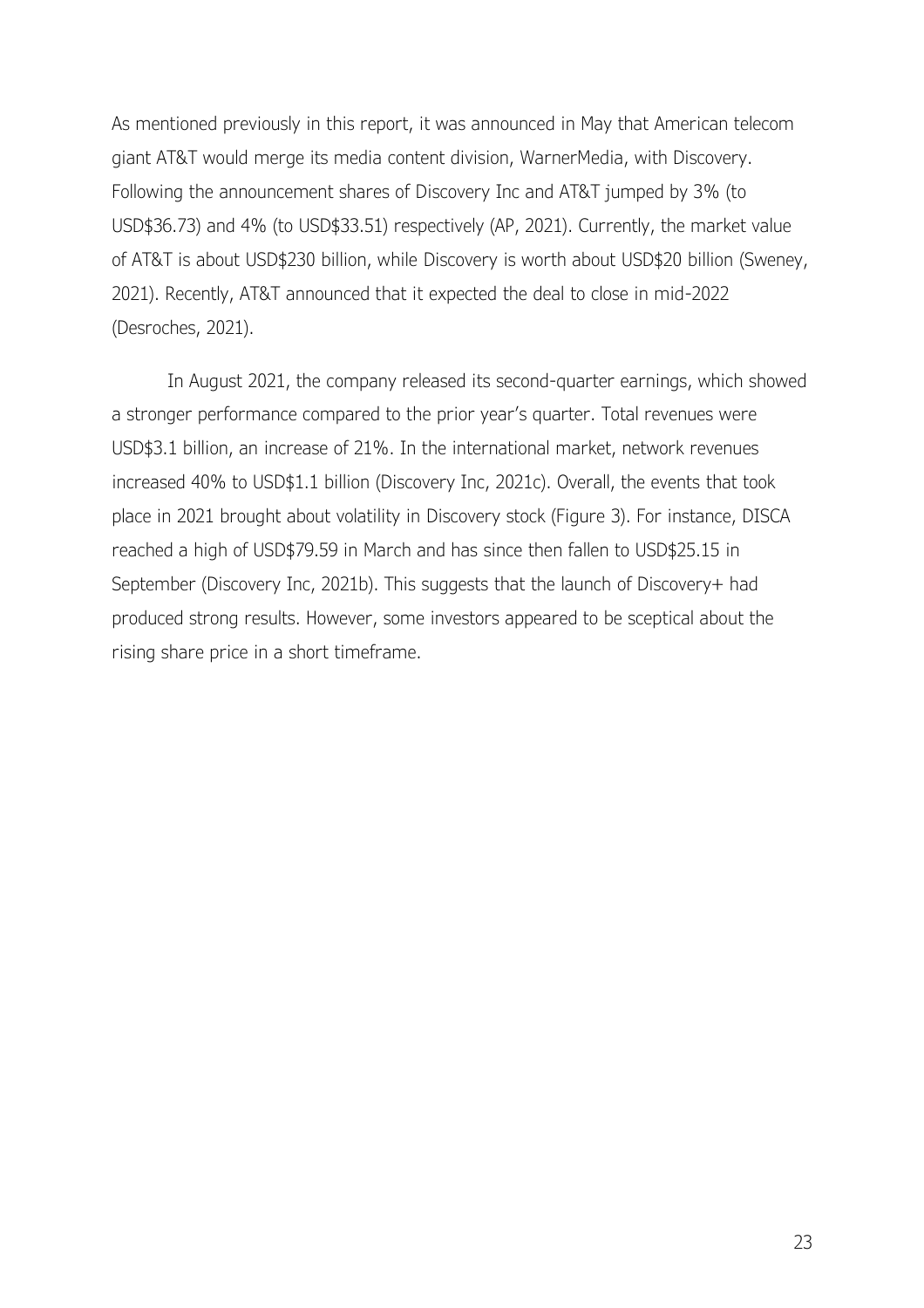As mentioned previously in this report, it was announced in May that American telecom giant AT&T would merge its media content division, WarnerMedia, with Discovery. Following the announcement shares of Discovery Inc and AT&T jumped by 3% (to USD$36.73) and 4% (to USD$33.51) respectively (AP, 2021). Currently, the market value of AT&T is about USD$230 billion, while Discovery is worth about USD$20 billion (Sweney, 2021). Recently, AT&T announced that it expected the deal to close in mid-2022 (Desroches, 2021).

In August 2021, the company released its second-quarter earnings, which showed a stronger performance compared to the prior year's quarter. Total revenues were USD$3.1 billion, an increase of 21%. In the international market, network revenues increased 40% to USD$1.1 billion (Discovery Inc, 2021c). Overall, the events that took place in 2021 brought about volatility in Discovery stock (Figure 3). For instance, DISCA reached a high of USD$79.59 in March and has since then fallen to USD$25.15 in September (Discovery Inc, 2021b). This suggests that the launch of Discovery+ had produced strong results. However, some investors appeared to be sceptical about the rising share price in a short timeframe.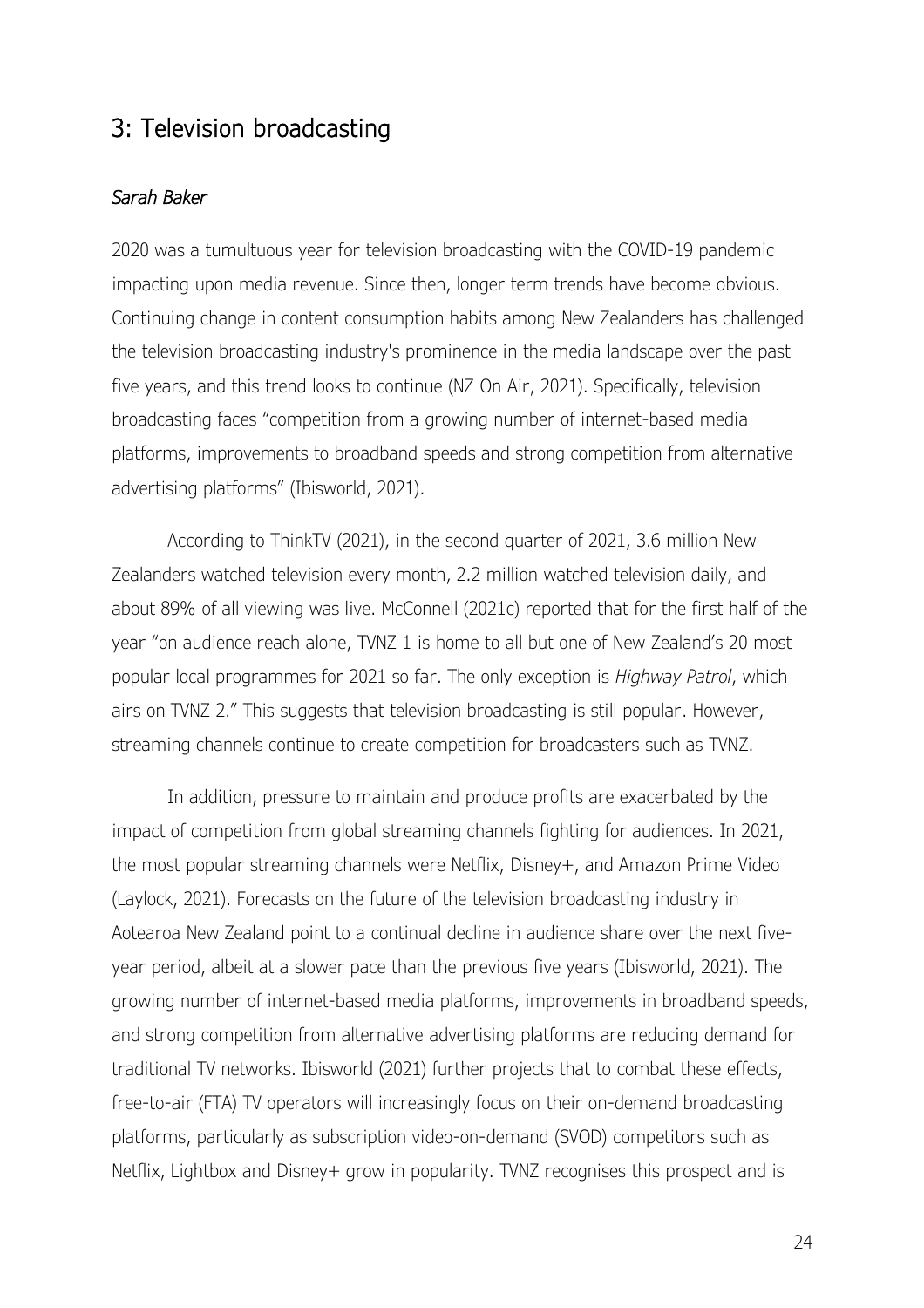## 3: Television broadcasting

*Sarah Baker*

2020 was a tumultuous year for television broadcasting with the COVID-19 pandemic impacting upon media revenue. Since then, longer term trends have become obvious. Continuing change in content consumption habits among New Zealanders has challenged the television broadcasting industry's prominence in the media landscape over the past five years, and this trend looks to continue (NZ On Air, 2021). Specifically, television broadcasting faces "competition from a growing number of internet-based media platforms, improvements to broadband speeds and strong competition from alternative advertising platforms" (Ibisworld, 2021).

According to ThinkTV (2021), in the second quarter of 2021, 3.6 million New Zealanders watched television every month, 2.2 million watched television daily, and about 89% of all viewing was live. McConnell (2021c) reported that for the first half of the year "on audience reach alone, TVNZ 1 is home to all but one of New Zealand's 20 most popular local programmes for 2021 so far. The only exception is *Highway Patrol*, which airs on TVNZ 2." This suggests that television broadcasting is still popular. However, streaming channels continue to create competition for broadcasters such as TVNZ.

In addition, pressure to maintain and produce profits are exacerbated by the impact of competition from global streaming channels fighting for audiences. In 2021, the most popular streaming channels were Netflix, Disney+, and Amazon Prime Video (Laylock, 2021). Forecasts on the future of the television broadcasting industry in Aotearoa New Zealand point to a continual decline in audience share over the next five-year period, albeit at a slower pace than the previous five years (Ibisworld, 2021). The growing number of internet-based media platforms, improvements in broadband speeds, and strong competition from alternative advertising platforms are reducing demand for traditional TV networks. Ibisworld (2021) further projects that to combat these effects, free-to-air (FTA) TV operators will increasingly focus on their on-demand broadcasting platforms, particularly as subscription video-on-demand (SVOD) competitors such as Netflix, Lightbox and Disney+ grow in popularity. TVNZ recognises this prospect and is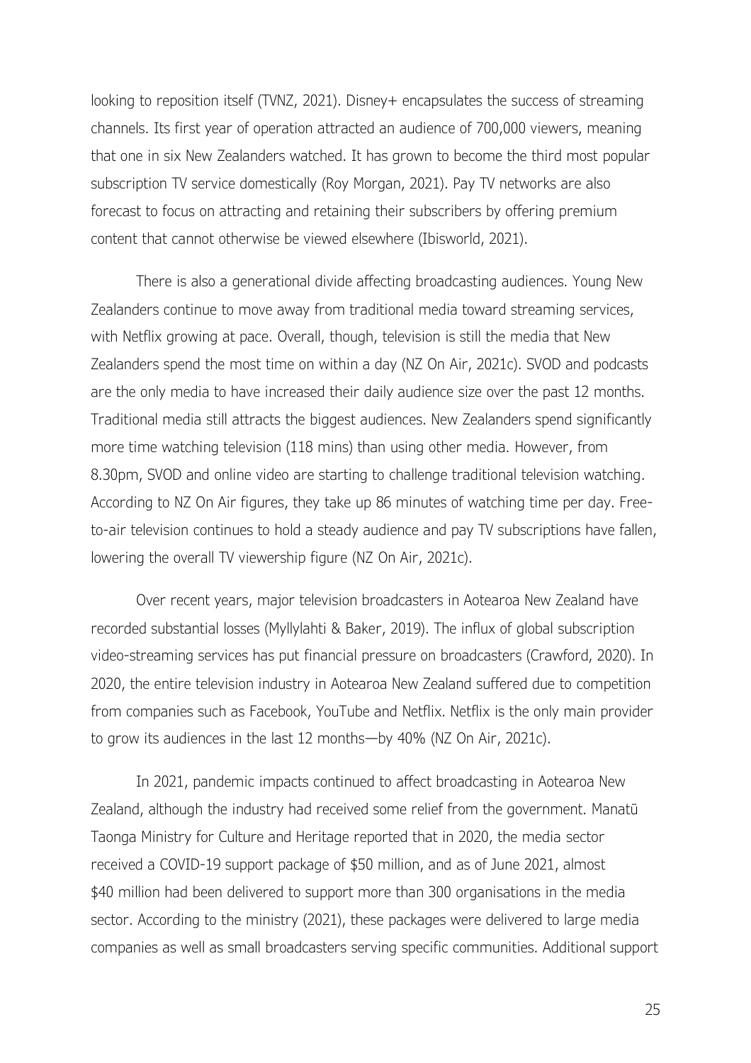looking to reposition itself (TVNZ, 2021). Disney+ encapsulates the success of streaming channels. Its first year of operation attracted an audience of 700,000 viewers, meaning that one in six New Zealanders watched. It has grown to become the third most popular subscription TV service domestically (Roy Morgan, 2021). Pay TV networks are also forecast to focus on attracting and retaining their subscribers by offering premium content that cannot otherwise be viewed elsewhere (Ibisworld, 2021).

There is also a generational divide affecting broadcasting audiences. Young New Zealanders continue to move away from traditional media toward streaming services, with Netflix growing at pace. Overall, though, television is still the media that New Zealanders spend the most time on within a day (NZ On Air, 2021c). SVOD and podcasts are the only media to have increased their daily audience size over the past 12 months. Traditional media still attracts the biggest audiences. New Zealanders spend significantly more time watching television (118 mins) than using other media. However, from 8.30pm, SVOD and online video are starting to challenge traditional television watching. According to NZ On Air figures, they take up 86 minutes of watching time per day. Free-to-air television continues to hold a steady audience and pay TV subscriptions have fallen, lowering the overall TV viewership figure (NZ On Air, 2021c).

Over recent years, major television broadcasters in Aotearoa New Zealand have recorded substantial losses (Myllylahti & Baker, 2019). The influx of global subscription video-streaming services has put financial pressure on broadcasters (Crawford, 2020). In 2020, the entire television industry in Aotearoa New Zealand suffered due to competition from companies such as Facebook, YouTube and Netflix. Netflix is the only main provider to grow its audiences in the last 12 months—by 40% (NZ On Air, 2021c).

In 2021, pandemic impacts continued to affect broadcasting in Aotearoa New Zealand, although the industry had received some relief from the government. Manatū Taonga Ministry for Culture and Heritage reported that in 2020, the media sector received a COVID-19 support package of $50 million, and as of June 2021, almost $40 million had been delivered to support more than 300 organisations in the media sector. According to the ministry (2021), these packages were delivered to large media companies as well as small broadcasters serving specific communities. Additional support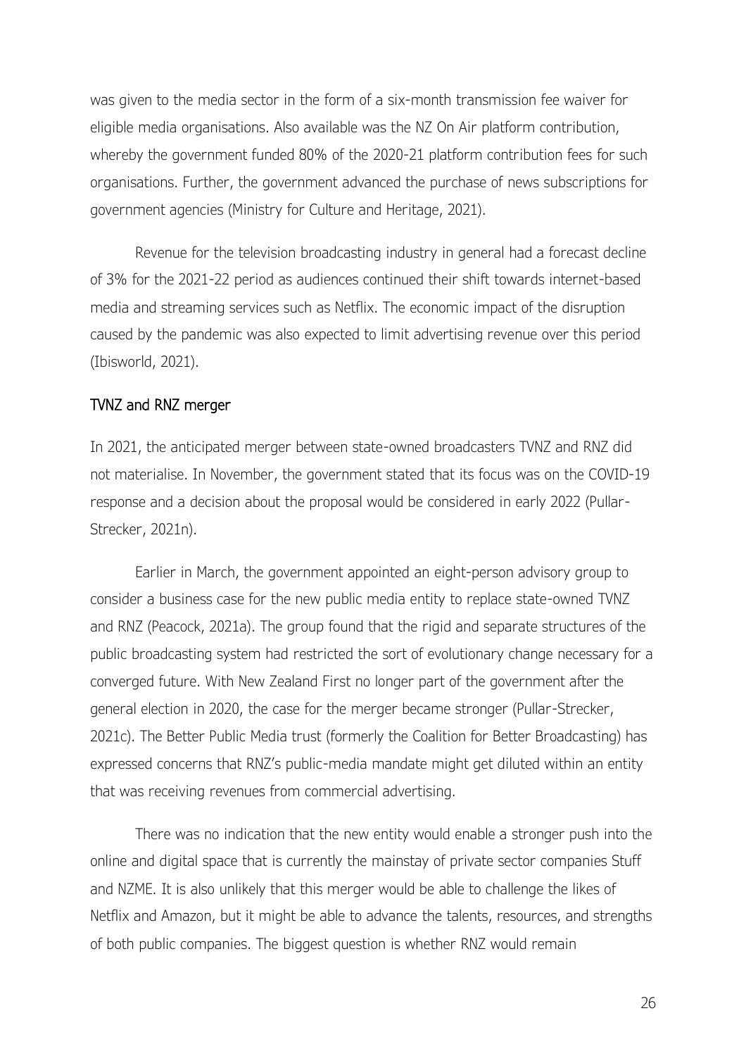was given to the media sector in the form of a six-month transmission fee waiver for eligible media organisations. Also available was the NZ On Air platform contribution, whereby the government funded 80% of the 2020-21 platform contribution fees for such organisations. Further, the government advanced the purchase of news subscriptions for government agencies (Ministry for Culture and Heritage, 2021).

Revenue for the television broadcasting industry in general had a forecast decline of 3% for the 2021-22 period as audiences continued their shift towards internet-based media and streaming services such as Netflix. The economic impact of the disruption caused by the pandemic was also expected to limit advertising revenue over this period (Ibisworld, 2021).

## TVNZ and RNZ merger

In 2021, the anticipated merger between state-owned broadcasters TVNZ and RNZ did not materialise. In November, the government stated that its focus was on the COVID-19 response and a decision about the proposal would be considered in early 2022 (Pullar-Strecker, 2021n).

Earlier in March, the government appointed an eight-person advisory group to consider a business case for the new public media entity to replace state-owned TVNZ and RNZ (Peacock, 2021a). The group found that the rigid and separate structures of the public broadcasting system had restricted the sort of evolutionary change necessary for a converged future. With New Zealand First no longer part of the government after the general election in 2020, the case for the merger became stronger (Pullar-Strecker, 2021c). The Better Public Media trust (formerly the Coalition for Better Broadcasting) has expressed concerns that RNZ's public-media mandate might get diluted within an entity that was receiving revenues from commercial advertising.

There was no indication that the new entity would enable a stronger push into the online and digital space that is currently the mainstay of private sector companies Stuff and NZME. It is also unlikely that this merger would be able to challenge the likes of Netflix and Amazon, but it might be able to advance the talents, resources, and strengths of both public companies. The biggest question is whether RNZ would remain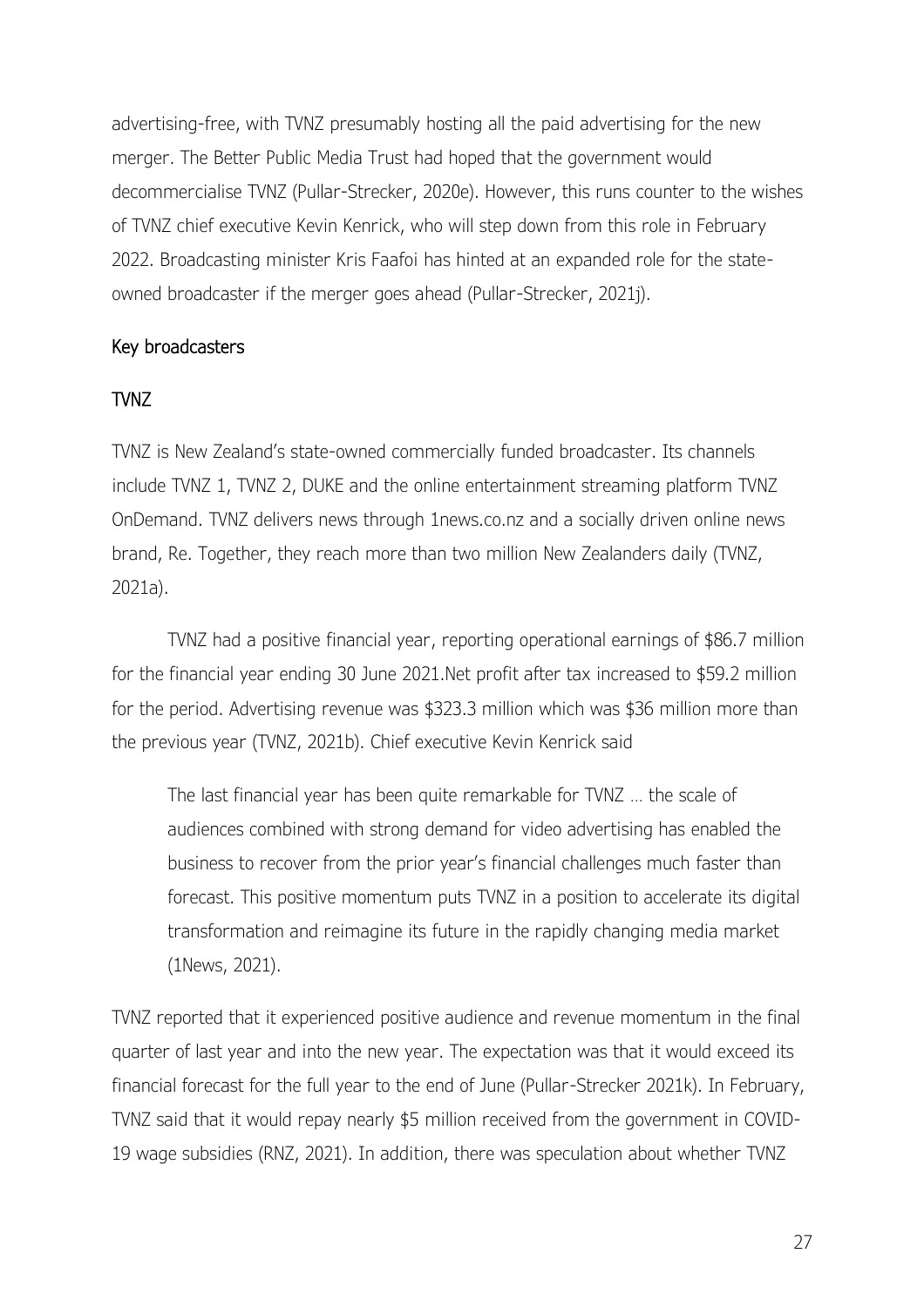advertising-free, with TVNZ presumably hosting all the paid advertising for the new merger. The Better Public Media Trust had hoped that the government would decommercialise TVNZ (Pullar-Strecker, 2020e). However, this runs counter to the wishes of TVNZ chief executive Kevin Kenrick, who will step down from this role in February 2022. Broadcasting minister Kris Faafoi has hinted at an expanded role for the state-owned broadcaster if the merger goes ahead (Pullar-Strecker, 2021j).

## Key broadcasters

### TVNZ

TVNZ is New Zealand's state-owned commercially funded broadcaster. Its channels include TVNZ 1, TVNZ 2, DUKE and the online entertainment streaming platform TVNZ OnDemand. TVNZ delivers news through 1news.co.nz and a socially driven online news brand, Re. Together, they reach more than two million New Zealanders daily (TVNZ, 2021a).

TVNZ had a positive financial year, reporting operational earnings of $86.7 million for the financial year ending 30 June 2021.Net profit after tax increased to $59.2 million for the period. Advertising revenue was $323.3 million which was $36 million more than the previous year (TVNZ, 2021b). Chief executive Kevin Kenrick said

> The last financial year has been quite remarkable for TVNZ … the scale of audiences combined with strong demand for video advertising has enabled the business to recover from the prior year's financial challenges much faster than forecast. This positive momentum puts TVNZ in a position to accelerate its digital transformation and reimagine its future in the rapidly changing media market (1News, 2021).

TVNZ reported that it experienced positive audience and revenue momentum in the final quarter of last year and into the new year. The expectation was that it would exceed its financial forecast for the full year to the end of June (Pullar-Strecker 2021k). In February, TVNZ said that it would repay nearly $5 million received from the government in COVID-19 wage subsidies (RNZ, 2021). In addition, there was speculation about whether TVNZ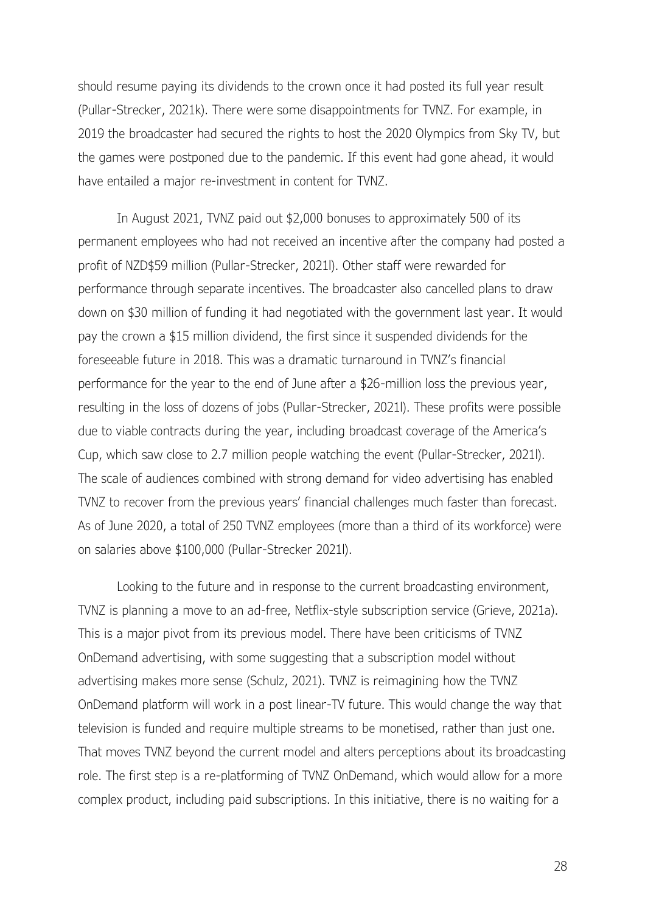should resume paying its dividends to the crown once it had posted its full year result (Pullar-Strecker, 2021k). There were some disappointments for TVNZ. For example, in 2019 the broadcaster had secured the rights to host the 2020 Olympics from Sky TV, but the games were postponed due to the pandemic. If this event had gone ahead, it would have entailed a major re-investment in content for TVNZ.

In August 2021, TVNZ paid out $2,000 bonuses to approximately 500 of its permanent employees who had not received an incentive after the company had posted a profit of NZD$59 million (Pullar-Strecker, 2021l). Other staff were rewarded for performance through separate incentives. The broadcaster also cancelled plans to draw down on $30 million of funding it had negotiated with the government last year. It would pay the crown a $15 million dividend, the first since it suspended dividends for the foreseeable future in 2018. This was a dramatic turnaround in TVNZ's financial performance for the year to the end of June after a $26-million loss the previous year, resulting in the loss of dozens of jobs (Pullar-Strecker, 2021l). These profits were possible due to viable contracts during the year, including broadcast coverage of the America's Cup, which saw close to 2.7 million people watching the event (Pullar-Strecker, 2021l). The scale of audiences combined with strong demand for video advertising has enabled TVNZ to recover from the previous years' financial challenges much faster than forecast. As of June 2020, a total of 250 TVNZ employees (more than a third of its workforce) were on salaries above $100,000 (Pullar-Strecker 2021l).

Looking to the future and in response to the current broadcasting environment, TVNZ is planning a move to an ad-free, Netflix-style subscription service (Grieve, 2021a). This is a major pivot from its previous model. There have been criticisms of TVNZ OnDemand advertising, with some suggesting that a subscription model without advertising makes more sense (Schulz, 2021). TVNZ is reimagining how the TVNZ OnDemand platform will work in a post linear-TV future. This would change the way that television is funded and require multiple streams to be monetised, rather than just one. That moves TVNZ beyond the current model and alters perceptions about its broadcasting role. The first step is a re-platforming of TVNZ OnDemand, which would allow for a more complex product, including paid subscriptions. In this initiative, there is no waiting for a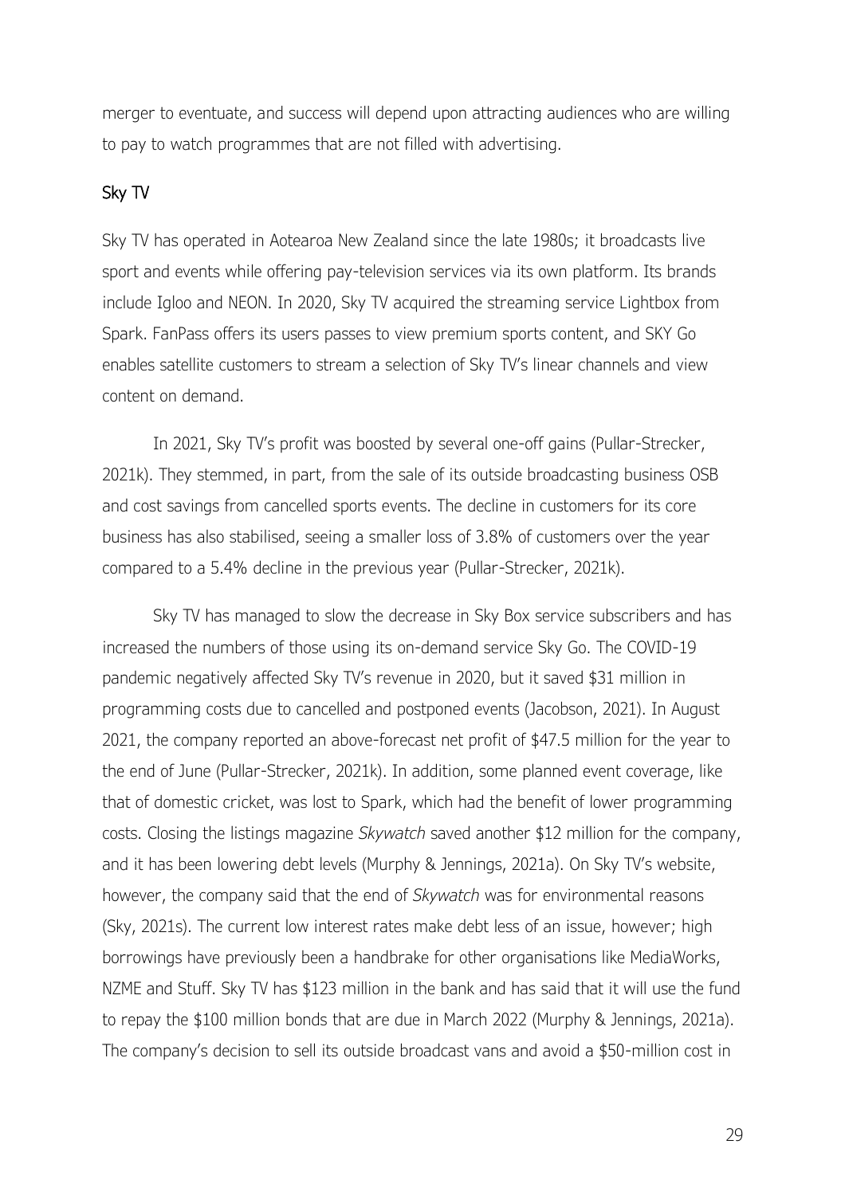merger to eventuate, and success will depend upon attracting audiences who are willing to pay to watch programmes that are not filled with advertising.

### Sky TV

Sky TV has operated in Aotearoa New Zealand since the late 1980s; it broadcasts live sport and events while offering pay-television services via its own platform. Its brands include Igloo and NEON. In 2020, Sky TV acquired the streaming service Lightbox from Spark. FanPass offers its users passes to view premium sports content, and SKY Go enables satellite customers to stream a selection of Sky TV's linear channels and view content on demand.

In 2021, Sky TV's profit was boosted by several one-off gains (Pullar-Strecker, 2021k). They stemmed, in part, from the sale of its outside broadcasting business OSB and cost savings from cancelled sports events. The decline in customers for its core business has also stabilised, seeing a smaller loss of 3.8% of customers over the year compared to a 5.4% decline in the previous year (Pullar-Strecker, 2021k).

Sky TV has managed to slow the decrease in Sky Box service subscribers and has increased the numbers of those using its on-demand service Sky Go. The COVID-19 pandemic negatively affected Sky TV's revenue in 2020, but it saved $31 million in programming costs due to cancelled and postponed events (Jacobson, 2021). In August 2021, the company reported an above-forecast net profit of $47.5 million for the year to the end of June (Pullar-Strecker, 2021k). In addition, some planned event coverage, like that of domestic cricket, was lost to Spark, which had the benefit of lower programming costs. Closing the listings magazine *Skywatch* saved another $12 million for the company, and it has been lowering debt levels (Murphy & Jennings, 2021a). On Sky TV's website, however, the company said that the end of *Skywatch* was for environmental reasons (Sky, 2021s). The current low interest rates make debt less of an issue, however; high borrowings have previously been a handbrake for other organisations like MediaWorks, NZME and Stuff. Sky TV has $123 million in the bank and has said that it will use the fund to repay the $100 million bonds that are due in March 2022 (Murphy & Jennings, 2021a). The company's decision to sell its outside broadcast vans and avoid a $50-million cost in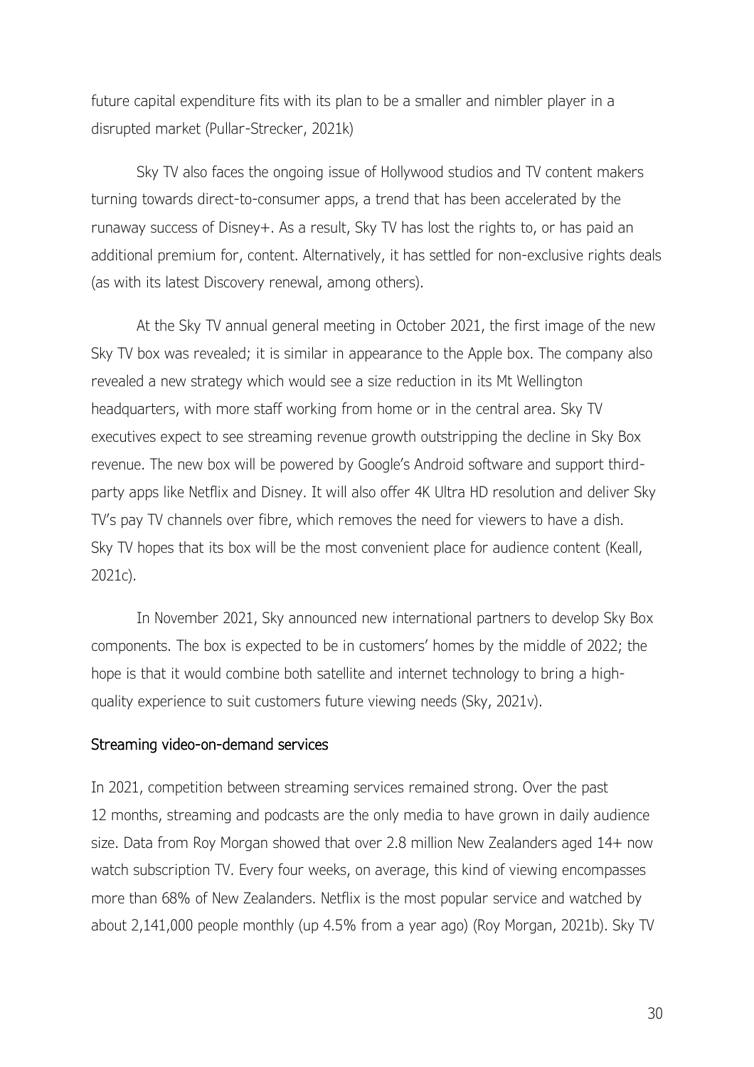future capital expenditure fits with its plan to be a smaller and nimbler player in a disrupted market (Pullar-Strecker, 2021k)

Sky TV also faces the ongoing issue of Hollywood studios and TV content makers turning towards direct-to-consumer apps, a trend that has been accelerated by the runaway success of Disney+. As a result, Sky TV has lost the rights to, or has paid an additional premium for, content. Alternatively, it has settled for non-exclusive rights deals (as with its latest Discovery renewal, among others).

At the Sky TV annual general meeting in October 2021, the first image of the new Sky TV box was revealed; it is similar in appearance to the Apple box. The company also revealed a new strategy which would see a size reduction in its Mt Wellington headquarters, with more staff working from home or in the central area. Sky TV executives expect to see streaming revenue growth outstripping the decline in Sky Box revenue. The new box will be powered by Google's Android software and support third-party apps like Netflix and Disney. It will also offer 4K Ultra HD resolution and deliver Sky TV's pay TV channels over fibre, which removes the need for viewers to have a dish. Sky TV hopes that its box will be the most convenient place for audience content (Keall, 2021c).

In November 2021, Sky announced new international partners to develop Sky Box components. The box is expected to be in customers' homes by the middle of 2022; the hope is that it would combine both satellite and internet technology to bring a high-quality experience to suit customers future viewing needs (Sky, 2021v).

### Streaming video-on-demand services

In 2021, competition between streaming services remained strong. Over the past 12 months, streaming and podcasts are the only media to have grown in daily audience size. Data from Roy Morgan showed that over 2.8 million New Zealanders aged 14+ now watch subscription TV. Every four weeks, on average, this kind of viewing encompasses more than 68% of New Zealanders. Netflix is the most popular service and watched by about 2,141,000 people monthly (up 4.5% from a year ago) (Roy Morgan, 2021b). Sky TV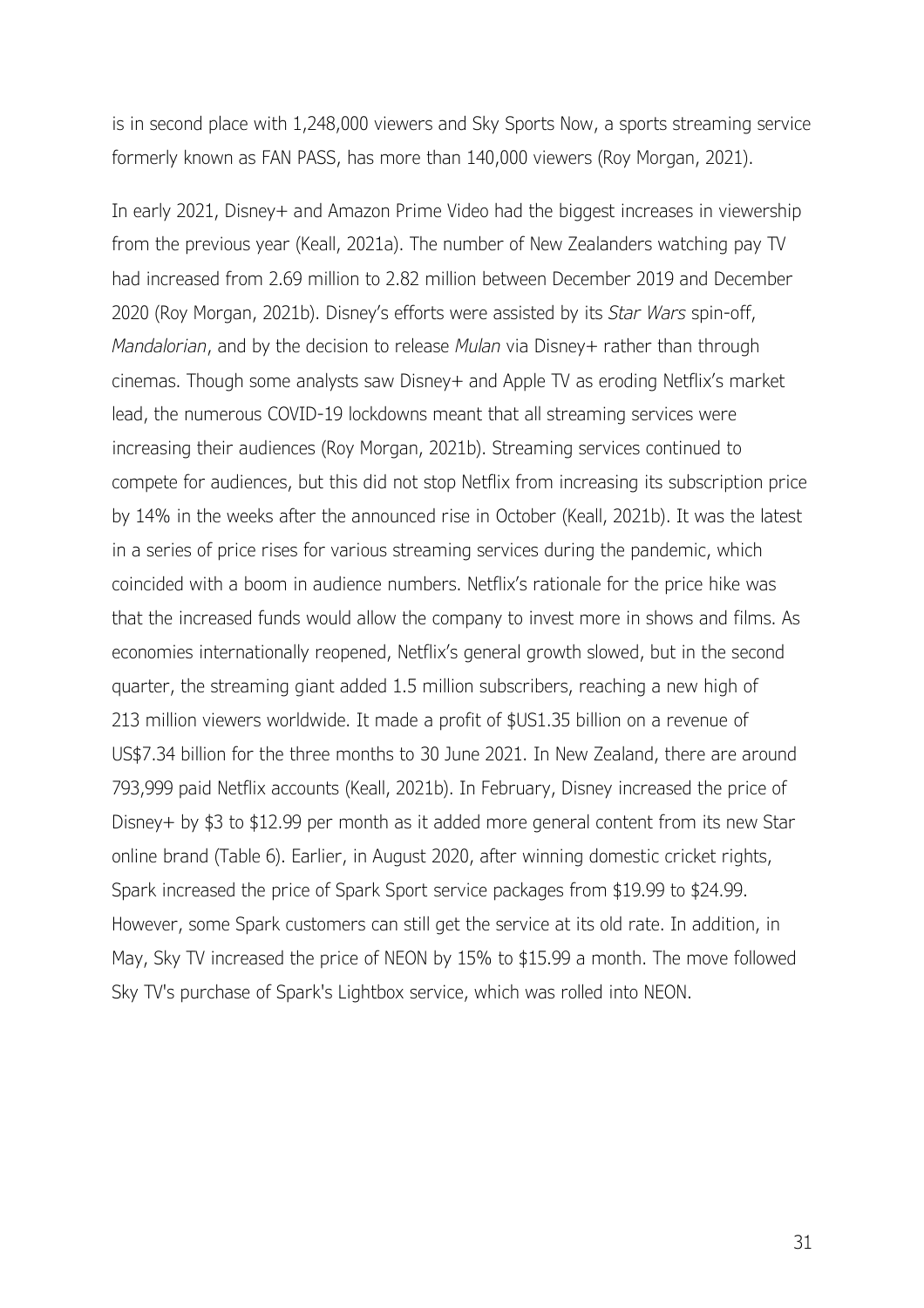is in second place with 1,248,000 viewers and Sky Sports Now, a sports streaming service formerly known as FAN PASS, has more than 140,000 viewers (Roy Morgan, 2021).

In early 2021, Disney+ and Amazon Prime Video had the biggest increases in viewership from the previous year (Keall, 2021a). The number of New Zealanders watching pay TV had increased from 2.69 million to 2.82 million between December 2019 and December 2020 (Roy Morgan, 2021b). Disney's efforts were assisted by its *Star Wars* spin-off, *Mandalorian*, and by the decision to release *Mulan* via Disney+ rather than through cinemas. Though some analysts saw Disney+ and Apple TV as eroding Netflix's market lead, the numerous COVID-19 lockdowns meant that all streaming services were increasing their audiences (Roy Morgan, 2021b). Streaming services continued to compete for audiences, but this did not stop Netflix from increasing its subscription price by 14% in the weeks after the announced rise in October (Keall, 2021b). It was the latest in a series of price rises for various streaming services during the pandemic, which coincided with a boom in audience numbers. Netflix's rationale for the price hike was that the increased funds would allow the company to invest more in shows and films. As economies internationally reopened, Netflix's general growth slowed, but in the second quarter, the streaming giant added 1.5 million subscribers, reaching a new high of 213 million viewers worldwide. It made a profit of $US1.35 billion on a revenue of US$7.34 billion for the three months to 30 June 2021. In New Zealand, there are around 793,999 paid Netflix accounts (Keall, 2021b). In February, Disney increased the price of Disney+ by $3 to $12.99 per month as it added more general content from its new Star online brand (Table 6). Earlier, in August 2020, after winning domestic cricket rights, Spark increased the price of Spark Sport service packages from $19.99 to $24.99. However, some Spark customers can still get the service at its old rate. In addition, in May, Sky TV increased the price of NEON by 15% to $15.99 a month. The move followed Sky TV's purchase of Spark's Lightbox service, which was rolled into NEON.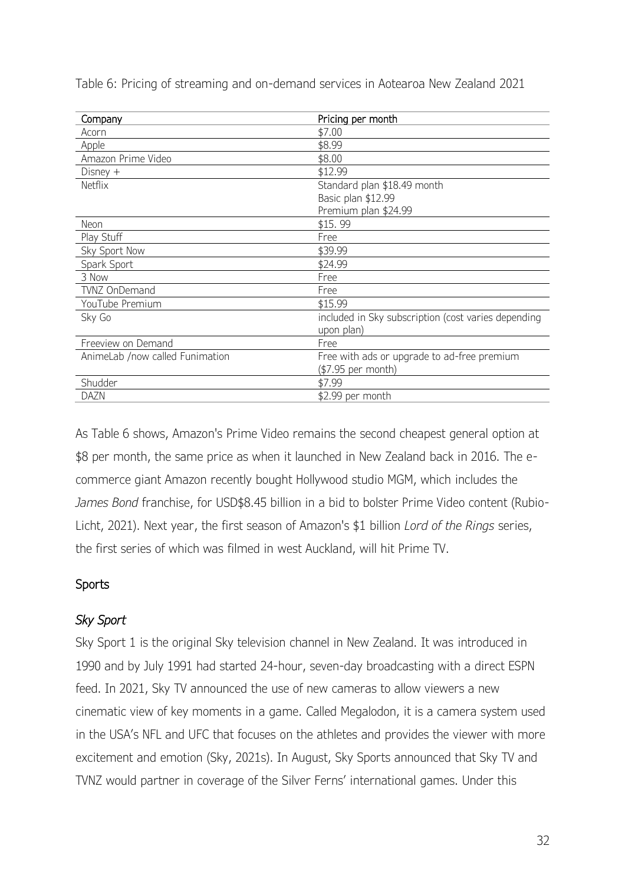Table 6: Pricing of streaming and on-demand services in Aotearoa New Zealand 2021

| Company | Pricing per month |
| --- | --- |
| Acorn | $7.00 |
| Apple | $8.99 |
| Amazon Prime Video | $8.00 |
| Disney + | $12.99 |
| Netflix | Standard plan $18.49 month<br>Basic plan $12.99<br>Premium plan $24.99 |
| Neon | $15. 99 |
| Play Stuff | Free |
| Sky Sport Now | $39.99 |
| Spark Sport | $24.99 |
| 3 Now | Free |
| TVNZ OnDemand | Free |
| YouTube Premium | $15.99 |
| Sky Go | included in Sky subscription (cost varies depending upon plan) |
| Freeview on Demand | Free |
| AnimeLab /now called Funimation | Free with ads or upgrade to ad-free premium ($7.95 per month) |
| Shudder | $7.99 |
| DAZN | $2.99 per month |

As Table 6 shows, Amazon's Prime Video remains the second cheapest general option at $8 per month, the same price as when it launched in New Zealand back in 2016. The e-commerce giant Amazon recently bought Hollywood studio MGM, which includes the *James Bond* franchise, for USD$8.45 billion in a bid to bolster Prime Video content (Rubio-Licht, 2021). Next year, the first season of Amazon's $1 billion *Lord of the Rings* series, the first series of which was filmed in west Auckland, will hit Prime TV.

## Sports

### *Sky Sport*

Sky Sport 1 is the original Sky television channel in New Zealand. It was introduced in 1990 and by July 1991 had started 24-hour, seven-day broadcasting with a direct ESPN feed. In 2021, Sky TV announced the use of new cameras to allow viewers a new cinematic view of key moments in a game. Called Megalodon, it is a camera system used in the USA's NFL and UFC that focuses on the athletes and provides the viewer with more excitement and emotion (Sky, 2021s). In August, Sky Sports announced that Sky TV and TVNZ would partner in coverage of the Silver Ferns' international games. Under this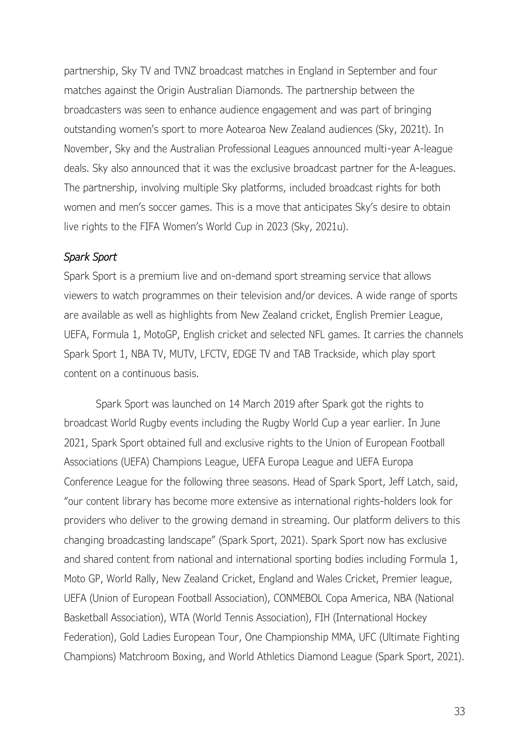partnership, Sky TV and TVNZ broadcast matches in England in September and four matches against the Origin Australian Diamonds. The partnership between the broadcasters was seen to enhance audience engagement and was part of bringing outstanding women's sport to more Aotearoa New Zealand audiences (Sky, 2021t). In November, Sky and the Australian Professional Leagues announced multi-year A-league deals. Sky also announced that it was the exclusive broadcast partner for the A-leagues. The partnership, involving multiple Sky platforms, included broadcast rights for both women and men's soccer games. This is a move that anticipates Sky's desire to obtain live rights to the FIFA Women's World Cup in 2023 (Sky, 2021u).

*Spark Sport*

Spark Sport is a premium live and on-demand sport streaming service that allows viewers to watch programmes on their television and/or devices. A wide range of sports are available as well as highlights from New Zealand cricket, English Premier League, UEFA, Formula 1, MotoGP, English cricket and selected NFL games. It carries the channels Spark Sport 1, NBA TV, MUTV, LFCTV, EDGE TV and TAB Trackside, which play sport content on a continuous basis.

Spark Sport was launched on 14 March 2019 after Spark got the rights to broadcast World Rugby events including the Rugby World Cup a year earlier. In June 2021, Spark Sport obtained full and exclusive rights to the Union of European Football Associations (UEFA) Champions League, UEFA Europa League and UEFA Europa Conference League for the following three seasons. Head of Spark Sport, Jeff Latch, said, "our content library has become more extensive as international rights-holders look for providers who deliver to the growing demand in streaming. Our platform delivers to this changing broadcasting landscape" (Spark Sport, 2021). Spark Sport now has exclusive and shared content from national and international sporting bodies including Formula 1, Moto GP, World Rally, New Zealand Cricket, England and Wales Cricket, Premier league, UEFA (Union of European Football Association), CONMEBOL Copa America, NBA (National Basketball Association), WTA (World Tennis Association), FIH (International Hockey Federation), Gold Ladies European Tour, One Championship MMA, UFC (Ultimate Fighting Champions) Matchroom Boxing, and World Athletics Diamond League (Spark Sport, 2021).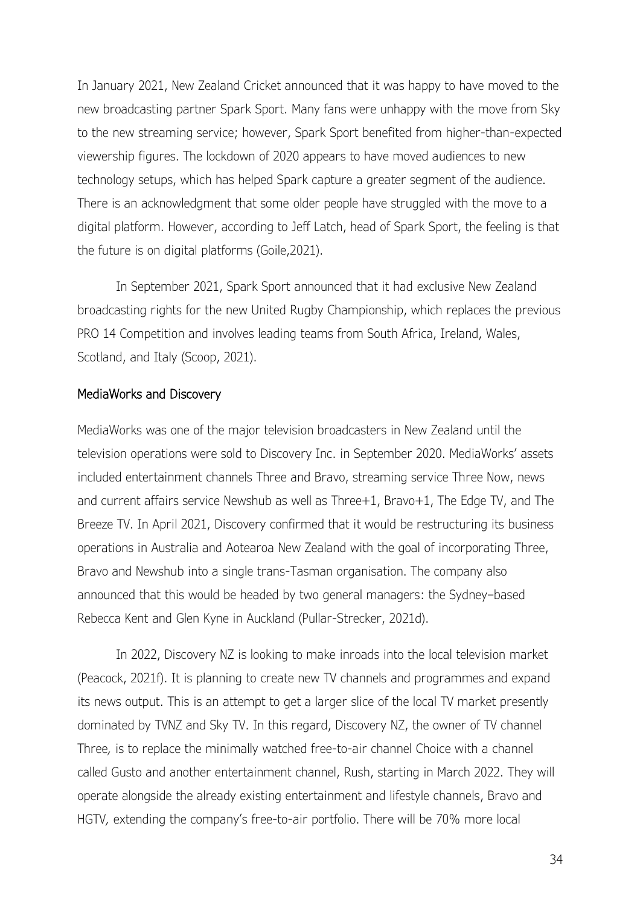In January 2021, New Zealand Cricket announced that it was happy to have moved to the new broadcasting partner Spark Sport. Many fans were unhappy with the move from Sky to the new streaming service; however, Spark Sport benefited from higher-than-expected viewership figures. The lockdown of 2020 appears to have moved audiences to new technology setups, which has helped Spark capture a greater segment of the audience. There is an acknowledgment that some older people have struggled with the move to a digital platform. However, according to Jeff Latch, head of Spark Sport, the feeling is that the future is on digital platforms (Goile,2021).

In September 2021, Spark Sport announced that it had exclusive New Zealand broadcasting rights for the new United Rugby Championship, which replaces the previous PRO 14 Competition and involves leading teams from South Africa, Ireland, Wales, Scotland, and Italy (Scoop, 2021).

## MediaWorks and Discovery

MediaWorks was one of the major television broadcasters in New Zealand until the television operations were sold to Discovery Inc. in September 2020. MediaWorks' assets included entertainment channels Three and Bravo, streaming service Three Now, news and current affairs service Newshub as well as Three+1, Bravo+1, The Edge TV, and The Breeze TV. In April 2021, Discovery confirmed that it would be restructuring its business operations in Australia and Aotearoa New Zealand with the goal of incorporating Three, Bravo and Newshub into a single trans-Tasman organisation. The company also announced that this would be headed by two general managers: the Sydney–based Rebecca Kent and Glen Kyne in Auckland (Pullar-Strecker, 2021d).

In 2022, Discovery NZ is looking to make inroads into the local television market (Peacock, 2021f). It is planning to create new TV channels and programmes and expand its news output. This is an attempt to get a larger slice of the local TV market presently dominated by TVNZ and Sky TV. In this regard, Discovery NZ, the owner of TV channel Three, is to replace the minimally watched free-to-air channel Choice with a channel called Gusto and another entertainment channel, Rush, starting in March 2022. They will operate alongside the already existing entertainment and lifestyle channels, Bravo and HGTV, extending the company's free-to-air portfolio. There will be 70% more local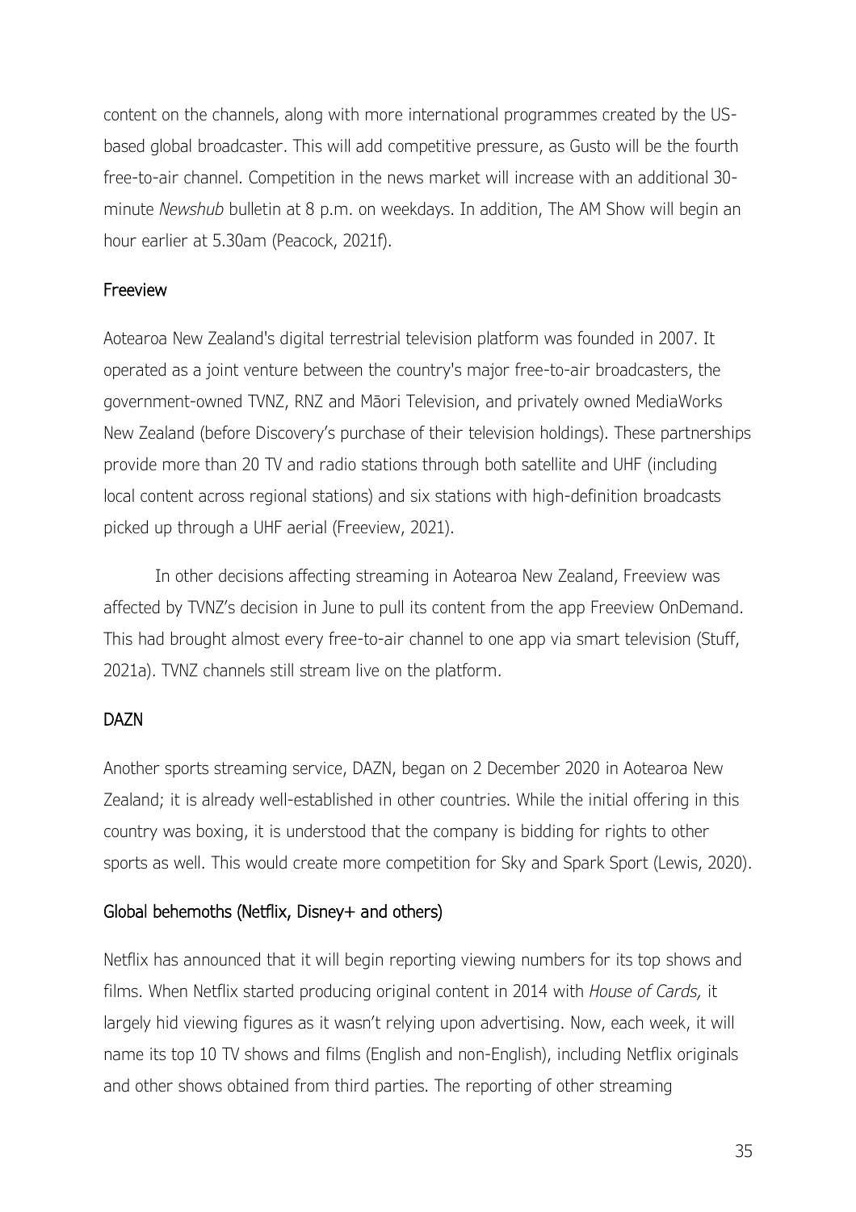content on the channels, along with more international programmes created by the US-based global broadcaster. This will add competitive pressure, as Gusto will be the fourth free-to-air channel. Competition in the news market will increase with an additional 30-minute *Newshub* bulletin at 8 p.m. on weekdays. In addition, The AM Show will begin an hour earlier at 5.30am (Peacock, 2021f).

### Freeview

Aotearoa New Zealand's digital terrestrial television platform was founded in 2007. It operated as a joint venture between the country's major free-to-air broadcasters, the government-owned TVNZ, RNZ and Māori Television, and privately owned MediaWorks New Zealand (before Discovery's purchase of their television holdings). These partnerships provide more than 20 TV and radio stations through both satellite and UHF (including local content across regional stations) and six stations with high-definition broadcasts picked up through a UHF aerial (Freeview, 2021).

In other decisions affecting streaming in Aotearoa New Zealand, Freeview was affected by TVNZ's decision in June to pull its content from the app Freeview OnDemand. This had brought almost every free-to-air channel to one app via smart television (Stuff, 2021a). TVNZ channels still stream live on the platform.

### DAZN

Another sports streaming service, DAZN, began on 2 December 2020 in Aotearoa New Zealand; it is already well-established in other countries. While the initial offering in this country was boxing, it is understood that the company is bidding for rights to other sports as well. This would create more competition for Sky and Spark Sport (Lewis, 2020).

### Global behemoths (Netflix, Disney+ and others)

Netflix has announced that it will begin reporting viewing numbers for its top shows and films. When Netflix started producing original content in 2014 with *House of Cards,* it largely hid viewing figures as it wasn't relying upon advertising. Now, each week, it will name its top 10 TV shows and films (English and non-English), including Netflix originals and other shows obtained from third parties. The reporting of other streaming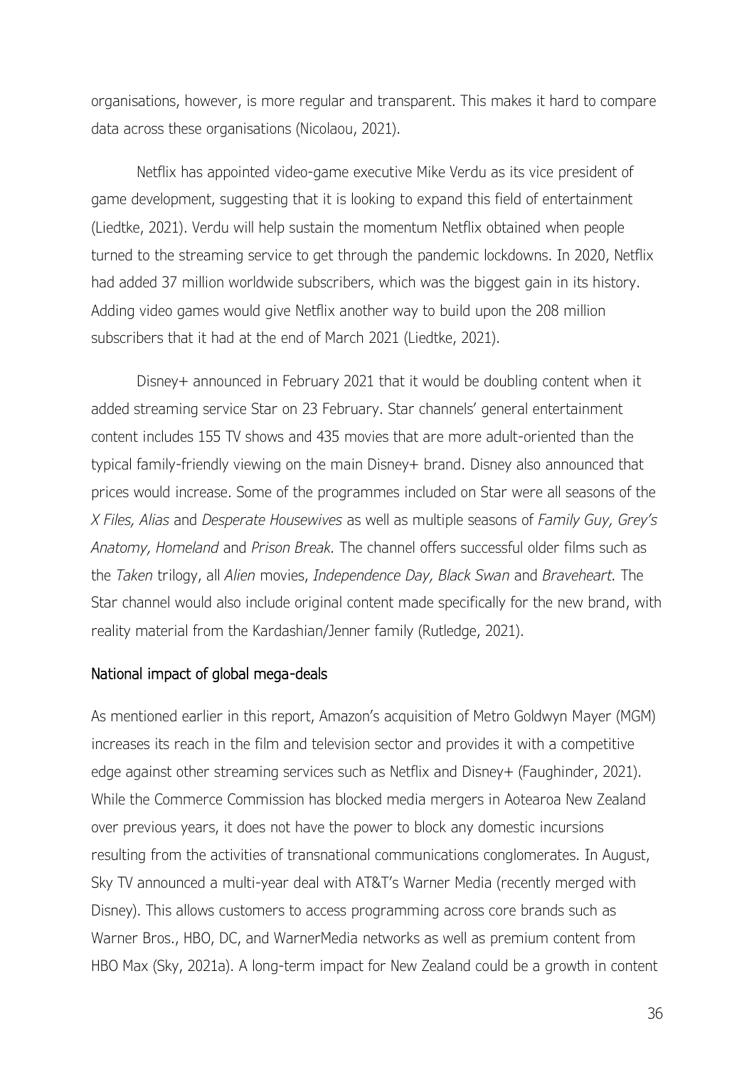organisations, however, is more regular and transparent. This makes it hard to compare data across these organisations (Nicolaou, 2021).

Netflix has appointed video-game executive Mike Verdu as its vice president of game development, suggesting that it is looking to expand this field of entertainment (Liedtke, 2021). Verdu will help sustain the momentum Netflix obtained when people turned to the streaming service to get through the pandemic lockdowns. In 2020, Netflix had added 37 million worldwide subscribers, which was the biggest gain in its history. Adding video games would give Netflix another way to build upon the 208 million subscribers that it had at the end of March 2021 (Liedtke, 2021).

Disney+ announced in February 2021 that it would be doubling content when it added streaming service Star on 23 February. Star channels' general entertainment content includes 155 TV shows and 435 movies that are more adult-oriented than the typical family-friendly viewing on the main Disney+ brand. Disney also announced that prices would increase. Some of the programmes included on Star were all seasons of the *X Files, Alias* and *Desperate Housewives* as well as multiple seasons of *Family Guy, Grey's Anatomy, Homeland* and *Prison Break.* The channel offers successful older films such as the *Taken* trilogy, all *Alien* movies, *Independence Day, Black Swan* and *Braveheart.* The Star channel would also include original content made specifically for the new brand, with reality material from the Kardashian/Jenner family (Rutledge, 2021).

## National impact of global mega-deals

As mentioned earlier in this report, Amazon's acquisition of Metro Goldwyn Mayer (MGM) increases its reach in the film and television sector and provides it with a competitive edge against other streaming services such as Netflix and Disney+ (Faughinder, 2021). While the Commerce Commission has blocked media mergers in Aotearoa New Zealand over previous years, it does not have the power to block any domestic incursions resulting from the activities of transnational communications conglomerates. In August, Sky TV announced a multi-year deal with AT&T's Warner Media (recently merged with Disney). This allows customers to access programming across core brands such as Warner Bros., HBO, DC, and WarnerMedia networks as well as premium content from HBO Max (Sky, 2021a). A long-term impact for New Zealand could be a growth in content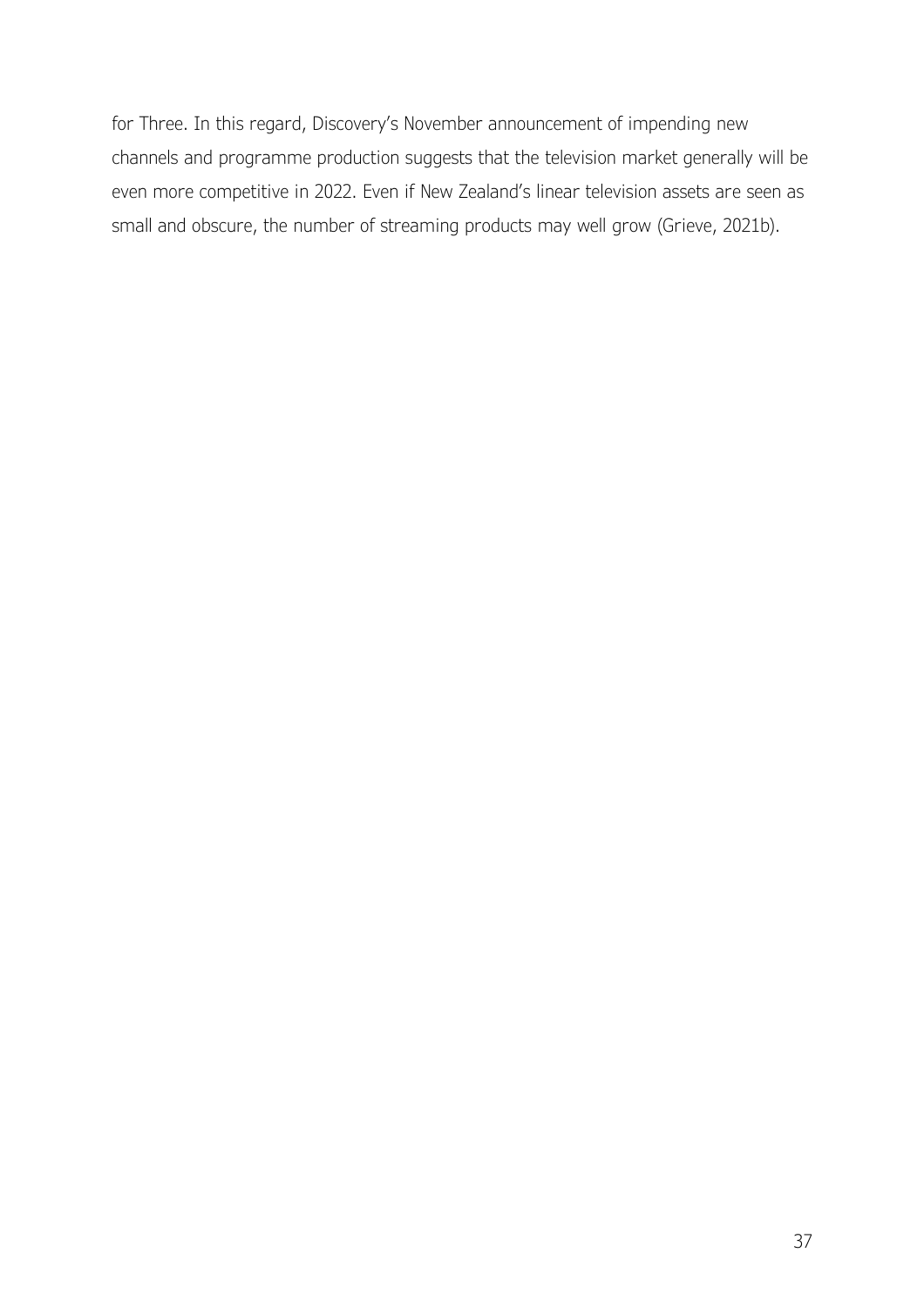for Three. In this regard, Discovery's November announcement of impending new channels and programme production suggests that the television market generally will be even more competitive in 2022. Even if New Zealand's linear television assets are seen as small and obscure, the number of streaming products may well grow (Grieve, 2021b).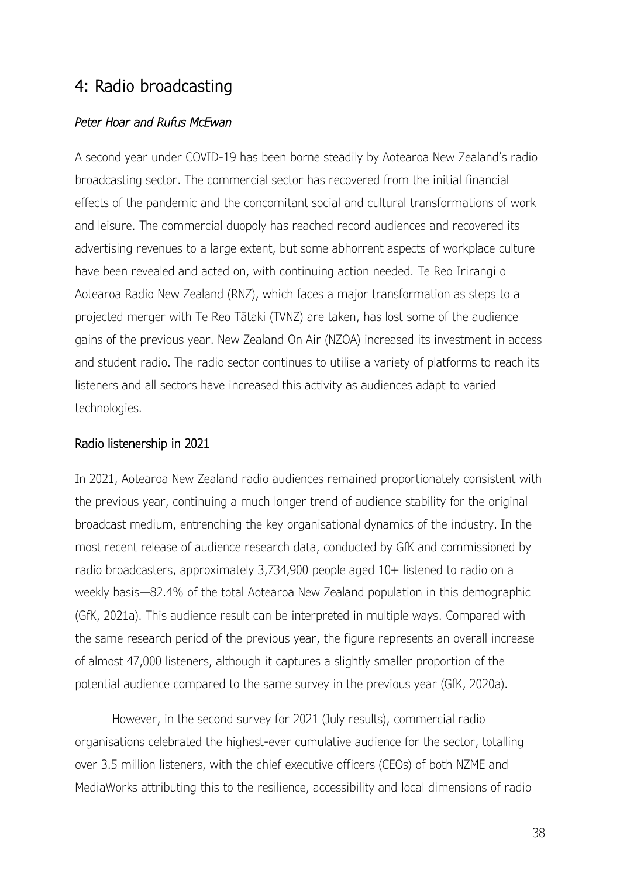## 4: Radio broadcasting

*Peter Hoar and Rufus McEwan*

A second year under COVID-19 has been borne steadily by Aotearoa New Zealand's radio broadcasting sector. The commercial sector has recovered from the initial financial effects of the pandemic and the concomitant social and cultural transformations of work and leisure. The commercial duopoly has reached record audiences and recovered its advertising revenues to a large extent, but some abhorrent aspects of workplace culture have been revealed and acted on, with continuing action needed. Te Reo Irirangi o Aotearoa Radio New Zealand (RNZ), which faces a major transformation as steps to a projected merger with Te Reo Tātaki (TVNZ) are taken, has lost some of the audience gains of the previous year. New Zealand On Air (NZOA) increased its investment in access and student radio. The radio sector continues to utilise a variety of platforms to reach its listeners and all sectors have increased this activity as audiences adapt to varied technologies.

### Radio listenership in 2021

In 2021, Aotearoa New Zealand radio audiences remained proportionately consistent with the previous year, continuing a much longer trend of audience stability for the original broadcast medium, entrenching the key organisational dynamics of the industry. In the most recent release of audience research data, conducted by GfK and commissioned by radio broadcasters, approximately 3,734,900 people aged 10+ listened to radio on a weekly basis—82.4% of the total Aotearoa New Zealand population in this demographic (GfK, 2021a). This audience result can be interpreted in multiple ways. Compared with the same research period of the previous year, the figure represents an overall increase of almost 47,000 listeners, although it captures a slightly smaller proportion of the potential audience compared to the same survey in the previous year (GfK, 2020a).

However, in the second survey for 2021 (July results), commercial radio organisations celebrated the highest-ever cumulative audience for the sector, totalling over 3.5 million listeners, with the chief executive officers (CEOs) of both NZME and MediaWorks attributing this to the resilience, accessibility and local dimensions of radio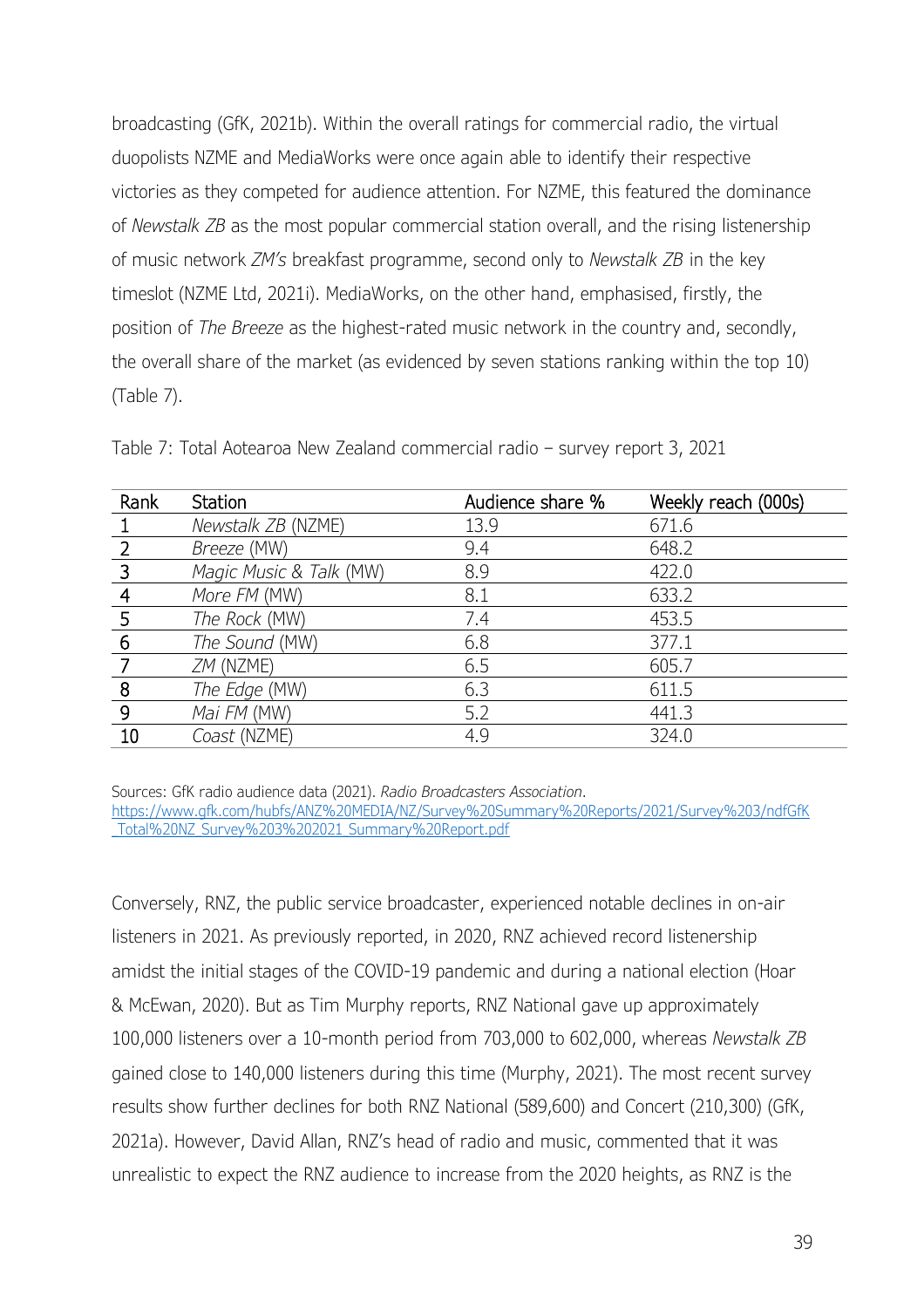broadcasting (GfK, 2021b). Within the overall ratings for commercial radio, the virtual duopolists NZME and MediaWorks were once again able to identify their respective victories as they competed for audience attention. For NZME, this featured the dominance of *Newstalk ZB* as the most popular commercial station overall, and the rising listenership of music network *ZM's* breakfast programme, second only to *Newstalk ZB* in the key timeslot (NZME Ltd, 2021i). MediaWorks, on the other hand, emphasised, firstly, the position of *The Breeze* as the highest-rated music network in the country and, secondly, the overall share of the market (as evidenced by seven stations ranking within the top 10) (Table 7).

Table 7: Total Aotearoa New Zealand commercial radio – survey report 3, 2021

| Rank | Station | Audience share % | Weekly reach (000s) |
|---|---|---|---|
| 1 | *Newstalk ZB* (NZME) | 13.9 | 671.6 |
| 2 | *Breeze* (MW) | 9.4 | 648.2 |
| 3 | *Magic Music & Talk* (MW) | 8.9 | 422.0 |
| 4 | *More FM* (MW) | 8.1 | 633.2 |
| 5 | *The Rock* (MW) | 7.4 | 453.5 |
| 6 | *The Sound* (MW) | 6.8 | 377.1 |
| 7 | *ZM* (NZME) | 6.5 | 605.7 |
| 8 | *The Edge* (MW) | 6.3 | 611.5 |
| 9 | *Mai FM* (MW) | 5.2 | 441.3 |
| 10 | *Coast* (NZME) | 4.9 | 324.0 |

Sources: GfK radio audience data (2021). *Radio Broadcasters Association*. https://www.gfk.com/hubfs/ANZ%20MEDIA/NZ/Survey%20Summary%20Reports/2021/Survey%203/ndfGfK_Total%20NZ_Survey%203%202021_Summary%20Report.pdf

Conversely, RNZ, the public service broadcaster, experienced notable declines in on-air listeners in 2021. As previously reported, in 2020, RNZ achieved record listenership amidst the initial stages of the COVID-19 pandemic and during a national election (Hoar & McEwan, 2020). But as Tim Murphy reports, RNZ National gave up approximately 100,000 listeners over a 10-month period from 703,000 to 602,000, whereas *Newstalk ZB* gained close to 140,000 listeners during this time (Murphy, 2021). The most recent survey results show further declines for both RNZ National (589,600) and Concert (210,300) (GfK, 2021a). However, David Allan, RNZ's head of radio and music, commented that it was unrealistic to expect the RNZ audience to increase from the 2020 heights, as RNZ is the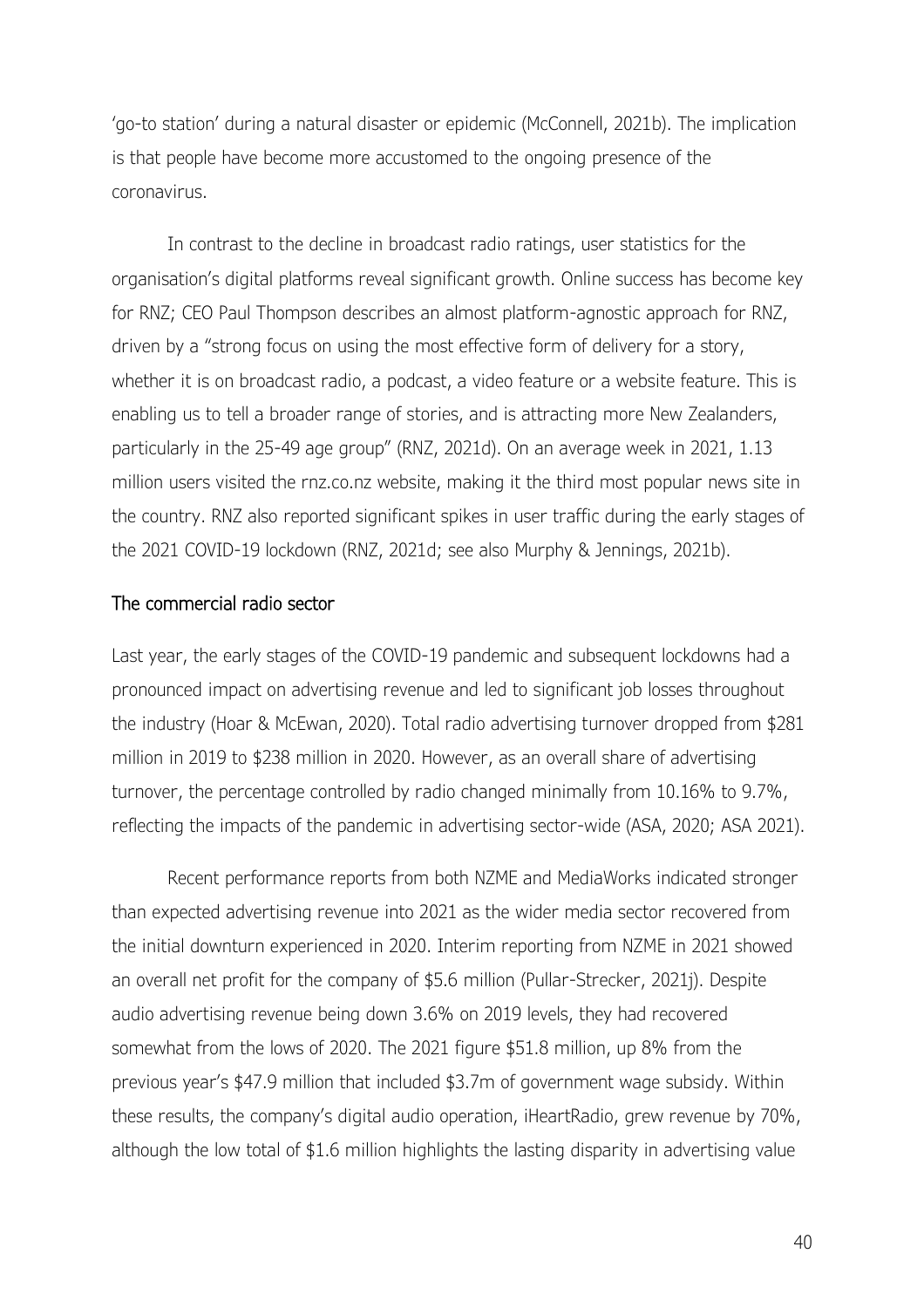'go-to station' during a natural disaster or epidemic (McConnell, 2021b). The implication is that people have become more accustomed to the ongoing presence of the coronavirus.

In contrast to the decline in broadcast radio ratings, user statistics for the organisation's digital platforms reveal significant growth. Online success has become key for RNZ; CEO Paul Thompson describes an almost platform-agnostic approach for RNZ, driven by a "strong focus on using the most effective form of delivery for a story, whether it is on broadcast radio, a podcast, a video feature or a website feature. This is enabling us to tell a broader range of stories, and is attracting more New Zealanders, particularly in the 25-49 age group" (RNZ, 2021d). On an average week in 2021, 1.13 million users visited the rnz.co.nz website, making it the third most popular news site in the country. RNZ also reported significant spikes in user traffic during the early stages of the 2021 COVID-19 lockdown (RNZ, 2021d; see also Murphy & Jennings, 2021b).

## The commercial radio sector

Last year, the early stages of the COVID-19 pandemic and subsequent lockdowns had a pronounced impact on advertising revenue and led to significant job losses throughout the industry (Hoar & McEwan, 2020). Total radio advertising turnover dropped from $281 million in 2019 to $238 million in 2020. However, as an overall share of advertising turnover, the percentage controlled by radio changed minimally from 10.16% to 9.7%, reflecting the impacts of the pandemic in advertising sector-wide (ASA, 2020; ASA 2021).

Recent performance reports from both NZME and MediaWorks indicated stronger than expected advertising revenue into 2021 as the wider media sector recovered from the initial downturn experienced in 2020. Interim reporting from NZME in 2021 showed an overall net profit for the company of $5.6 million (Pullar-Strecker, 2021j). Despite audio advertising revenue being down 3.6% on 2019 levels, they had recovered somewhat from the lows of 2020. The 2021 figure $51.8 million, up 8% from the previous year's $47.9 million that included $3.7m of government wage subsidy. Within these results, the company's digital audio operation, iHeartRadio, grew revenue by 70%, although the low total of $1.6 million highlights the lasting disparity in advertising value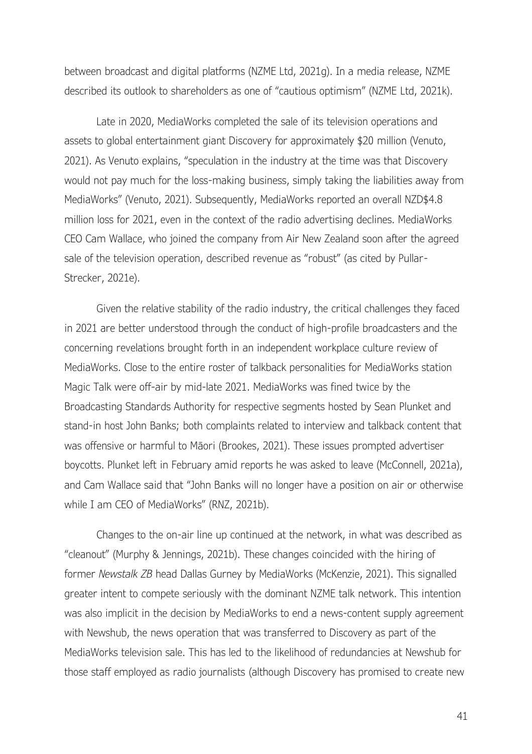between broadcast and digital platforms (NZME Ltd, 2021g). In a media release, NZME described its outlook to shareholders as one of "cautious optimism" (NZME Ltd, 2021k).

Late in 2020, MediaWorks completed the sale of its television operations and assets to global entertainment giant Discovery for approximately $20 million (Venuto, 2021). As Venuto explains, "speculation in the industry at the time was that Discovery would not pay much for the loss-making business, simply taking the liabilities away from MediaWorks" (Venuto, 2021). Subsequently, MediaWorks reported an overall NZD$4.8 million loss for 2021, even in the context of the radio advertising declines. MediaWorks CEO Cam Wallace, who joined the company from Air New Zealand soon after the agreed sale of the television operation, described revenue as "robust" (as cited by Pullar-Strecker, 2021e).

Given the relative stability of the radio industry, the critical challenges they faced in 2021 are better understood through the conduct of high-profile broadcasters and the concerning revelations brought forth in an independent workplace culture review of MediaWorks. Close to the entire roster of talkback personalities for MediaWorks station Magic Talk were off-air by mid-late 2021. MediaWorks was fined twice by the Broadcasting Standards Authority for respective segments hosted by Sean Plunket and stand-in host John Banks; both complaints related to interview and talkback content that was offensive or harmful to Māori (Brookes, 2021). These issues prompted advertiser boycotts. Plunket left in February amid reports he was asked to leave (McConnell, 2021a), and Cam Wallace said that "John Banks will no longer have a position on air or otherwise while I am CEO of MediaWorks" (RNZ, 2021b).

Changes to the on-air line up continued at the network, in what was described as "cleanout" (Murphy & Jennings, 2021b). These changes coincided with the hiring of former *Newstalk ZB* head Dallas Gurney by MediaWorks (McKenzie, 2021). This signalled greater intent to compete seriously with the dominant NZME talk network. This intention was also implicit in the decision by MediaWorks to end a news-content supply agreement with Newshub, the news operation that was transferred to Discovery as part of the MediaWorks television sale. This has led to the likelihood of redundancies at Newshub for those staff employed as radio journalists (although Discovery has promised to create new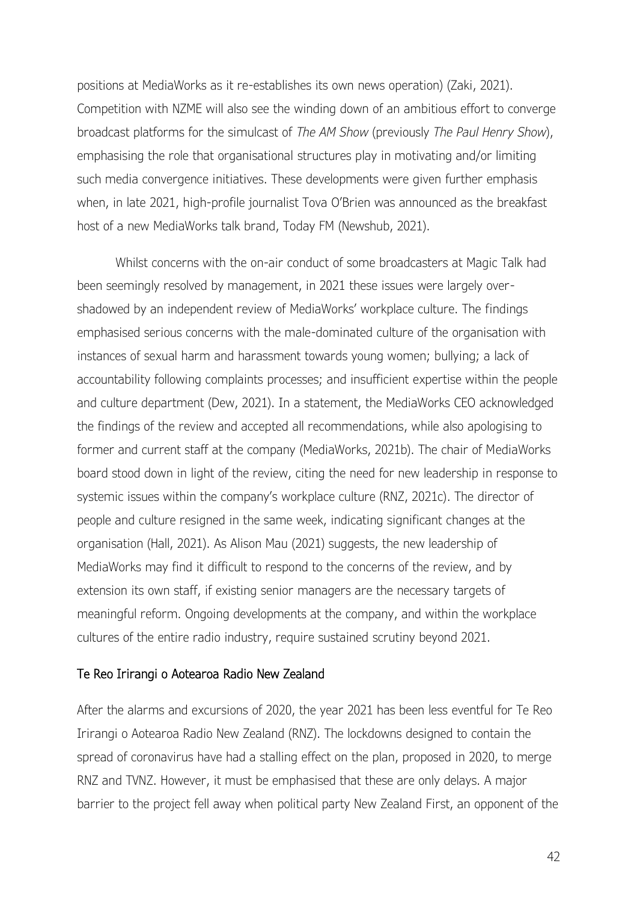positions at MediaWorks as it re-establishes its own news operation) (Zaki, 2021). Competition with NZME will also see the winding down of an ambitious effort to converge broadcast platforms for the simulcast of *The AM Show* (previously *The Paul Henry Show*), emphasising the role that organisational structures play in motivating and/or limiting such media convergence initiatives. These developments were given further emphasis when, in late 2021, high-profile journalist Tova O'Brien was announced as the breakfast host of a new MediaWorks talk brand, Today FM (Newshub, 2021).

Whilst concerns with the on-air conduct of some broadcasters at Magic Talk had been seemingly resolved by management, in 2021 these issues were largely over-shadowed by an independent review of MediaWorks' workplace culture. The findings emphasised serious concerns with the male-dominated culture of the organisation with instances of sexual harm and harassment towards young women; bullying; a lack of accountability following complaints processes; and insufficient expertise within the people and culture department (Dew, 2021). In a statement, the MediaWorks CEO acknowledged the findings of the review and accepted all recommendations, while also apologising to former and current staff at the company (MediaWorks, 2021b). The chair of MediaWorks board stood down in light of the review, citing the need for new leadership in response to systemic issues within the company's workplace culture (RNZ, 2021c). The director of people and culture resigned in the same week, indicating significant changes at the organisation (Hall, 2021). As Alison Mau (2021) suggests, the new leadership of MediaWorks may find it difficult to respond to the concerns of the review, and by extension its own staff, if existing senior managers are the necessary targets of meaningful reform. Ongoing developments at the company, and within the workplace cultures of the entire radio industry, require sustained scrutiny beyond 2021.

## Te Reo Irirangi o Aotearoa Radio New Zealand

After the alarms and excursions of 2020, the year 2021 has been less eventful for Te Reo Irirangi o Aotearoa Radio New Zealand (RNZ). The lockdowns designed to contain the spread of coronavirus have had a stalling effect on the plan, proposed in 2020, to merge RNZ and TVNZ. However, it must be emphasised that these are only delays. A major barrier to the project fell away when political party New Zealand First, an opponent of the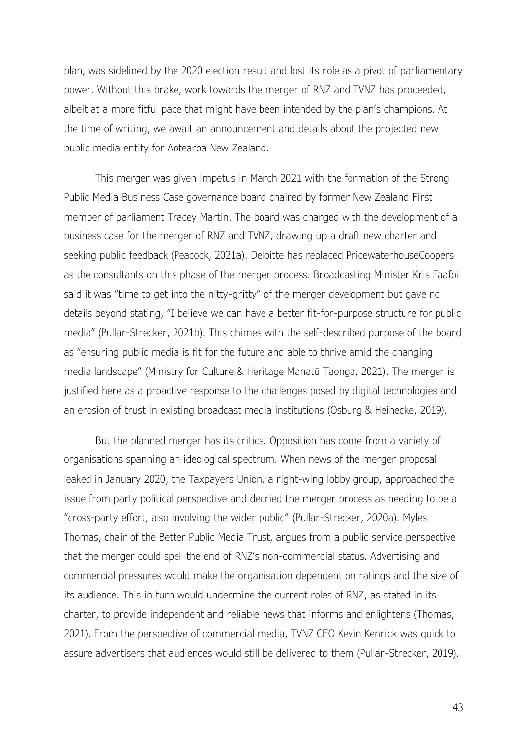plan, was sidelined by the 2020 election result and lost its role as a pivot of parliamentary power. Without this brake, work towards the merger of RNZ and TVNZ has proceeded, albeit at a more fitful pace that might have been intended by the plan's champions. At the time of writing, we await an announcement and details about the projected new public media entity for Aotearoa New Zealand.

This merger was given impetus in March 2021 with the formation of the Strong Public Media Business Case governance board chaired by former New Zealand First member of parliament Tracey Martin. The board was charged with the development of a business case for the merger of RNZ and TVNZ, drawing up a draft new charter and seeking public feedback (Peacock, 2021a). Deloitte has replaced PricewaterhouseCoopers as the consultants on this phase of the merger process. Broadcasting Minister Kris Faafoi said it was "time to get into the nitty-gritty" of the merger development but gave no details beyond stating, "I believe we can have a better fit-for-purpose structure for public media" (Pullar-Strecker, 2021b). This chimes with the self-described purpose of the board as "ensuring public media is fit for the future and able to thrive amid the changing media landscape" (Ministry for Culture & Heritage Manatū Taonga, 2021). The merger is justified here as a proactive response to the challenges posed by digital technologies and an erosion of trust in existing broadcast media institutions (Osburg & Heinecke, 2019).

But the planned merger has its critics. Opposition has come from a variety of organisations spanning an ideological spectrum. When news of the merger proposal leaked in January 2020, the Taxpayers Union, a right-wing lobby group, approached the issue from party political perspective and decried the merger process as needing to be a "cross-party effort, also involving the wider public" (Pullar-Strecker, 2020a). Myles Thomas, chair of the Better Public Media Trust, argues from a public service perspective that the merger could spell the end of RNZ's non-commercial status. Advertising and commercial pressures would make the organisation dependent on ratings and the size of its audience. This in turn would undermine the current roles of RNZ, as stated in its charter, to provide independent and reliable news that informs and enlightens (Thomas, 2021). From the perspective of commercial media, TVNZ CEO Kevin Kenrick was quick to assure advertisers that audiences would still be delivered to them (Pullar-Strecker, 2019).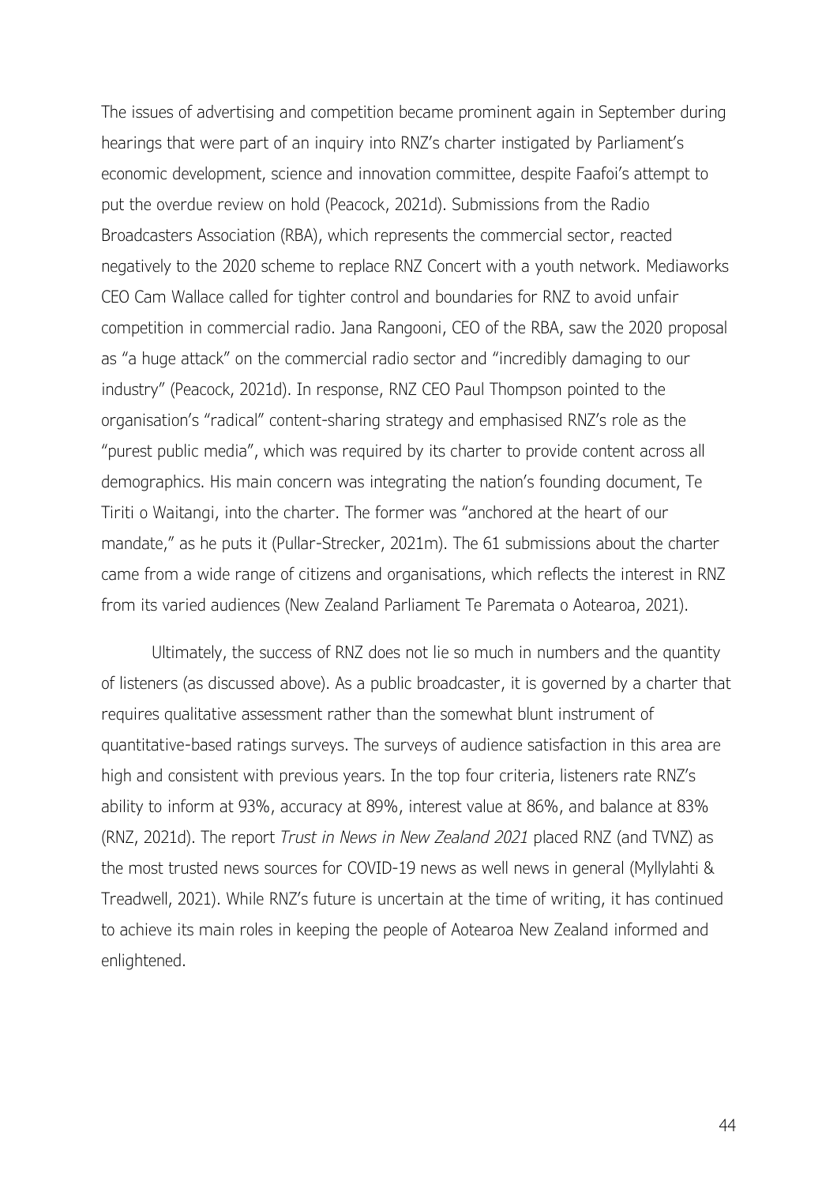The issues of advertising and competition became prominent again in September during hearings that were part of an inquiry into RNZ's charter instigated by Parliament's economic development, science and innovation committee, despite Faafoi's attempt to put the overdue review on hold (Peacock, 2021d). Submissions from the Radio Broadcasters Association (RBA), which represents the commercial sector, reacted negatively to the 2020 scheme to replace RNZ Concert with a youth network. Mediaworks CEO Cam Wallace called for tighter control and boundaries for RNZ to avoid unfair competition in commercial radio. Jana Rangooni, CEO of the RBA, saw the 2020 proposal as "a huge attack" on the commercial radio sector and "incredibly damaging to our industry" (Peacock, 2021d). In response, RNZ CEO Paul Thompson pointed to the organisation's "radical" content-sharing strategy and emphasised RNZ's role as the "purest public media", which was required by its charter to provide content across all demographics. His main concern was integrating the nation's founding document, Te Tiriti o Waitangi, into the charter. The former was "anchored at the heart of our mandate," as he puts it (Pullar-Strecker, 2021m). The 61 submissions about the charter came from a wide range of citizens and organisations, which reflects the interest in RNZ from its varied audiences (New Zealand Parliament Te Paremata o Aotearoa, 2021).

Ultimately, the success of RNZ does not lie so much in numbers and the quantity of listeners (as discussed above). As a public broadcaster, it is governed by a charter that requires qualitative assessment rather than the somewhat blunt instrument of quantitative-based ratings surveys. The surveys of audience satisfaction in this area are high and consistent with previous years. In the top four criteria, listeners rate RNZ's ability to inform at 93%, accuracy at 89%, interest value at 86%, and balance at 83% (RNZ, 2021d). The report *Trust in News in New Zealand 2021* placed RNZ (and TVNZ) as the most trusted news sources for COVID-19 news as well news in general (Myllylahti & Treadwell, 2021). While RNZ's future is uncertain at the time of writing, it has continued to achieve its main roles in keeping the people of Aotearoa New Zealand informed and enlightened.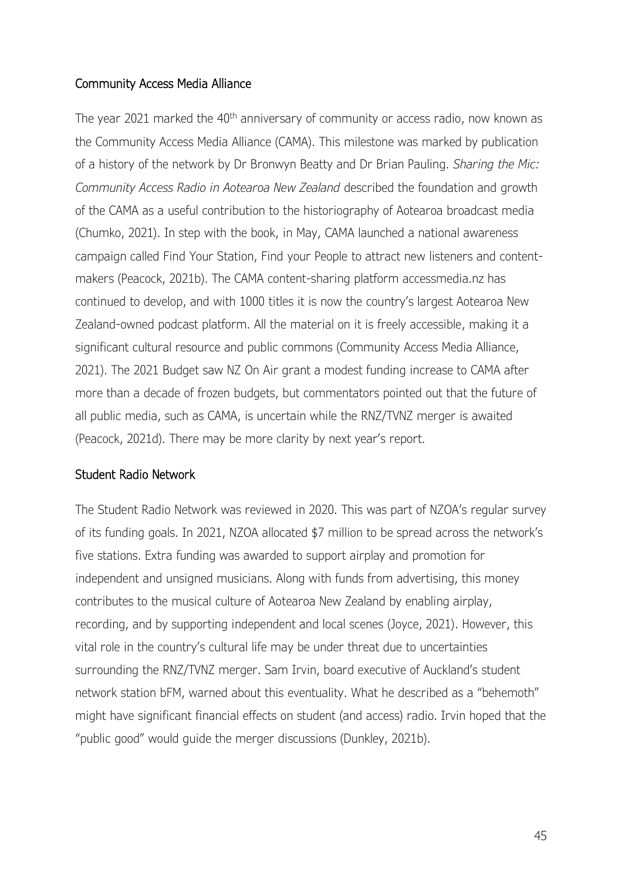## Community Access Media Alliance

The year 2021 marked the 40th anniversary of community or access radio, now known as the Community Access Media Alliance (CAMA). This milestone was marked by publication of a history of the network by Dr Bronwyn Beatty and Dr Brian Pauling. *Sharing the Mic: Community Access Radio in Aotearoa New Zealand* described the foundation and growth of the CAMA as a useful contribution to the historiography of Aotearoa broadcast media (Chumko, 2021). In step with the book, in May, CAMA launched a national awareness campaign called Find Your Station, Find your People to attract new listeners and content-makers (Peacock, 2021b). The CAMA content-sharing platform accessmedia.nz has continued to develop, and with 1000 titles it is now the country's largest Aotearoa New Zealand-owned podcast platform. All the material on it is freely accessible, making it a significant cultural resource and public commons (Community Access Media Alliance, 2021). The 2021 Budget saw NZ On Air grant a modest funding increase to CAMA after more than a decade of frozen budgets, but commentators pointed out that the future of all public media, such as CAMA, is uncertain while the RNZ/TVNZ merger is awaited (Peacock, 2021d). There may be more clarity by next year's report.

## Student Radio Network

The Student Radio Network was reviewed in 2020. This was part of NZOA's regular survey of its funding goals. In 2021, NZOA allocated $7 million to be spread across the network's five stations. Extra funding was awarded to support airplay and promotion for independent and unsigned musicians. Along with funds from advertising, this money contributes to the musical culture of Aotearoa New Zealand by enabling airplay, recording, and by supporting independent and local scenes (Joyce, 2021). However, this vital role in the country's cultural life may be under threat due to uncertainties surrounding the RNZ/TVNZ merger. Sam Irvin, board executive of Auckland's student network station bFM, warned about this eventuality. What he described as a "behemoth" might have significant financial effects on student (and access) radio. Irvin hoped that the "public good" would guide the merger discussions (Dunkley, 2021b).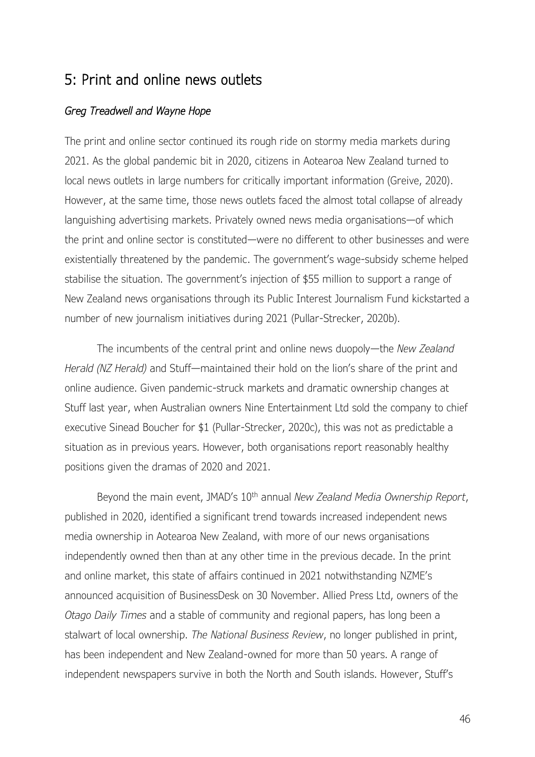# 5: Print and online news outlets

*Greg Treadwell and Wayne Hope*

The print and online sector continued its rough ride on stormy media markets during 2021. As the global pandemic bit in 2020, citizens in Aotearoa New Zealand turned to local news outlets in large numbers for critically important information (Greive, 2020). However, at the same time, those news outlets faced the almost total collapse of already languishing advertising markets. Privately owned news media organisations—of which the print and online sector is constituted—were no different to other businesses and were existentially threatened by the pandemic. The government's wage-subsidy scheme helped stabilise the situation. The government's injection of $55 million to support a range of New Zealand news organisations through its Public Interest Journalism Fund kickstarted a number of new journalism initiatives during 2021 (Pullar-Strecker, 2020b).

The incumbents of the central print and online news duopoly—the *New Zealand Herald (NZ Herald)* and Stuff—maintained their hold on the lion's share of the print and online audience. Given pandemic-struck markets and dramatic ownership changes at Stuff last year, when Australian owners Nine Entertainment Ltd sold the company to chief executive Sinead Boucher for $1 (Pullar-Strecker, 2020c), this was not as predictable a situation as in previous years. However, both organisations report reasonably healthy positions given the dramas of 2020 and 2021.

Beyond the main event, JMAD's 10th annual *New Zealand Media Ownership Report*, published in 2020, identified a significant trend towards increased independent news media ownership in Aotearoa New Zealand, with more of our news organisations independently owned then than at any other time in the previous decade. In the print and online market, this state of affairs continued in 2021 notwithstanding NZME's announced acquisition of BusinessDesk on 30 November. Allied Press Ltd, owners of the *Otago Daily Times* and a stable of community and regional papers, has long been a stalwart of local ownership. *The National Business Review*, no longer published in print, has been independent and New Zealand-owned for more than 50 years. A range of independent newspapers survive in both the North and South islands. However, Stuff's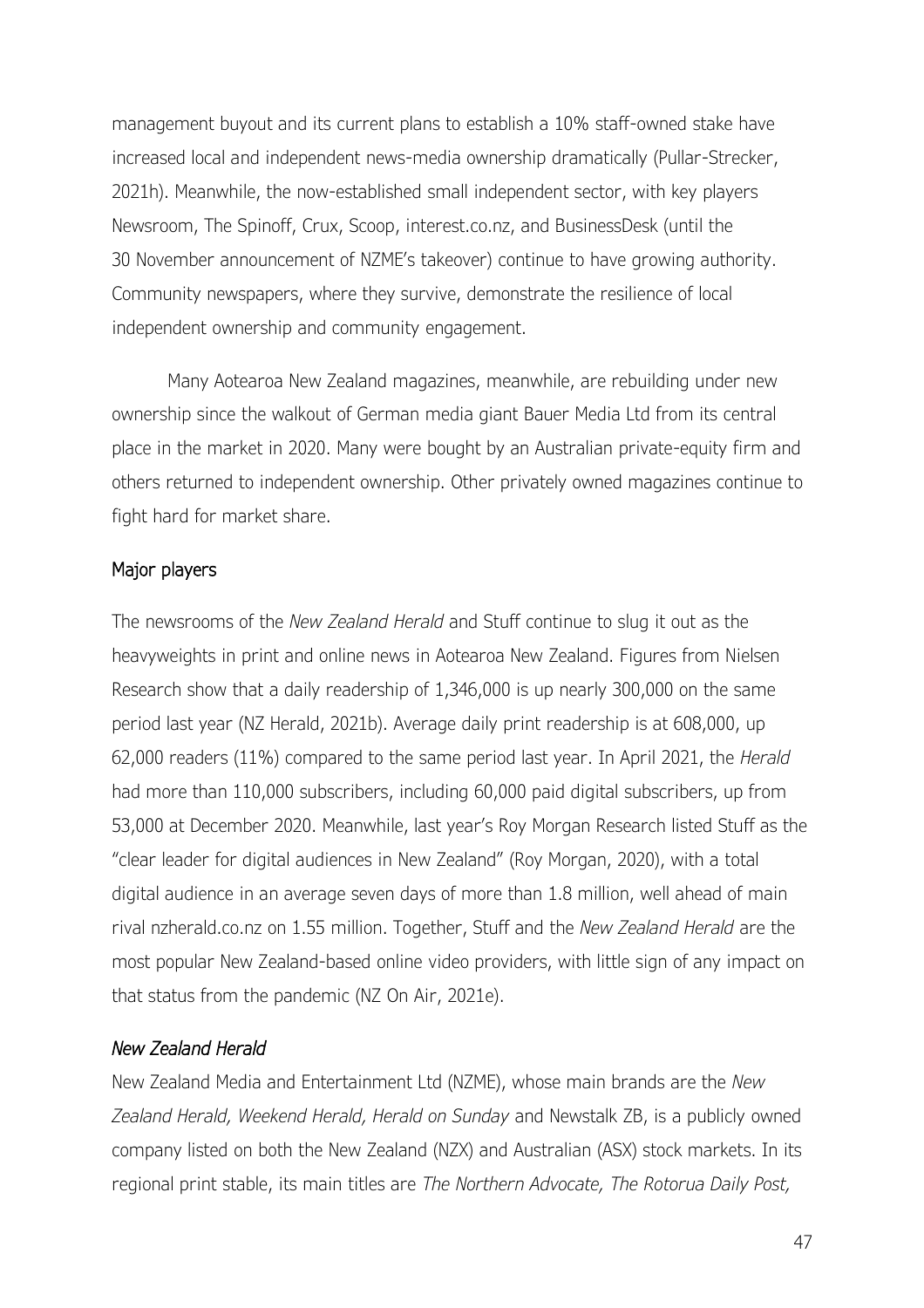management buyout and its current plans to establish a 10% staff-owned stake have increased local and independent news-media ownership dramatically (Pullar-Strecker, 2021h). Meanwhile, the now-established small independent sector, with key players Newsroom, The Spinoff, Crux, Scoop, interest.co.nz, and BusinessDesk (until the 30 November announcement of NZME's takeover) continue to have growing authority. Community newspapers, where they survive, demonstrate the resilience of local independent ownership and community engagement.

Many Aotearoa New Zealand magazines, meanwhile, are rebuilding under new ownership since the walkout of German media giant Bauer Media Ltd from its central place in the market in 2020. Many were bought by an Australian private-equity firm and others returned to independent ownership. Other privately owned magazines continue to fight hard for market share.

## Major players

The newsrooms of the *New Zealand Herald* and Stuff continue to slug it out as the heavyweights in print and online news in Aotearoa New Zealand. Figures from Nielsen Research show that a daily readership of 1,346,000 is up nearly 300,000 on the same period last year (NZ Herald, 2021b). Average daily print readership is at 608,000, up 62,000 readers (11%) compared to the same period last year. In April 2021, the *Herald* had more than 110,000 subscribers, including 60,000 paid digital subscribers, up from 53,000 at December 2020. Meanwhile, last year's Roy Morgan Research listed Stuff as the "clear leader for digital audiences in New Zealand" (Roy Morgan, 2020), with a total digital audience in an average seven days of more than 1.8 million, well ahead of main rival nzherald.co.nz on 1.55 million. Together, Stuff and the *New Zealand Herald* are the most popular New Zealand-based online video providers, with little sign of any impact on that status from the pandemic (NZ On Air, 2021e).

### *New Zealand Herald*

New Zealand Media and Entertainment Ltd (NZME), whose main brands are the *New Zealand Herald, Weekend Herald, Herald on Sunday* and Newstalk ZB, is a publicly owned company listed on both the New Zealand (NZX) and Australian (ASX) stock markets. In its regional print stable, its main titles are *The Northern Advocate, The Rotorua Daily Post,*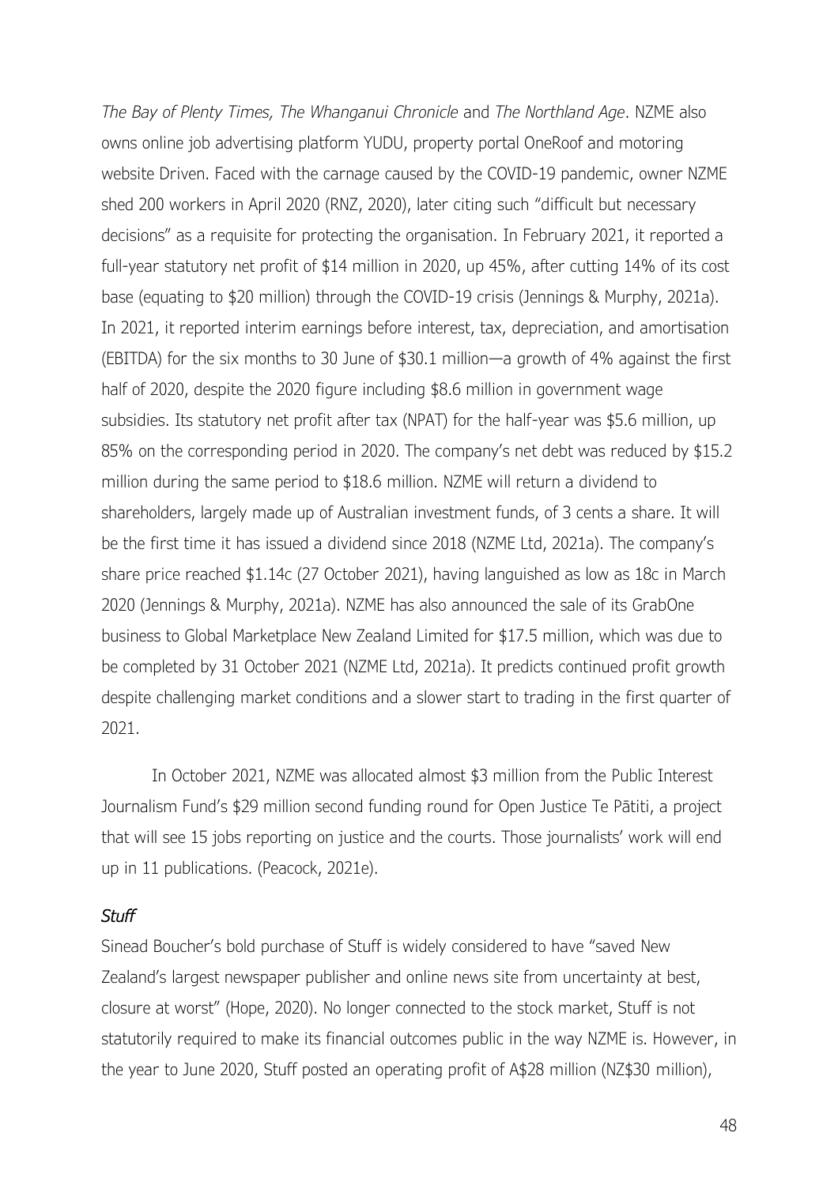*The Bay of Plenty Times, The Whanganui Chronicle* and *The Northland Age*. NZME also owns online job advertising platform YUDU, property portal OneRoof and motoring website Driven. Faced with the carnage caused by the COVID-19 pandemic, owner NZME shed 200 workers in April 2020 (RNZ, 2020), later citing such "difficult but necessary decisions" as a requisite for protecting the organisation. In February 2021, it reported a full-year statutory net profit of $14 million in 2020, up 45%, after cutting 14% of its cost base (equating to $20 million) through the COVID-19 crisis (Jennings & Murphy, 2021a). In 2021, it reported interim earnings before interest, tax, depreciation, and amortisation (EBITDA) for the six months to 30 June of $30.1 million—a growth of 4% against the first half of 2020, despite the 2020 figure including $8.6 million in government wage subsidies. Its statutory net profit after tax (NPAT) for the half-year was $5.6 million, up 85% on the corresponding period in 2020. The company's net debt was reduced by $15.2 million during the same period to $18.6 million. NZME will return a dividend to shareholders, largely made up of Australian investment funds, of 3 cents a share. It will be the first time it has issued a dividend since 2018 (NZME Ltd, 2021a). The company's share price reached $1.14c (27 October 2021), having languished as low as 18c in March 2020 (Jennings & Murphy, 2021a). NZME has also announced the sale of its GrabOne business to Global Marketplace New Zealand Limited for $17.5 million, which was due to be completed by 31 October 2021 (NZME Ltd, 2021a). It predicts continued profit growth despite challenging market conditions and a slower start to trading in the first quarter of 2021.

In October 2021, NZME was allocated almost $3 million from the Public Interest Journalism Fund's $29 million second funding round for Open Justice Te Pātiti, a project that will see 15 jobs reporting on justice and the courts. Those journalists' work will end up in 11 publications. (Peacock, 2021e).

### *Stuff*

Sinead Boucher's bold purchase of Stuff is widely considered to have "saved New Zealand's largest newspaper publisher and online news site from uncertainty at best, closure at worst" (Hope, 2020). No longer connected to the stock market, Stuff is not statutorily required to make its financial outcomes public in the way NZME is. However, in the year to June 2020, Stuff posted an operating profit of A$28 million (NZ$30 million),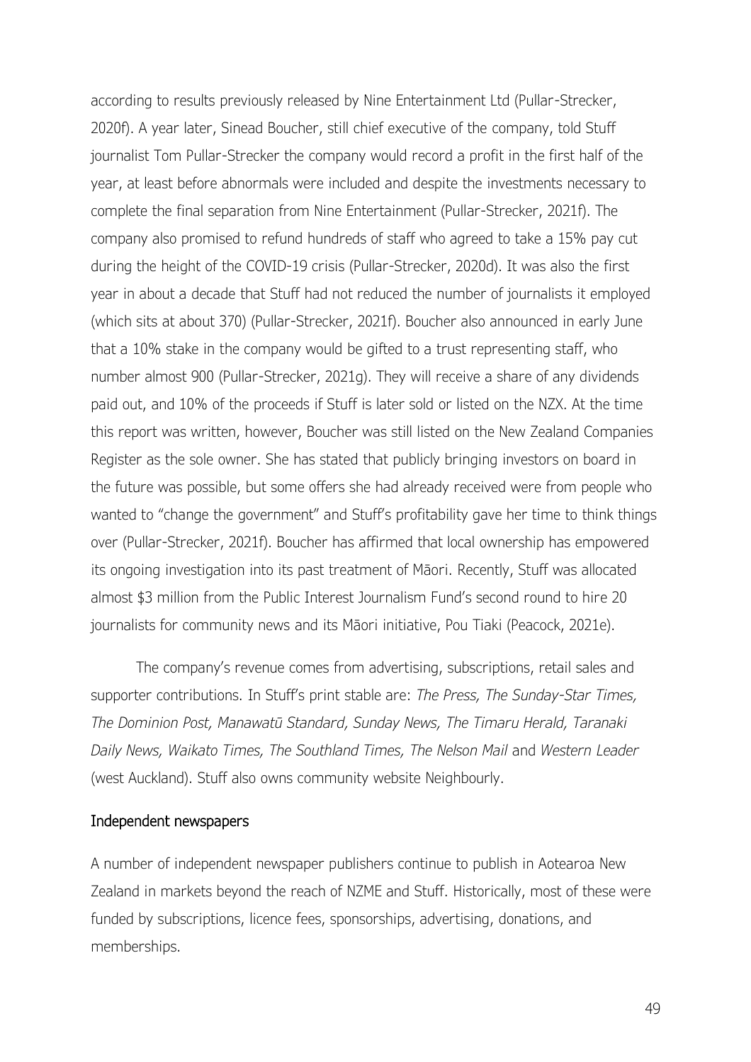according to results previously released by Nine Entertainment Ltd (Pullar-Strecker, 2020f). A year later, Sinead Boucher, still chief executive of the company, told Stuff journalist Tom Pullar-Strecker the company would record a profit in the first half of the year, at least before abnormals were included and despite the investments necessary to complete the final separation from Nine Entertainment (Pullar-Strecker, 2021f). The company also promised to refund hundreds of staff who agreed to take a 15% pay cut during the height of the COVID-19 crisis (Pullar-Strecker, 2020d). It was also the first year in about a decade that Stuff had not reduced the number of journalists it employed (which sits at about 370) (Pullar-Strecker, 2021f). Boucher also announced in early June that a 10% stake in the company would be gifted to a trust representing staff, who number almost 900 (Pullar-Strecker, 2021g). They will receive a share of any dividends paid out, and 10% of the proceeds if Stuff is later sold or listed on the NZX. At the time this report was written, however, Boucher was still listed on the New Zealand Companies Register as the sole owner. She has stated that publicly bringing investors on board in the future was possible, but some offers she had already received were from people who wanted to "change the government" and Stuff's profitability gave her time to think things over (Pullar-Strecker, 2021f). Boucher has affirmed that local ownership has empowered its ongoing investigation into its past treatment of Māori. Recently, Stuff was allocated almost $3 million from the Public Interest Journalism Fund's second round to hire 20 journalists for community news and its Māori initiative, Pou Tiaki (Peacock, 2021e).

The company's revenue comes from advertising, subscriptions, retail sales and supporter contributions. In Stuff's print stable are: *The Press, The Sunday-Star Times, The Dominion Post, Manawatū Standard, Sunday News, The Timaru Herald, Taranaki Daily News, Waikato Times, The Southland Times, The Nelson Mail* and *Western Leader* (west Auckland). Stuff also owns community website Neighbourly.

### Independent newspapers

A number of independent newspaper publishers continue to publish in Aotearoa New Zealand in markets beyond the reach of NZME and Stuff. Historically, most of these were funded by subscriptions, licence fees, sponsorships, advertising, donations, and memberships.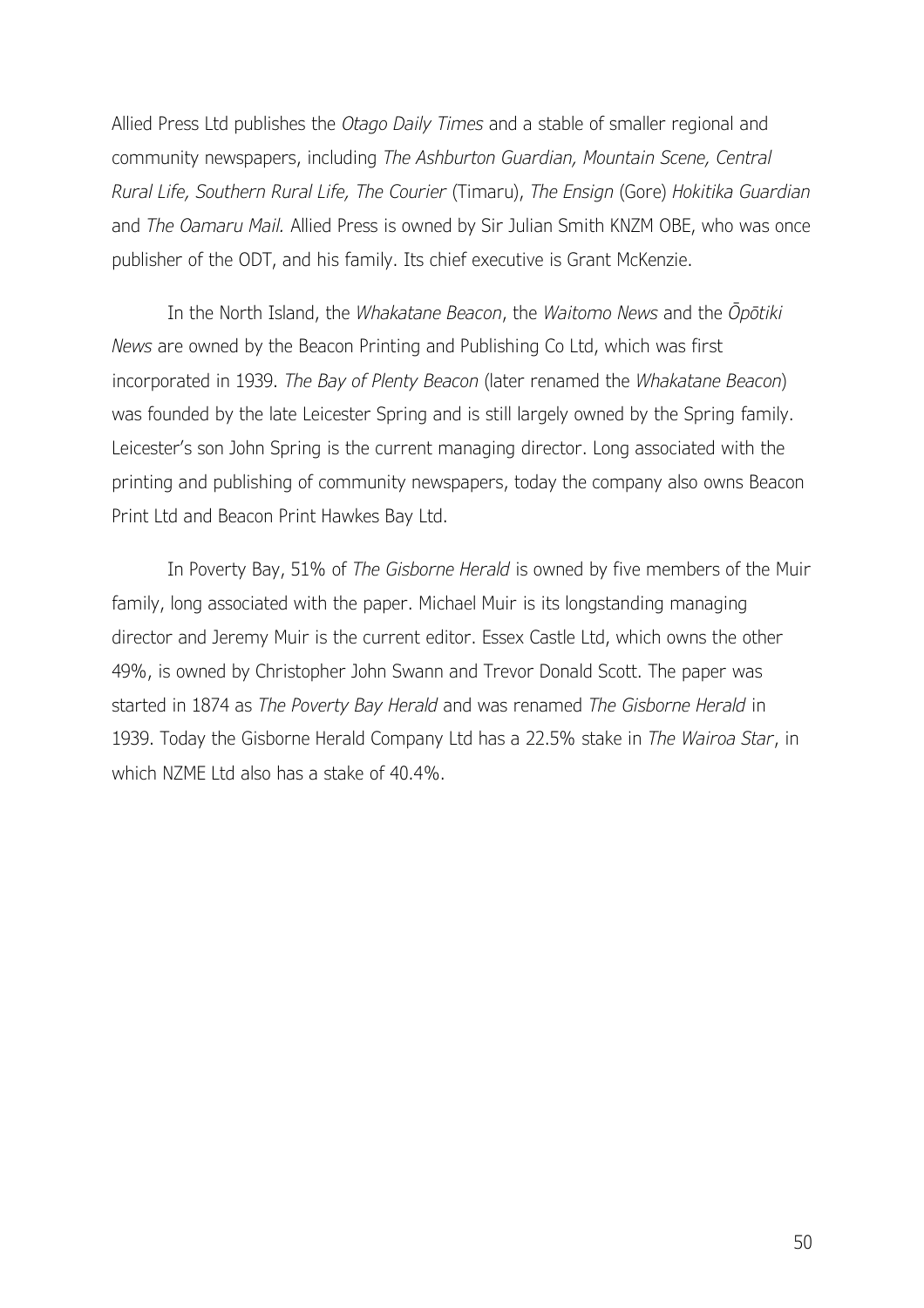Allied Press Ltd publishes the *Otago Daily Times* and a stable of smaller regional and community newspapers, including *The Ashburton Guardian, Mountain Scene, Central Rural Life, Southern Rural Life, The Courier* (Timaru), *The Ensign* (Gore) *Hokitika Guardian* and *The Oamaru Mail.* Allied Press is owned by Sir Julian Smith KNZM OBE, who was once publisher of the ODT, and his family. Its chief executive is Grant McKenzie.

In the North Island, the *Whakatane Beacon*, the *Waitomo News* and the *Ōpōtiki News* are owned by the Beacon Printing and Publishing Co Ltd, which was first incorporated in 1939. *The Bay of Plenty Beacon* (later renamed the *Whakatane Beacon*) was founded by the late Leicester Spring and is still largely owned by the Spring family. Leicester's son John Spring is the current managing director. Long associated with the printing and publishing of community newspapers, today the company also owns Beacon Print Ltd and Beacon Print Hawkes Bay Ltd.

In Poverty Bay, 51% of *The Gisborne Herald* is owned by five members of the Muir family, long associated with the paper. Michael Muir is its longstanding managing director and Jeremy Muir is the current editor. Essex Castle Ltd, which owns the other 49%, is owned by Christopher John Swann and Trevor Donald Scott. The paper was started in 1874 as *The Poverty Bay Herald* and was renamed *The Gisborne Herald* in 1939. Today the Gisborne Herald Company Ltd has a 22.5% stake in *The Wairoa Star*, in which NZME Ltd also has a stake of 40.4%.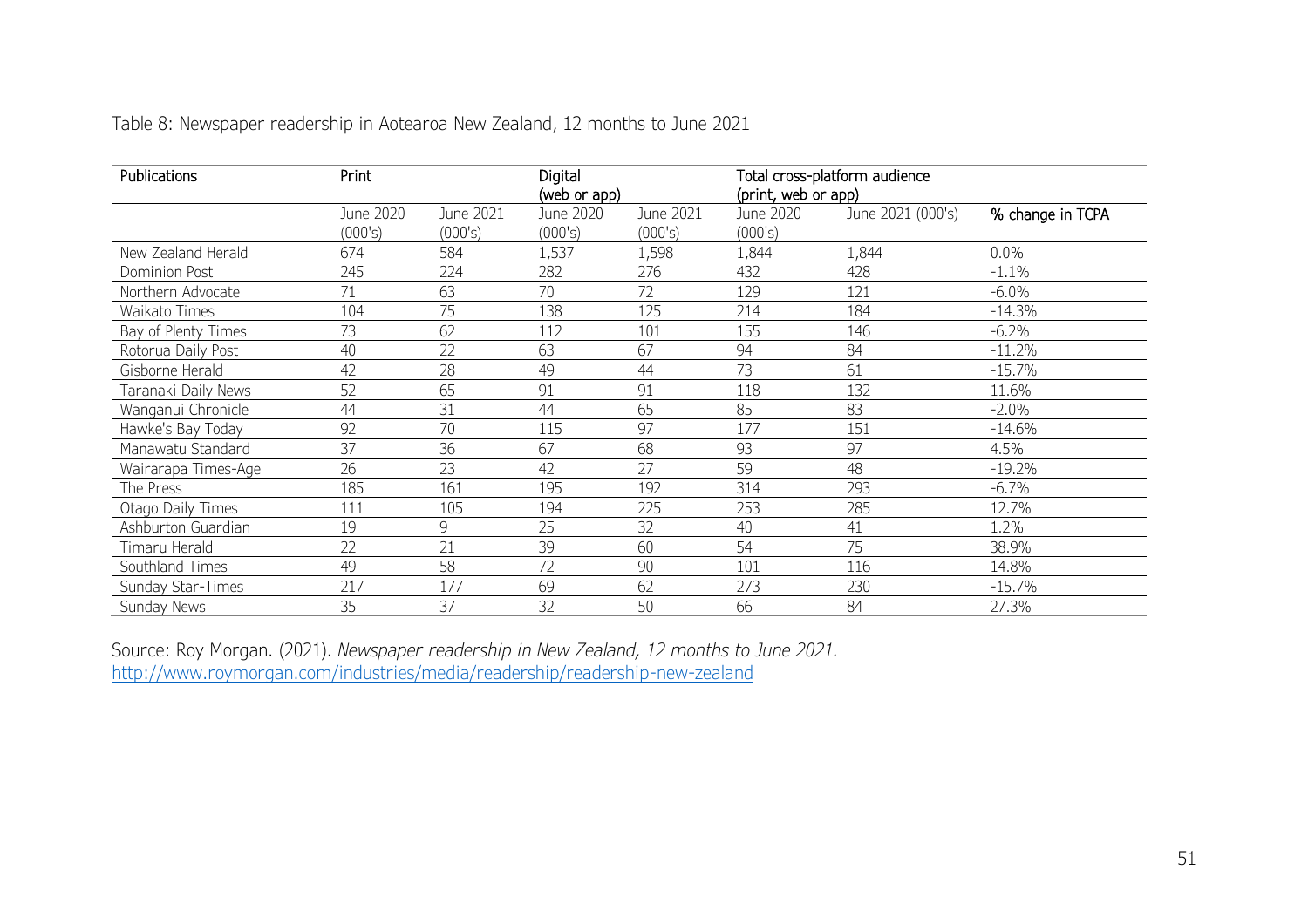Table 8: Newspaper readership in Aotearoa New Zealand, 12 months to June 2021

| Publications | Print | | Digital (web or app) | | Total cross-platform audience (print, web or app) | | |
|---|---|---|---|---|---|---|---|
| | June 2020 (000's) | June 2021 (000's) | June 2020 (000's) | June 2021 (000's) | June 2020 (000's) | June 2021 (000's) | % change in TCPA |
| New Zealand Herald | 674 | 584 | 1,537 | 1,598 | 1,844 | 1,844 | 0.0% |
| Dominion Post | 245 | 224 | 282 | 276 | 432 | 428 | -1.1% |
| Northern Advocate | 71 | 63 | 70 | 72 | 129 | 121 | -6.0% |
| Waikato Times | 104 | 75 | 138 | 125 | 214 | 184 | -14.3% |
| Bay of Plenty Times | 73 | 62 | 112 | 101 | 155 | 146 | -6.2% |
| Rotorua Daily Post | 40 | 22 | 63 | 67 | 94 | 84 | -11.2% |
| Gisborne Herald | 42 | 28 | 49 | 44 | 73 | 61 | -15.7% |
| Taranaki Daily News | 52 | 65 | 91 | 91 | 118 | 132 | 11.6% |
| Wanganui Chronicle | 44 | 31 | 44 | 65 | 85 | 83 | -2.0% |
| Hawke's Bay Today | 92 | 70 | 115 | 97 | 177 | 151 | -14.6% |
| Manawatu Standard | 37 | 36 | 67 | 68 | 93 | 97 | 4.5% |
| Wairarapa Times-Age | 26 | 23 | 42 | 27 | 59 | 48 | -19.2% |
| The Press | 185 | 161 | 195 | 192 | 314 | 293 | -6.7% |
| Otago Daily Times | 111 | 105 | 194 | 225 | 253 | 285 | 12.7% |
| Ashburton Guardian | 19 | 9 | 25 | 32 | 40 | 41 | 1.2% |
| Timaru Herald | 22 | 21 | 39 | 60 | 54 | 75 | 38.9% |
| Southland Times | 49 | 58 | 72 | 90 | 101 | 116 | 14.8% |
| Sunday Star-Times | 217 | 177 | 69 | 62 | 273 | 230 | -15.7% |
| Sunday News | 35 | 37 | 32 | 50 | 66 | 84 | 27.3% |

Source: Roy Morgan. (2021). *Newspaper readership in New Zealand, 12 months to June 2021.* http://www.roymorgan.com/industries/media/readership/readership-new-zealand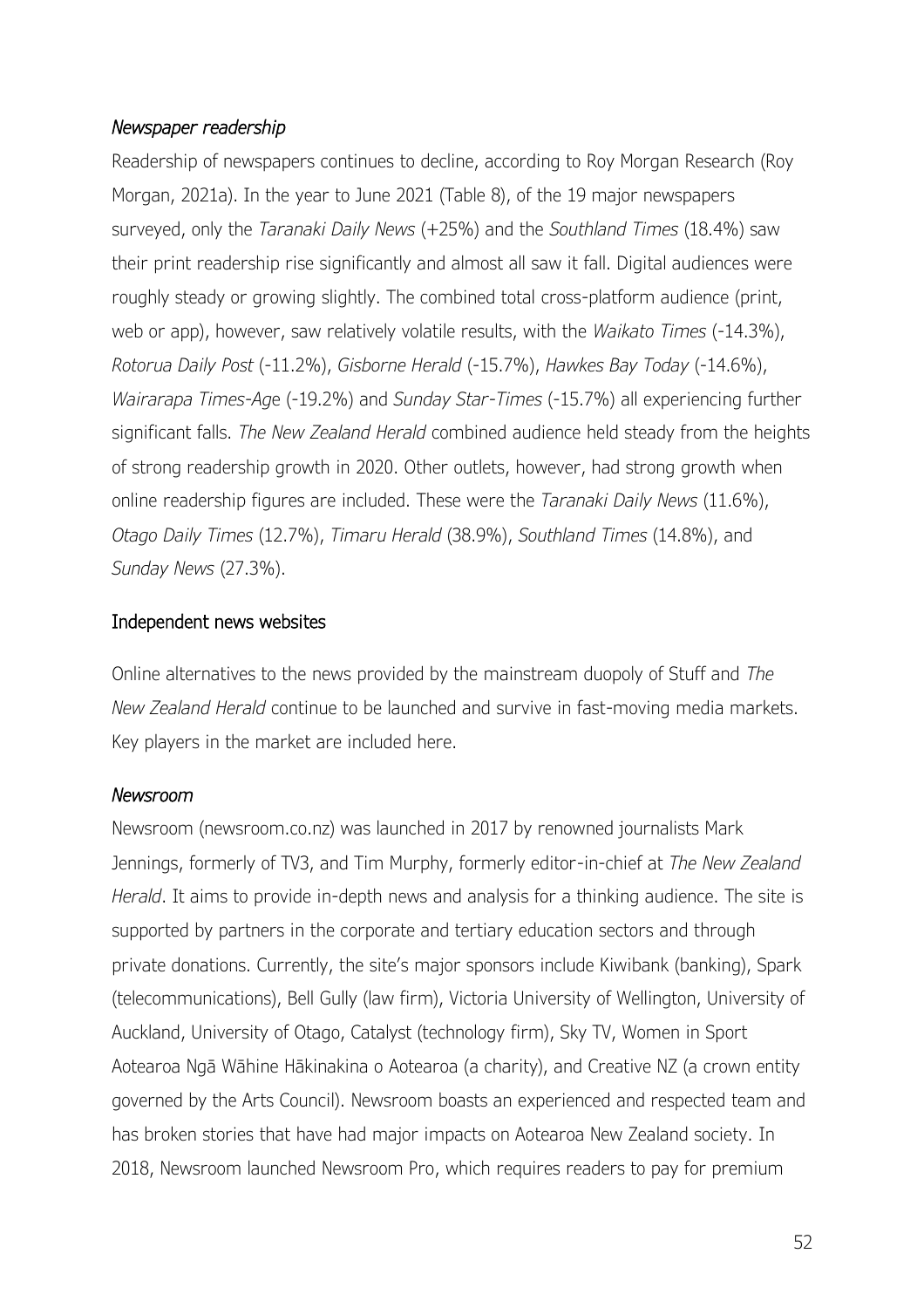### *Newspaper readership*

Readership of newspapers continues to decline, according to Roy Morgan Research (Roy Morgan, 2021a). In the year to June 2021 (Table 8), of the 19 major newspapers surveyed, only the *Taranaki Daily News* (+25%) and the *Southland Times* (18.4%) saw their print readership rise significantly and almost all saw it fall. Digital audiences were roughly steady or growing slightly. The combined total cross-platform audience (print, web or app), however, saw relatively volatile results, with the *Waikato Times* (-14.3%), *Rotorua Daily Post* (-11.2%), *Gisborne Herald* (-15.7%), *Hawkes Bay Today* (-14.6%), *Wairarapa Times-Age* (-19.2%) and *Sunday Star-Times* (-15.7%) all experiencing further significant falls. *The New Zealand Herald* combined audience held steady from the heights of strong readership growth in 2020. Other outlets, however, had strong growth when online readership figures are included. These were the *Taranaki Daily News* (11.6%), *Otago Daily Times* (12.7%), *Timaru Herald* (38.9%), *Southland Times* (14.8%), and *Sunday News* (27.3%).

## Independent news websites

Online alternatives to the news provided by the mainstream duopoly of Stuff and *The New Zealand Herald* continue to be launched and survive in fast-moving media markets. Key players in the market are included here.

### *Newsroom*

Newsroom (newsroom.co.nz) was launched in 2017 by renowned journalists Mark Jennings, formerly of TV3, and Tim Murphy, formerly editor-in-chief at *The New Zealand Herald*. It aims to provide in-depth news and analysis for a thinking audience. The site is supported by partners in the corporate and tertiary education sectors and through private donations. Currently, the site's major sponsors include Kiwibank (banking), Spark (telecommunications), Bell Gully (law firm), Victoria University of Wellington, University of Auckland, University of Otago, Catalyst (technology firm), Sky TV, Women in Sport Aotearoa Ngā Wāhine Hākinakina o Aotearoa (a charity), and Creative NZ (a crown entity governed by the Arts Council). Newsroom boasts an experienced and respected team and has broken stories that have had major impacts on Aotearoa New Zealand society. In 2018, Newsroom launched Newsroom Pro, which requires readers to pay for premium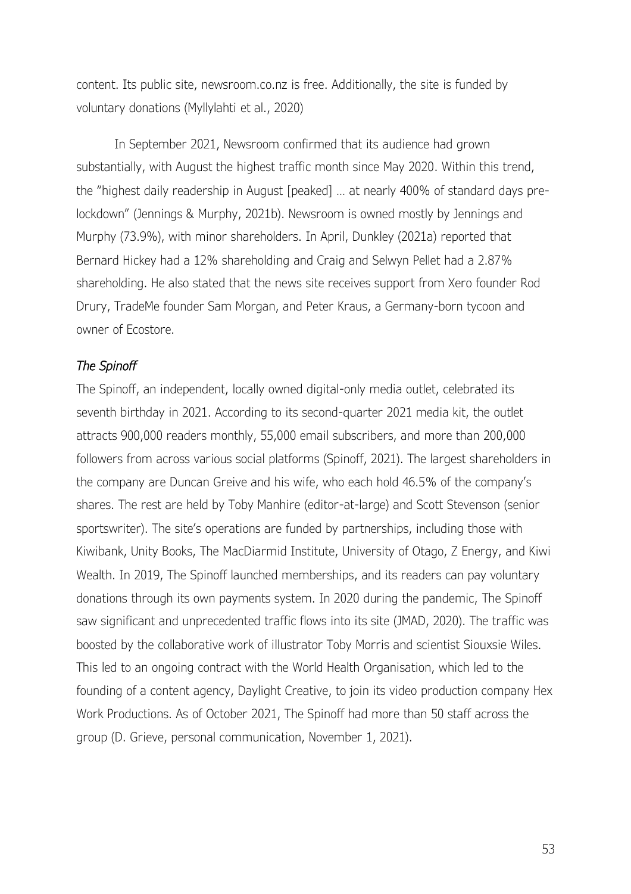content. Its public site, newsroom.co.nz is free. Additionally, the site is funded by voluntary donations (Myllylahti et al., 2020)

In September 2021, Newsroom confirmed that its audience had grown substantially, with August the highest traffic month since May 2020. Within this trend, the "highest daily readership in August [peaked] … at nearly 400% of standard days pre-lockdown" (Jennings & Murphy, 2021b). Newsroom is owned mostly by Jennings and Murphy (73.9%), with minor shareholders. In April, Dunkley (2021a) reported that Bernard Hickey had a 12% shareholding and Craig and Selwyn Pellet had a 2.87% shareholding. He also stated that the news site receives support from Xero founder Rod Drury, TradeMe founder Sam Morgan, and Peter Kraus, a Germany-born tycoon and owner of Ecostore.

### *The Spinoff*

The Spinoff, an independent, locally owned digital-only media outlet, celebrated its seventh birthday in 2021. According to its second-quarter 2021 media kit, the outlet attracts 900,000 readers monthly, 55,000 email subscribers, and more than 200,000 followers from across various social platforms (Spinoff, 2021). The largest shareholders in the company are Duncan Greive and his wife, who each hold 46.5% of the company's shares. The rest are held by Toby Manhire (editor-at-large) and Scott Stevenson (senior sportswriter). The site's operations are funded by partnerships, including those with Kiwibank, Unity Books, The MacDiarmid Institute, University of Otago, Z Energy, and Kiwi Wealth. In 2019, The Spinoff launched memberships, and its readers can pay voluntary donations through its own payments system. In 2020 during the pandemic, The Spinoff saw significant and unprecedented traffic flows into its site (JMAD, 2020). The traffic was boosted by the collaborative work of illustrator Toby Morris and scientist Siouxsie Wiles. This led to an ongoing contract with the World Health Organisation, which led to the founding of a content agency, Daylight Creative, to join its video production company Hex Work Productions. As of October 2021, The Spinoff had more than 50 staff across the group (D. Grieve, personal communication, November 1, 2021).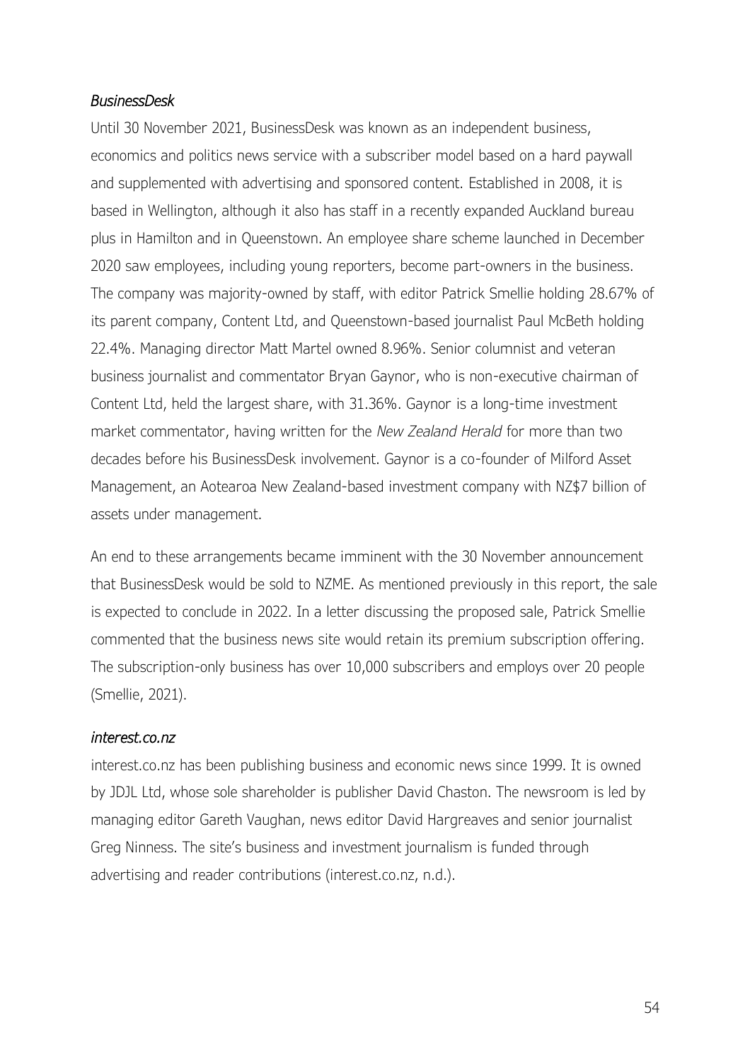### *BusinessDesk*

Until 30 November 2021, BusinessDesk was known as an independent business, economics and politics news service with a subscriber model based on a hard paywall and supplemented with advertising and sponsored content. Established in 2008, it is based in Wellington, although it also has staff in a recently expanded Auckland bureau plus in Hamilton and in Queenstown. An employee share scheme launched in December 2020 saw employees, including young reporters, become part-owners in the business. The company was majority-owned by staff, with editor Patrick Smellie holding 28.67% of its parent company, Content Ltd, and Queenstown-based journalist Paul McBeth holding 22.4%. Managing director Matt Martel owned 8.96%. Senior columnist and veteran business journalist and commentator Bryan Gaynor, who is non-executive chairman of Content Ltd, held the largest share, with 31.36%. Gaynor is a long-time investment market commentator, having written for the *New Zealand Herald* for more than two decades before his BusinessDesk involvement. Gaynor is a co-founder of Milford Asset Management, an Aotearoa New Zealand-based investment company with NZ$7 billion of assets under management.

An end to these arrangements became imminent with the 30 November announcement that BusinessDesk would be sold to NZME. As mentioned previously in this report, the sale is expected to conclude in 2022. In a letter discussing the proposed sale, Patrick Smellie commented that the business news site would retain its premium subscription offering. The subscription-only business has over 10,000 subscribers and employs over 20 people (Smellie, 2021).

### *interest.co.nz*

interest.co.nz has been publishing business and economic news since 1999. It is owned by JDJL Ltd, whose sole shareholder is publisher David Chaston. The newsroom is led by managing editor Gareth Vaughan, news editor David Hargreaves and senior journalist Greg Ninness. The site's business and investment journalism is funded through advertising and reader contributions (interest.co.nz, n.d.).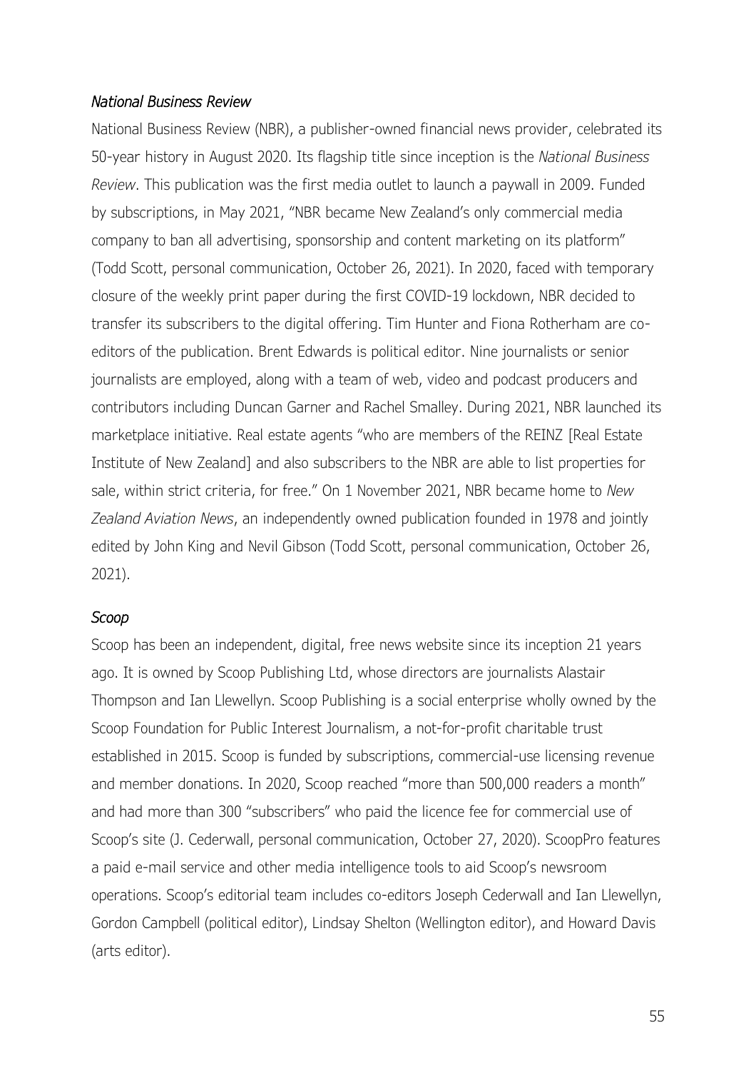### *National Business Review*

National Business Review (NBR), a publisher-owned financial news provider, celebrated its 50-year history in August 2020. Its flagship title since inception is the *National Business Review*. This publication was the first media outlet to launch a paywall in 2009. Funded by subscriptions, in May 2021, "NBR became New Zealand's only commercial media company to ban all advertising, sponsorship and content marketing on its platform" (Todd Scott, personal communication, October 26, 2021). In 2020, faced with temporary closure of the weekly print paper during the first COVID-19 lockdown, NBR decided to transfer its subscribers to the digital offering. Tim Hunter and Fiona Rotherham are co-editors of the publication. Brent Edwards is political editor. Nine journalists or senior journalists are employed, along with a team of web, video and podcast producers and contributors including Duncan Garner and Rachel Smalley. During 2021, NBR launched its marketplace initiative. Real estate agents "who are members of the REINZ [Real Estate Institute of New Zealand] and also subscribers to the NBR are able to list properties for sale, within strict criteria, for free." On 1 November 2021, NBR became home to *New Zealand Aviation News*, an independently owned publication founded in 1978 and jointly edited by John King and Nevil Gibson (Todd Scott, personal communication, October 26, 2021).

### *Scoop*

Scoop has been an independent, digital, free news website since its inception 21 years ago. It is owned by Scoop Publishing Ltd, whose directors are journalists Alastair Thompson and Ian Llewellyn. Scoop Publishing is a social enterprise wholly owned by the Scoop Foundation for Public Interest Journalism, a not-for-profit charitable trust established in 2015. Scoop is funded by subscriptions, commercial-use licensing revenue and member donations. In 2020, Scoop reached "more than 500,000 readers a month" and had more than 300 "subscribers" who paid the licence fee for commercial use of Scoop's site (J. Cederwall, personal communication, October 27, 2020). ScoopPro features a paid e-mail service and other media intelligence tools to aid Scoop's newsroom operations. Scoop's editorial team includes co-editors Joseph Cederwall and Ian Llewellyn, Gordon Campbell (political editor), Lindsay Shelton (Wellington editor), and Howard Davis (arts editor).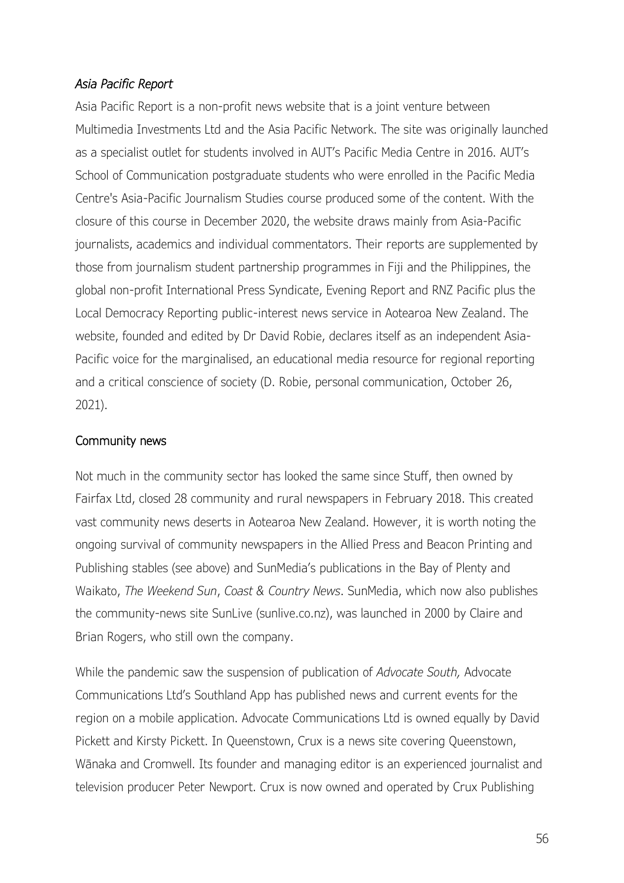### *Asia Pacific Report*

Asia Pacific Report is a non-profit news website that is a joint venture between Multimedia Investments Ltd and the Asia Pacific Network. The site was originally launched as a specialist outlet for students involved in AUT's Pacific Media Centre in 2016. AUT's School of Communication postgraduate students who were enrolled in the Pacific Media Centre's Asia-Pacific Journalism Studies course produced some of the content. With the closure of this course in December 2020, the website draws mainly from Asia-Pacific journalists, academics and individual commentators. Their reports are supplemented by those from journalism student partnership programmes in Fiji and the Philippines, the global non-profit International Press Syndicate, Evening Report and RNZ Pacific plus the Local Democracy Reporting public-interest news service in Aotearoa New Zealand. The website, founded and edited by Dr David Robie, declares itself as an independent Asia-Pacific voice for the marginalised, an educational media resource for regional reporting and a critical conscience of society (D. Robie, personal communication, October 26, 2021).

## Community news

Not much in the community sector has looked the same since Stuff, then owned by Fairfax Ltd, closed 28 community and rural newspapers in February 2018. This created vast community news deserts in Aotearoa New Zealand. However, it is worth noting the ongoing survival of community newspapers in the Allied Press and Beacon Printing and Publishing stables (see above) and SunMedia's publications in the Bay of Plenty and Waikato, *The Weekend Sun*, *Coast & Country News*. SunMedia, which now also publishes the community-news site SunLive (sunlive.co.nz), was launched in 2000 by Claire and Brian Rogers, who still own the company.

While the pandemic saw the suspension of publication of *Advocate South,* Advocate Communications Ltd's Southland App has published news and current events for the region on a mobile application. Advocate Communications Ltd is owned equally by David Pickett and Kirsty Pickett. In Queenstown, Crux is a news site covering Queenstown, Wānaka and Cromwell. Its founder and managing editor is an experienced journalist and television producer Peter Newport. Crux is now owned and operated by Crux Publishing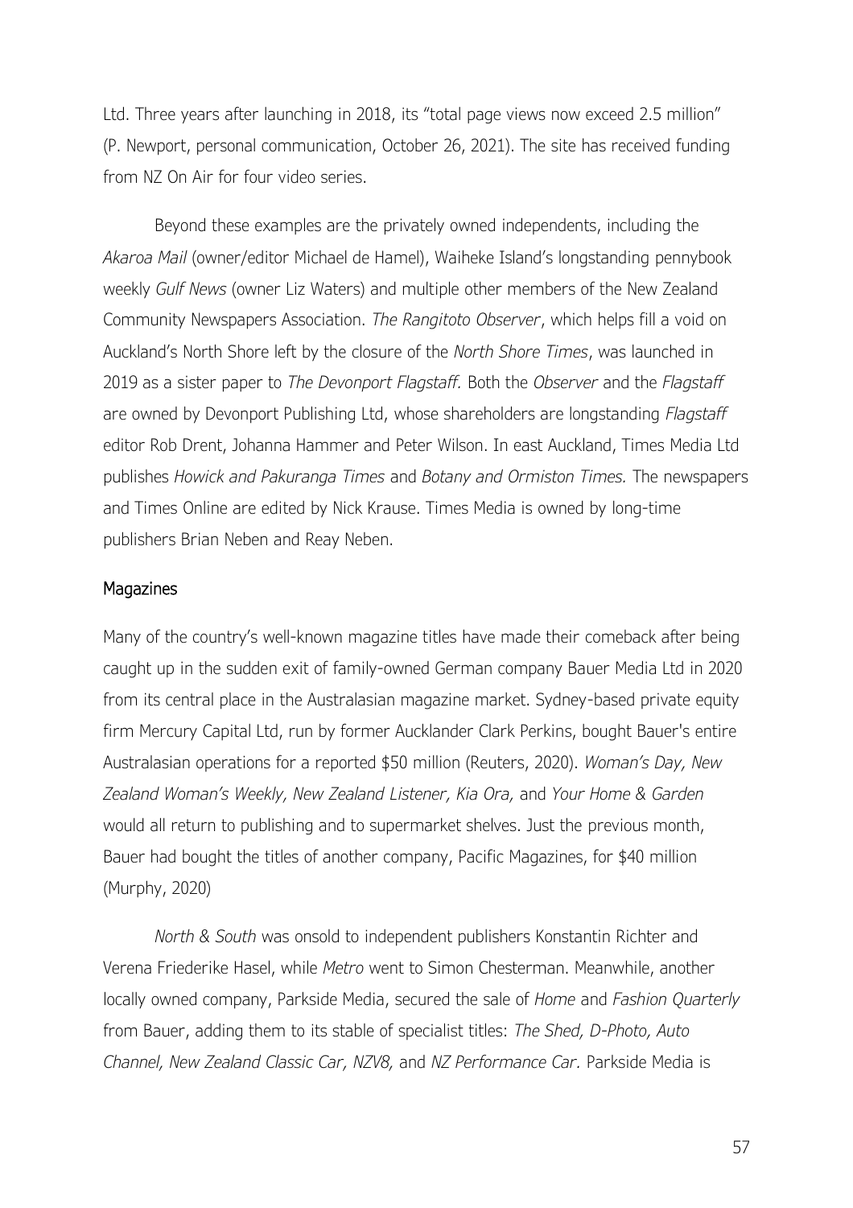Ltd. Three years after launching in 2018, its "total page views now exceed 2.5 million" (P. Newport, personal communication, October 26, 2021). The site has received funding from NZ On Air for four video series.

Beyond these examples are the privately owned independents, including the *Akaroa Mail* (owner/editor Michael de Hamel), Waiheke Island's longstanding pennybook weekly *Gulf News* (owner Liz Waters) and multiple other members of the New Zealand Community Newspapers Association. *The Rangitoto Observer*, which helps fill a void on Auckland's North Shore left by the closure of the *North Shore Times*, was launched in 2019 as a sister paper to *The Devonport Flagstaff.* Both the *Observer* and the *Flagstaff* are owned by Devonport Publishing Ltd, whose shareholders are longstanding *Flagstaff* editor Rob Drent, Johanna Hammer and Peter Wilson. In east Auckland, Times Media Ltd publishes *Howick and Pakuranga Times* and *Botany and Ormiston Times.* The newspapers and Times Online are edited by Nick Krause. Times Media is owned by long-time publishers Brian Neben and Reay Neben.

## Magazines

Many of the country's well-known magazine titles have made their comeback after being caught up in the sudden exit of family-owned German company Bauer Media Ltd in 2020 from its central place in the Australasian magazine market. Sydney-based private equity firm Mercury Capital Ltd, run by former Aucklander Clark Perkins, bought Bauer's entire Australasian operations for a reported $50 million (Reuters, 2020). *Woman's Day, New Zealand Woman's Weekly, New Zealand Listener, Kia Ora,* and *Your Home & Garden* would all return to publishing and to supermarket shelves. Just the previous month, Bauer had bought the titles of another company, Pacific Magazines, for $40 million (Murphy, 2020)

*North & South* was onsold to independent publishers Konstantin Richter and Verena Friederike Hasel, while *Metro* went to Simon Chesterman. Meanwhile, another locally owned company, Parkside Media, secured the sale of *Home* and *Fashion Quarterly* from Bauer, adding them to its stable of specialist titles: *The Shed, D-Photo, Auto Channel, New Zealand Classic Car, NZV8,* and *NZ Performance Car.* Parkside Media is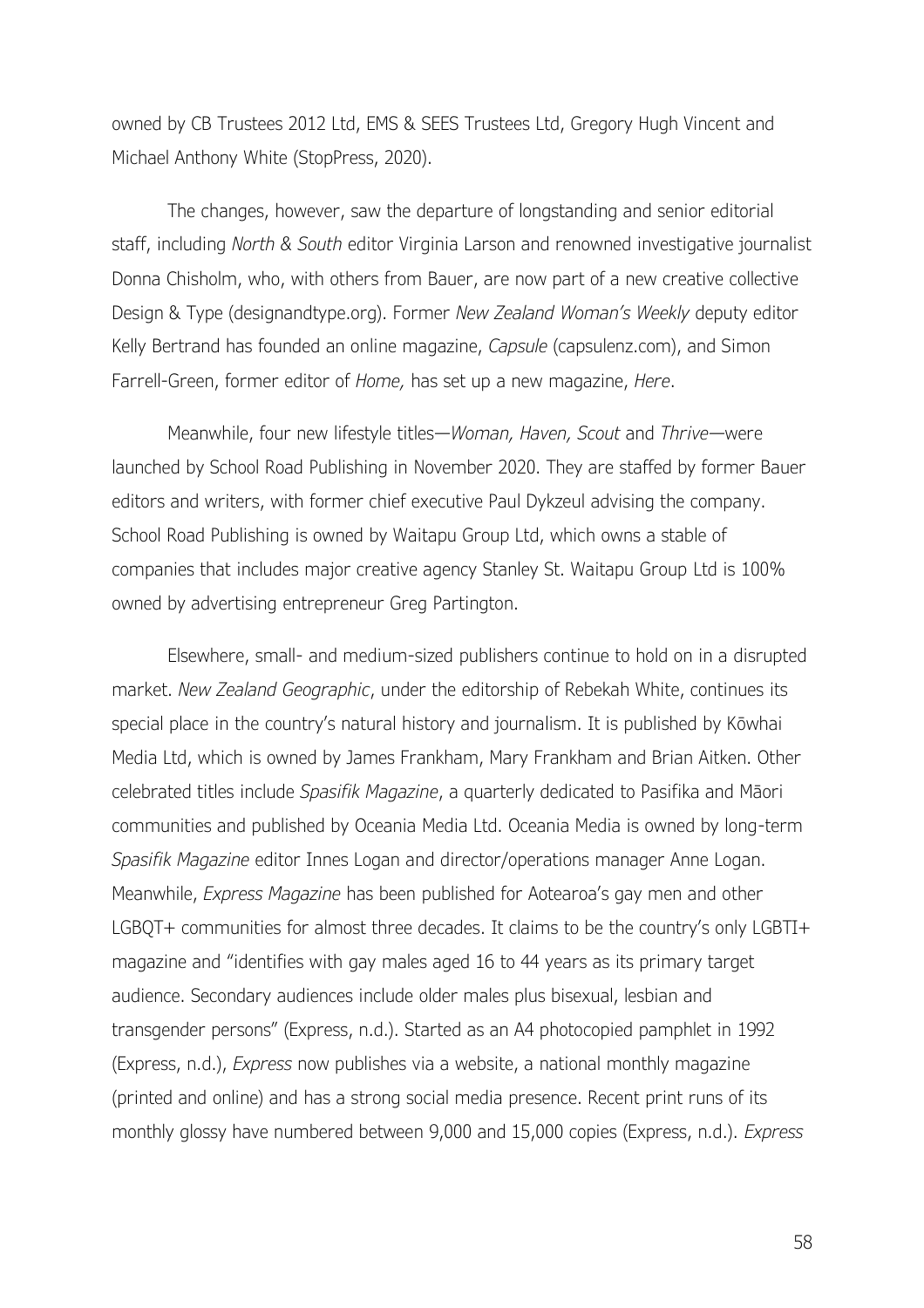owned by CB Trustees 2012 Ltd, EMS & SEES Trustees Ltd, Gregory Hugh Vincent and Michael Anthony White (StopPress, 2020).

The changes, however, saw the departure of longstanding and senior editorial staff, including *North & South* editor Virginia Larson and renowned investigative journalist Donna Chisholm, who, with others from Bauer, are now part of a new creative collective Design & Type (designandtype.org). Former *New Zealand Woman's Weekly* deputy editor Kelly Bertrand has founded an online magazine, *Capsule* (capsulenz.com), and Simon Farrell-Green, former editor of *Home,* has set up a new magazine, *Here*.

Meanwhile, four new lifestyle titles—*Woman, Haven, Scout* and *Thrive*—were launched by School Road Publishing in November 2020. They are staffed by former Bauer editors and writers, with former chief executive Paul Dykzeul advising the company. School Road Publishing is owned by Waitapu Group Ltd, which owns a stable of companies that includes major creative agency Stanley St. Waitapu Group Ltd is 100% owned by advertising entrepreneur Greg Partington.

Elsewhere, small- and medium-sized publishers continue to hold on in a disrupted market. *New Zealand Geographic*, under the editorship of Rebekah White, continues its special place in the country's natural history and journalism. It is published by Kōwhai Media Ltd, which is owned by James Frankham, Mary Frankham and Brian Aitken. Other celebrated titles include *Spasifik Magazine*, a quarterly dedicated to Pasifika and Māori communities and published by Oceania Media Ltd. Oceania Media is owned by long-term *Spasifik Magazine* editor Innes Logan and director/operations manager Anne Logan. Meanwhile, *Express Magazine* has been published for Aotearoa's gay men and other LGBQT+ communities for almost three decades. It claims to be the country's only LGBTI+ magazine and "identifies with gay males aged 16 to 44 years as its primary target audience. Secondary audiences include older males plus bisexual, lesbian and transgender persons" (Express, n.d.). Started as an A4 photocopied pamphlet in 1992 (Express, n.d.), *Express* now publishes via a website, a national monthly magazine (printed and online) and has a strong social media presence. Recent print runs of its monthly glossy have numbered between 9,000 and 15,000 copies (Express, n.d.). *Express*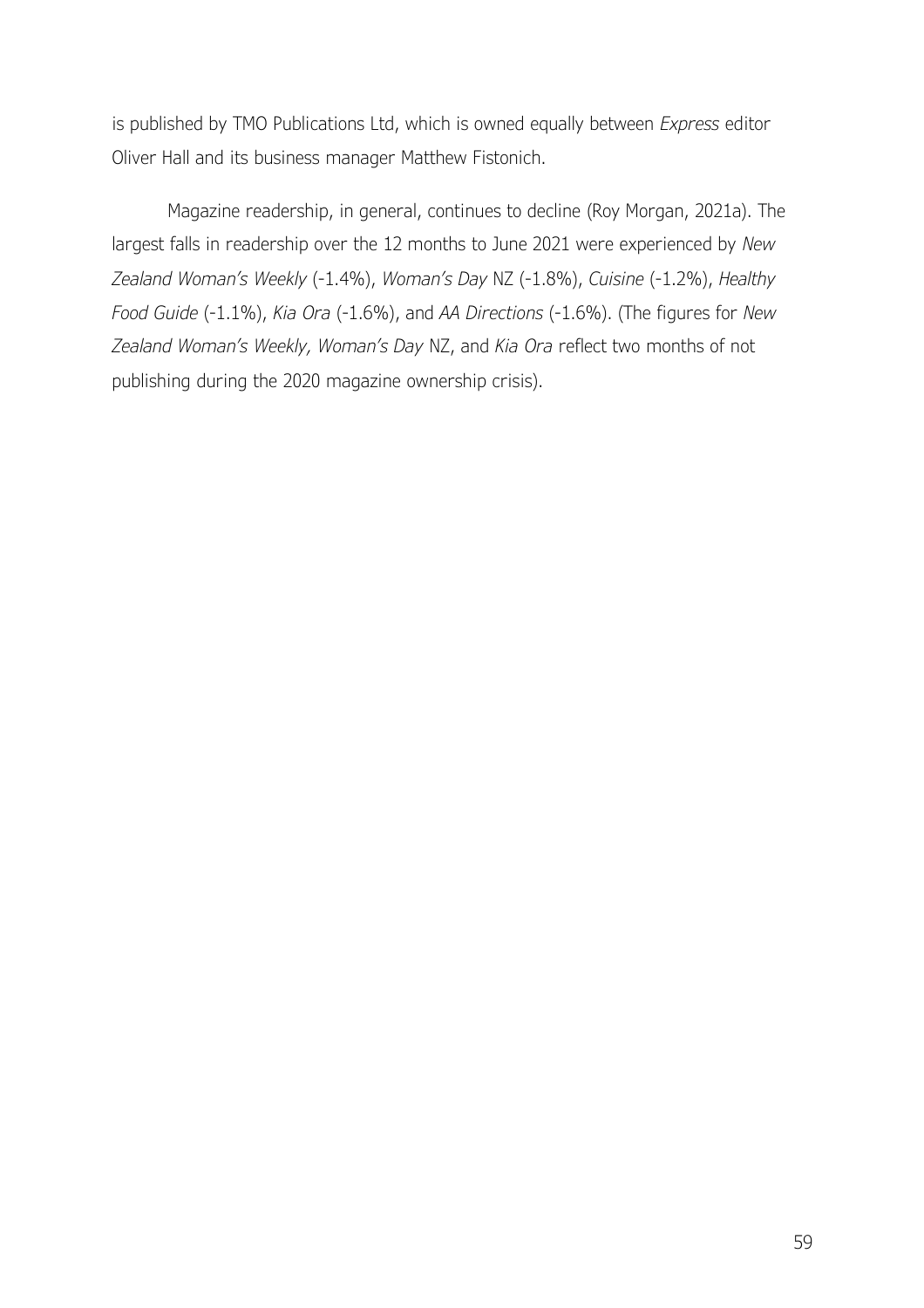is published by TMO Publications Ltd, which is owned equally between *Express* editor Oliver Hall and its business manager Matthew Fistonich.

Magazine readership, in general, continues to decline (Roy Morgan, 2021a). The largest falls in readership over the 12 months to June 2021 were experienced by *New Zealand Woman's Weekly* (-1.4%), *Woman's Day* NZ (-1.8%), *Cuisine* (-1.2%), *Healthy Food Guide* (-1.1%), *Kia Ora* (-1.6%), and *AA Directions* (-1.6%). (The figures for *New Zealand Woman's Weekly, Woman's Day* NZ, and *Kia Ora* reflect two months of not publishing during the 2020 magazine ownership crisis).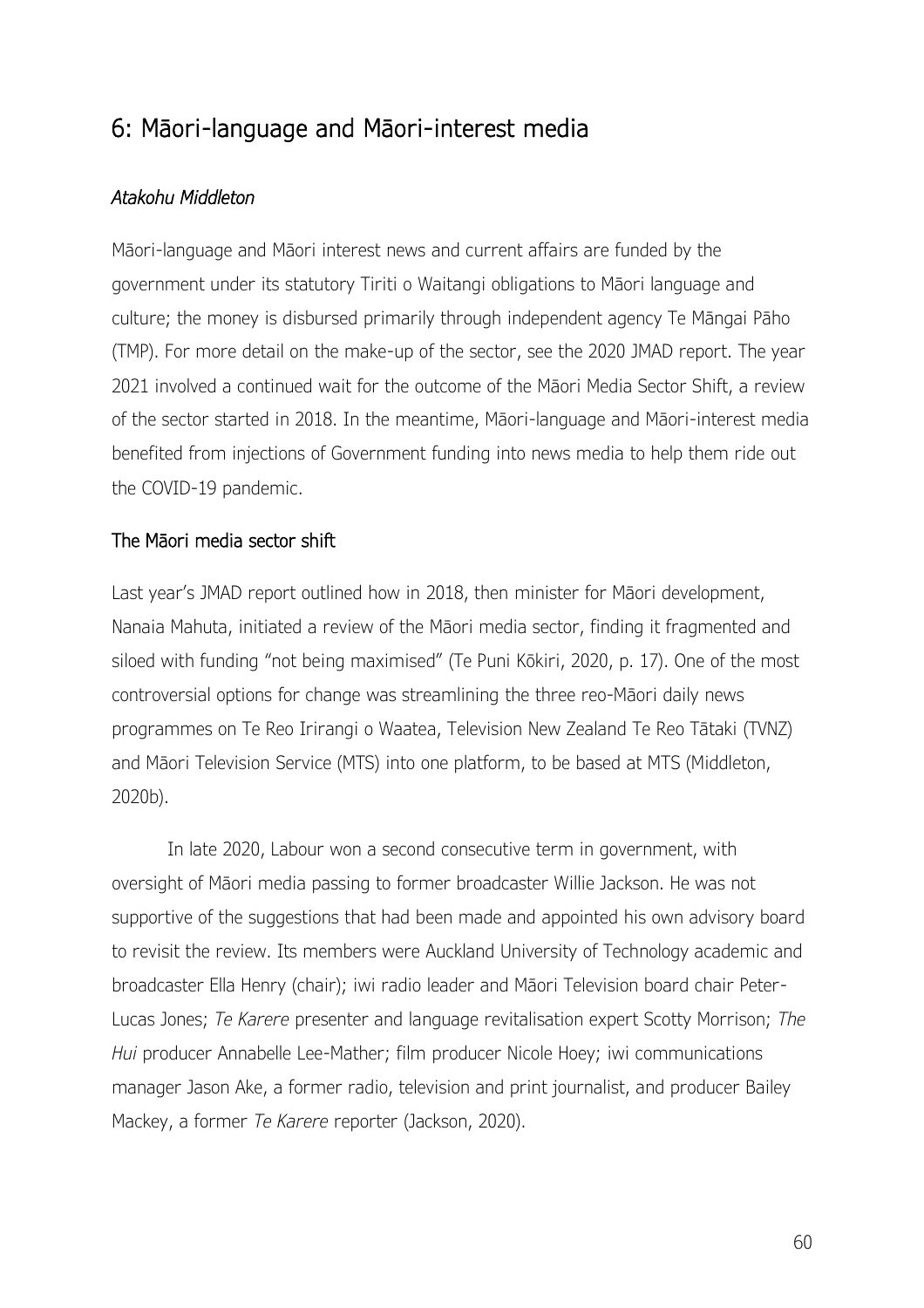# 6: Māori-language and Māori-interest media

*Atakohu Middleton*

Māori-language and Māori interest news and current affairs are funded by the government under its statutory Tiriti o Waitangi obligations to Māori language and culture; the money is disbursed primarily through independent agency Te Māngai Pāho (TMP). For more detail on the make-up of the sector, see the 2020 JMAD report. The year 2021 involved a continued wait for the outcome of the Māori Media Sector Shift, a review of the sector started in 2018. In the meantime, Māori-language and Māori-interest media benefited from injections of Government funding into news media to help them ride out the COVID-19 pandemic.

## The Māori media sector shift

Last year's JMAD report outlined how in 2018, then minister for Māori development, Nanaia Mahuta, initiated a review of the Māori media sector, finding it fragmented and siloed with funding "not being maximised" (Te Puni Kōkiri, 2020, p. 17). One of the most controversial options for change was streamlining the three reo-Māori daily news programmes on Te Reo Irirangi o Waatea, Television New Zealand Te Reo Tātaki (TVNZ) and Māori Television Service (MTS) into one platform, to be based at MTS (Middleton, 2020b).

In late 2020, Labour won a second consecutive term in government, with oversight of Māori media passing to former broadcaster Willie Jackson. He was not supportive of the suggestions that had been made and appointed his own advisory board to revisit the review. Its members were Auckland University of Technology academic and broadcaster Ella Henry (chair); iwi radio leader and Māori Television board chair Peter-Lucas Jones; *Te Karere* presenter and language revitalisation expert Scotty Morrison; *The Hui* producer Annabelle Lee-Mather; film producer Nicole Hoey; iwi communications manager Jason Ake, a former radio, television and print journalist, and producer Bailey Mackey, a former *Te Karere* reporter (Jackson, 2020).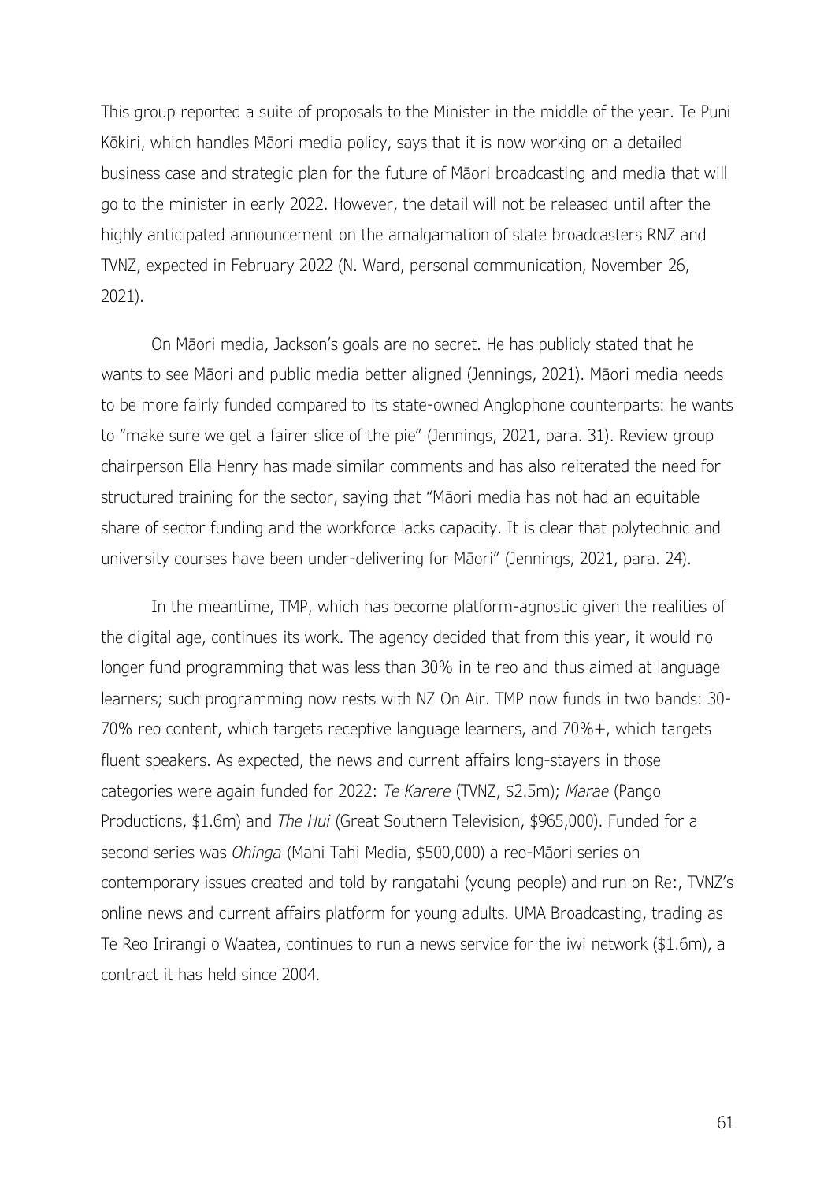This group reported a suite of proposals to the Minister in the middle of the year. Te Puni Kōkiri, which handles Māori media policy, says that it is now working on a detailed business case and strategic plan for the future of Māori broadcasting and media that will go to the minister in early 2022. However, the detail will not be released until after the highly anticipated announcement on the amalgamation of state broadcasters RNZ and TVNZ, expected in February 2022 (N. Ward, personal communication, November 26, 2021).

On Māori media, Jackson's goals are no secret. He has publicly stated that he wants to see Māori and public media better aligned (Jennings, 2021). Māori media needs to be more fairly funded compared to its state-owned Anglophone counterparts: he wants to "make sure we get a fairer slice of the pie" (Jennings, 2021, para. 31). Review group chairperson Ella Henry has made similar comments and has also reiterated the need for structured training for the sector, saying that "Māori media has not had an equitable share of sector funding and the workforce lacks capacity. It is clear that polytechnic and university courses have been under-delivering for Māori" (Jennings, 2021, para. 24).

In the meantime, TMP, which has become platform-agnostic given the realities of the digital age, continues its work. The agency decided that from this year, it would no longer fund programming that was less than 30% in te reo and thus aimed at language learners; such programming now rests with NZ On Air. TMP now funds in two bands: 30-70% reo content, which targets receptive language learners, and 70%+, which targets fluent speakers. As expected, the news and current affairs long-stayers in those categories were again funded for 2022: *Te Karere* (TVNZ, $2.5m); *Marae* (Pango Productions, $1.6m) and *The Hui* (Great Southern Television, $965,000). Funded for a second series was *Ohinga* (Mahi Tahi Media, $500,000) a reo-Māori series on contemporary issues created and told by rangatahi (young people) and run on Re:, TVNZ's online news and current affairs platform for young adults. UMA Broadcasting, trading as Te Reo Irirangi o Waatea, continues to run a news service for the iwi network ($1.6m), a contract it has held since 2004.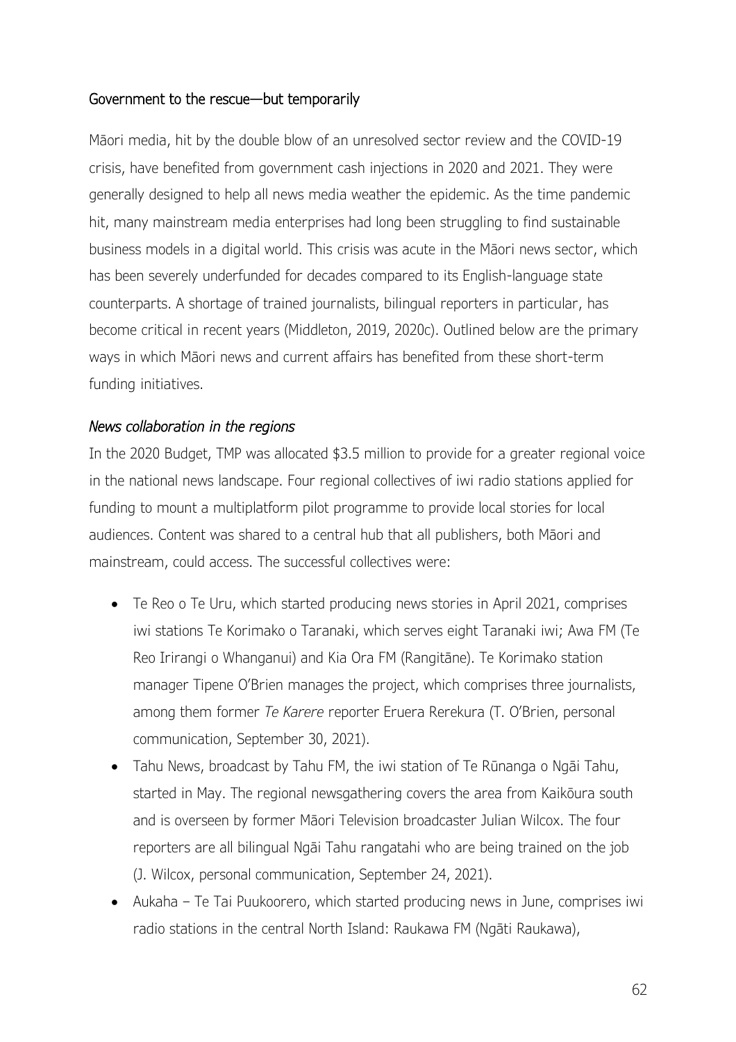## Government to the rescue—but temporarily

Māori media, hit by the double blow of an unresolved sector review and the COVID-19 crisis, have benefited from government cash injections in 2020 and 2021. They were generally designed to help all news media weather the epidemic. As the time pandemic hit, many mainstream media enterprises had long been struggling to find sustainable business models in a digital world. This crisis was acute in the Māori news sector, which has been severely underfunded for decades compared to its English-language state counterparts. A shortage of trained journalists, bilingual reporters in particular, has become critical in recent years (Middleton, 2019, 2020c). Outlined below are the primary ways in which Māori news and current affairs has benefited from these short-term funding initiatives.

### *News collaboration in the regions*

In the 2020 Budget, TMP was allocated $3.5 million to provide for a greater regional voice in the national news landscape. Four regional collectives of iwi radio stations applied for funding to mount a multiplatform pilot programme to provide local stories for local audiences. Content was shared to a central hub that all publishers, both Māori and mainstream, could access. The successful collectives were:

- Te Reo o Te Uru, which started producing news stories in April 2021, comprises iwi stations Te Korimako o Taranaki, which serves eight Taranaki iwi; Awa FM (Te Reo Irirangi o Whanganui) and Kia Ora FM (Rangitāne). Te Korimako station manager Tipene O'Brien manages the project, which comprises three journalists, among them former *Te Karere* reporter Eruera Rerekura (T. O'Brien, personal communication, September 30, 2021).
- Tahu News, broadcast by Tahu FM, the iwi station of Te Rūnanga o Ngāi Tahu, started in May. The regional newsgathering covers the area from Kaikōura south and is overseen by former Māori Television broadcaster Julian Wilcox. The four reporters are all bilingual Ngāi Tahu rangatahi who are being trained on the job (J. Wilcox, personal communication, September 24, 2021).
- Aukaha – Te Tai Puukoorero, which started producing news in June, comprises iwi radio stations in the central North Island: Raukawa FM (Ngāti Raukawa),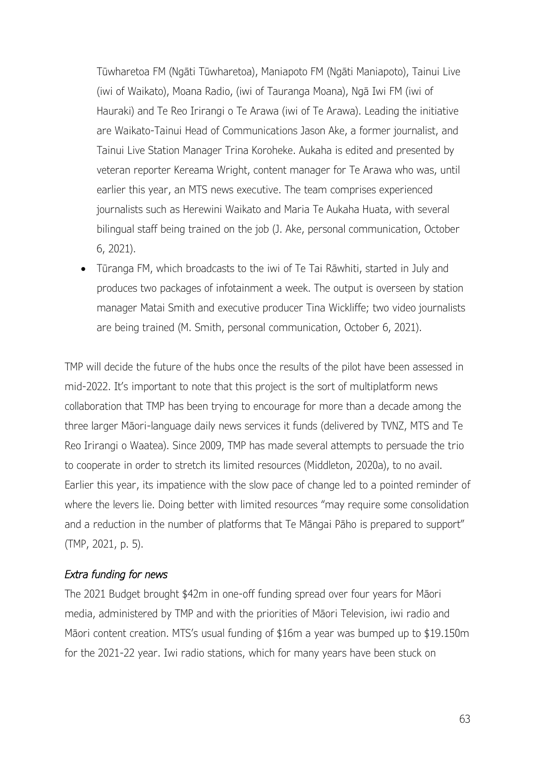Tūwharetoa FM (Ngāti Tūwharetoa), Maniapoto FM (Ngāti Maniapoto), Tainui Live (iwi of Waikato), Moana Radio, (iwi of Tauranga Moana), Ngā Iwi FM (iwi of Hauraki) and Te Reo Irirangi o Te Arawa (iwi of Te Arawa). Leading the initiative are Waikato-Tainui Head of Communications Jason Ake, a former journalist, and Tainui Live Station Manager Trina Koroheke. Aukaha is edited and presented by veteran reporter Kereama Wright, content manager for Te Arawa who was, until earlier this year, an MTS news executive. The team comprises experienced journalists such as Herewini Waikato and Maria Te Aukaha Huata, with several bilingual staff being trained on the job (J. Ake, personal communication, October 6, 2021).

- Tūranga FM, which broadcasts to the iwi of Te Tai Rāwhiti, started in July and produces two packages of infotainment a week. The output is overseen by station manager Matai Smith and executive producer Tina Wickliffe; two video journalists are being trained (M. Smith, personal communication, October 6, 2021).

TMP will decide the future of the hubs once the results of the pilot have been assessed in mid-2022. It's important to note that this project is the sort of multiplatform news collaboration that TMP has been trying to encourage for more than a decade among the three larger Māori-language daily news services it funds (delivered by TVNZ, MTS and Te Reo Irirangi o Waatea). Since 2009, TMP has made several attempts to persuade the trio to cooperate in order to stretch its limited resources (Middleton, 2020a), to no avail. Earlier this year, its impatience with the slow pace of change led to a pointed reminder of where the levers lie. Doing better with limited resources "may require some consolidation and a reduction in the number of platforms that Te Māngai Pāho is prepared to support" (TMP, 2021, p. 5).

### *Extra funding for news*

The 2021 Budget brought $42m in one-off funding spread over four years for Māori media, administered by TMP and with the priorities of Māori Television, iwi radio and Māori content creation. MTS's usual funding of $16m a year was bumped up to $19.150m for the 2021-22 year. Iwi radio stations, which for many years have been stuck on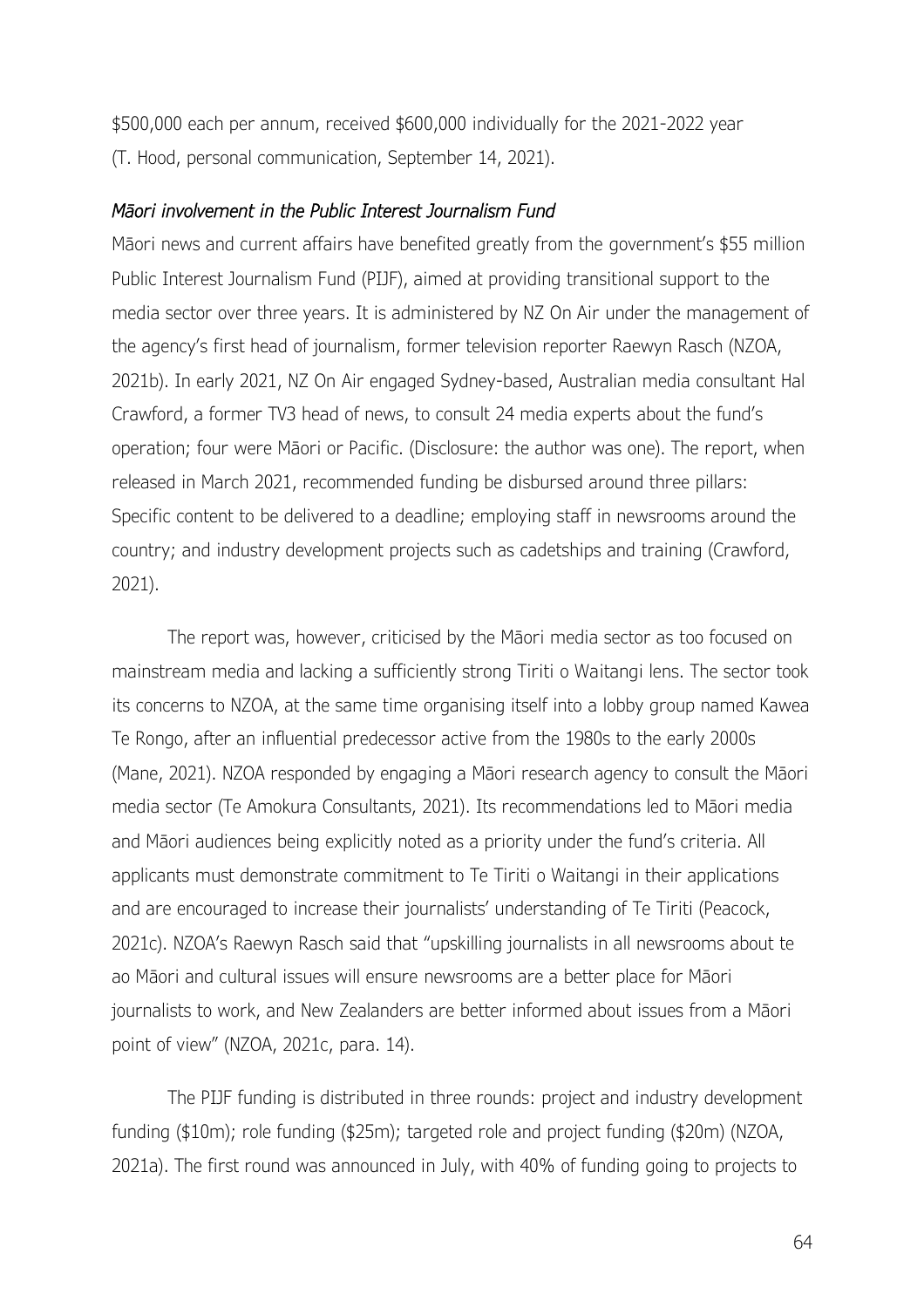$500,000 each per annum, received $600,000 individually for the 2021-2022 year (T. Hood, personal communication, September 14, 2021).

### *Māori involvement in the Public Interest Journalism Fund*

Māori news and current affairs have benefited greatly from the government's $55 million Public Interest Journalism Fund (PIJF), aimed at providing transitional support to the media sector over three years. It is administered by NZ On Air under the management of the agency's first head of journalism, former television reporter Raewyn Rasch (NZOA, 2021b). In early 2021, NZ On Air engaged Sydney-based, Australian media consultant Hal Crawford, a former TV3 head of news, to consult 24 media experts about the fund's operation; four were Māori or Pacific. (Disclosure: the author was one). The report, when released in March 2021, recommended funding be disbursed around three pillars: Specific content to be delivered to a deadline; employing staff in newsrooms around the country; and industry development projects such as cadetships and training (Crawford, 2021).

The report was, however, criticised by the Māori media sector as too focused on mainstream media and lacking a sufficiently strong Tiriti o Waitangi lens. The sector took its concerns to NZOA, at the same time organising itself into a lobby group named Kawea Te Rongo, after an influential predecessor active from the 1980s to the early 2000s (Mane, 2021). NZOA responded by engaging a Māori research agency to consult the Māori media sector (Te Amokura Consultants, 2021). Its recommendations led to Māori media and Māori audiences being explicitly noted as a priority under the fund's criteria. All applicants must demonstrate commitment to Te Tiriti o Waitangi in their applications and are encouraged to increase their journalists' understanding of Te Tiriti (Peacock, 2021c). NZOA's Raewyn Rasch said that "upskilling journalists in all newsrooms about te ao Māori and cultural issues will ensure newsrooms are a better place for Māori journalists to work, and New Zealanders are better informed about issues from a Māori point of view" (NZOA, 2021c, para. 14).

The PIJF funding is distributed in three rounds: project and industry development funding ($10m); role funding ($25m); targeted role and project funding ($20m) (NZOA, 2021a). The first round was announced in July, with 40% of funding going to projects to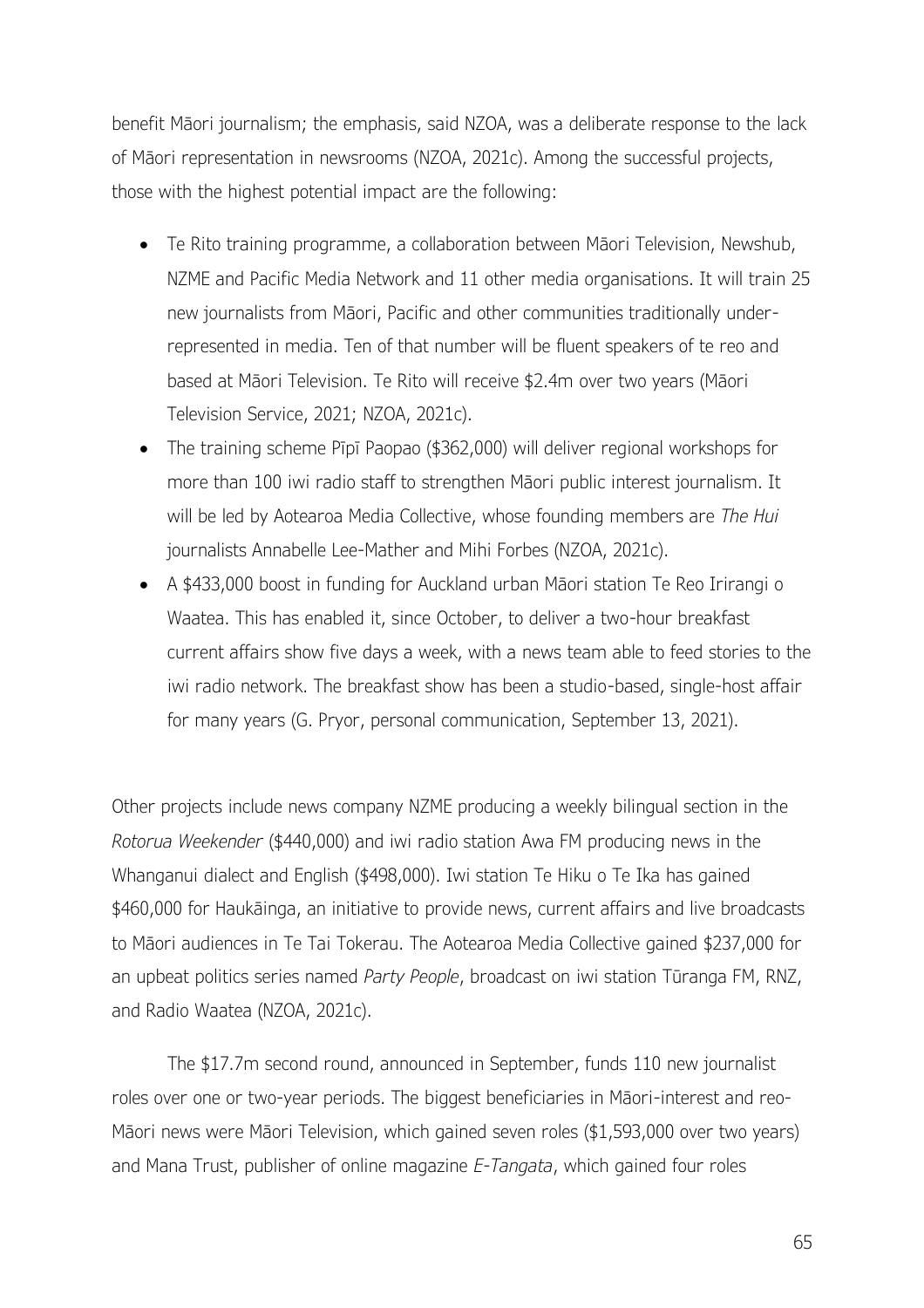benefit Māori journalism; the emphasis, said NZOA, was a deliberate response to the lack of Māori representation in newsrooms (NZOA, 2021c). Among the successful projects, those with the highest potential impact are the following:

- Te Rito training programme, a collaboration between Māori Television, Newshub, NZME and Pacific Media Network and 11 other media organisations. It will train 25 new journalists from Māori, Pacific and other communities traditionally under-represented in media. Ten of that number will be fluent speakers of te reo and based at Māori Television. Te Rito will receive $2.4m over two years (Māori Television Service, 2021; NZOA, 2021c).
- The training scheme Pīpī Paopao ($362,000) will deliver regional workshops for more than 100 iwi radio staff to strengthen Māori public interest journalism. It will be led by Aotearoa Media Collective, whose founding members are *The Hui* journalists Annabelle Lee-Mather and Mihi Forbes (NZOA, 2021c).
- A $433,000 boost in funding for Auckland urban Māori station Te Reo Irirangi o Waatea. This has enabled it, since October, to deliver a two-hour breakfast current affairs show five days a week, with a news team able to feed stories to the iwi radio network. The breakfast show has been a studio-based, single-host affair for many years (G. Pryor, personal communication, September 13, 2021).

Other projects include news company NZME producing a weekly bilingual section in the *Rotorua Weekender* ($440,000) and iwi radio station Awa FM producing news in the Whanganui dialect and English ($498,000). Iwi station Te Hiku o Te Ika has gained $460,000 for Haukāinga, an initiative to provide news, current affairs and live broadcasts to Māori audiences in Te Tai Tokerau. The Aotearoa Media Collective gained $237,000 for an upbeat politics series named *Party People*, broadcast on iwi station Tūranga FM, RNZ, and Radio Waatea (NZOA, 2021c).

The $17.7m second round, announced in September, funds 110 new journalist roles over one or two-year periods. The biggest beneficiaries in Māori-interest and reo-Māori news were Māori Television, which gained seven roles ($1,593,000 over two years) and Mana Trust, publisher of online magazine *E-Tangata*, which gained four roles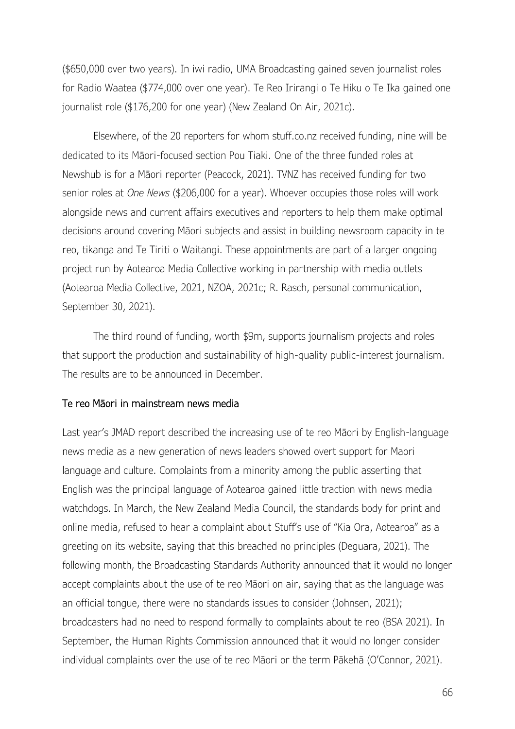($650,000 over two years). In iwi radio, UMA Broadcasting gained seven journalist roles for Radio Waatea ($774,000 over one year). Te Reo Irirangi o Te Hiku o Te Ika gained one journalist role ($176,200 for one year) (New Zealand On Air, 2021c).

Elsewhere, of the 20 reporters for whom stuff.co.nz received funding, nine will be dedicated to its Māori-focused section Pou Tiaki. One of the three funded roles at Newshub is for a Māori reporter (Peacock, 2021). TVNZ has received funding for two senior roles at *One News* ($206,000 for a year). Whoever occupies those roles will work alongside news and current affairs executives and reporters to help them make optimal decisions around covering Māori subjects and assist in building newsroom capacity in te reo, tikanga and Te Tiriti o Waitangi. These appointments are part of a larger ongoing project run by Aotearoa Media Collective working in partnership with media outlets (Aotearoa Media Collective, 2021, NZOA, 2021c; R. Rasch, personal communication, September 30, 2021).

The third round of funding, worth $9m, supports journalism projects and roles that support the production and sustainability of high-quality public-interest journalism. The results are to be announced in December.

## Te reo Māori in mainstream news media

Last year's JMAD report described the increasing use of te reo Māori by English-language news media as a new generation of news leaders showed overt support for Maori language and culture. Complaints from a minority among the public asserting that English was the principal language of Aotearoa gained little traction with news media watchdogs. In March, the New Zealand Media Council, the standards body for print and online media, refused to hear a complaint about Stuff's use of "Kia Ora, Aotearoa" as a greeting on its website, saying that this breached no principles (Deguara, 2021). The following month, the Broadcasting Standards Authority announced that it would no longer accept complaints about the use of te reo Māori on air, saying that as the language was an official tongue, there were no standards issues to consider (Johnsen, 2021); broadcasters had no need to respond formally to complaints about te reo (BSA 2021). In September, the Human Rights Commission announced that it would no longer consider individual complaints over the use of te reo Māori or the term Pākehā (O'Connor, 2021).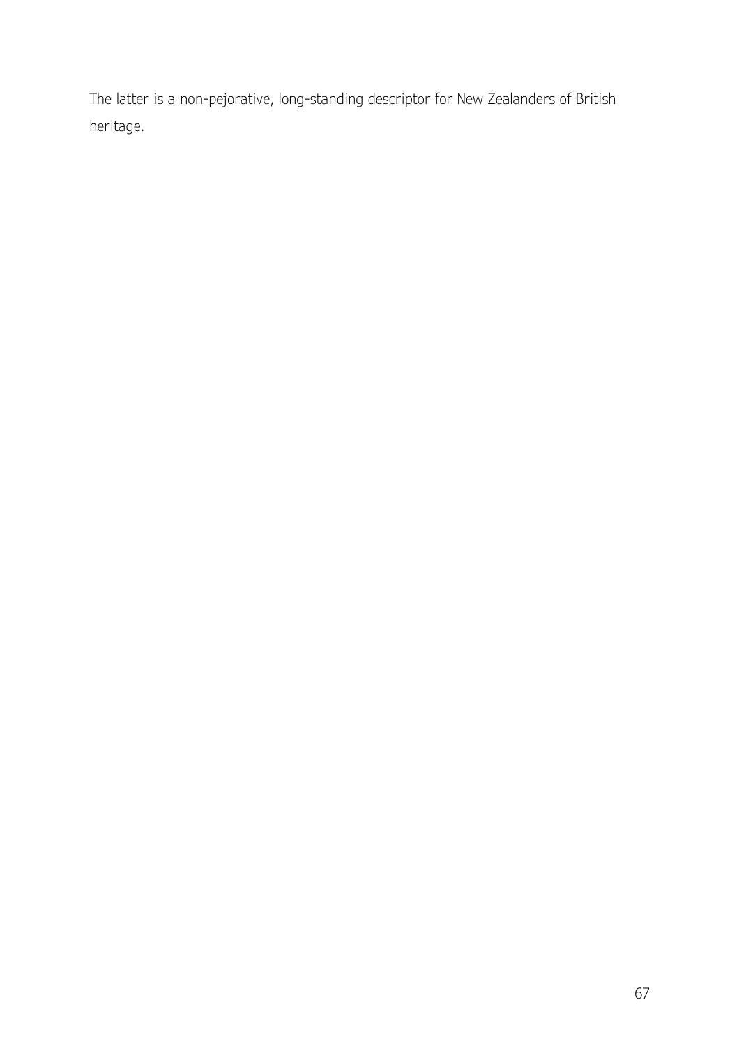The latter is a non-pejorative, long-standing descriptor for New Zealanders of British heritage.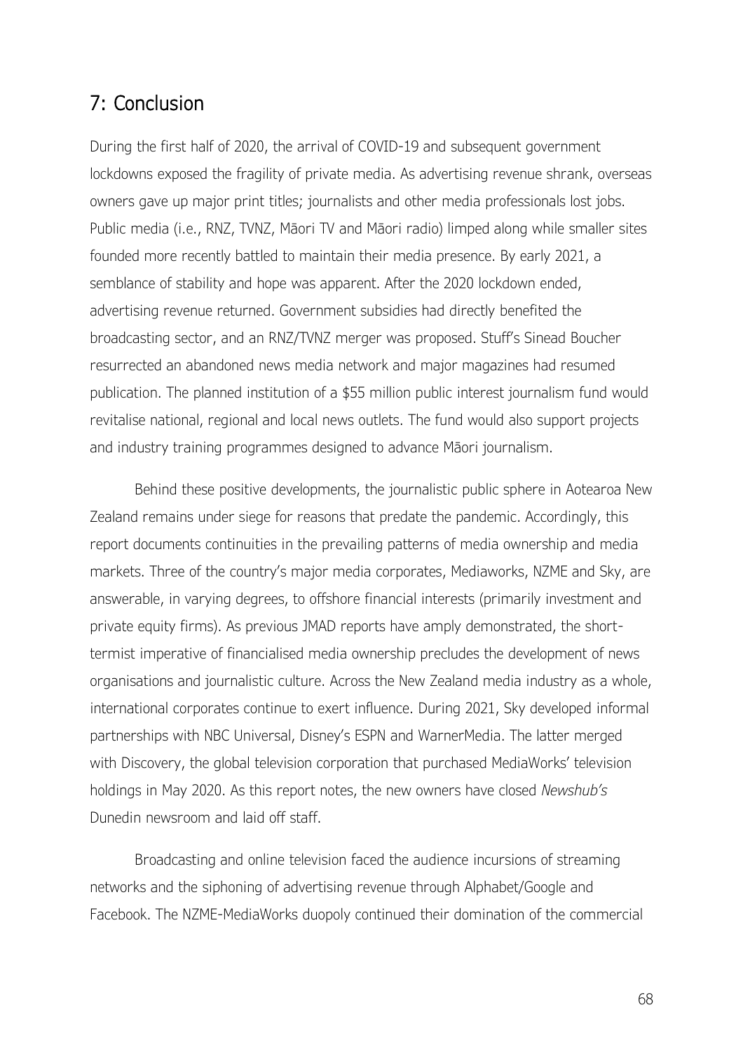## 7: Conclusion

During the first half of 2020, the arrival of COVID-19 and subsequent government lockdowns exposed the fragility of private media. As advertising revenue shrank, overseas owners gave up major print titles; journalists and other media professionals lost jobs. Public media (i.e., RNZ, TVNZ, Māori TV and Māori radio) limped along while smaller sites founded more recently battled to maintain their media presence. By early 2021, a semblance of stability and hope was apparent. After the 2020 lockdown ended, advertising revenue returned. Government subsidies had directly benefited the broadcasting sector, and an RNZ/TVNZ merger was proposed. Stuff's Sinead Boucher resurrected an abandoned news media network and major magazines had resumed publication. The planned institution of a $55 million public interest journalism fund would revitalise national, regional and local news outlets. The fund would also support projects and industry training programmes designed to advance Māori journalism.

Behind these positive developments, the journalistic public sphere in Aotearoa New Zealand remains under siege for reasons that predate the pandemic. Accordingly, this report documents continuities in the prevailing patterns of media ownership and media markets. Three of the country's major media corporates, Mediaworks, NZME and Sky, are answerable, in varying degrees, to offshore financial interests (primarily investment and private equity firms). As previous JMAD reports have amply demonstrated, the short-termist imperative of financialised media ownership precludes the development of news organisations and journalistic culture. Across the New Zealand media industry as a whole, international corporates continue to exert influence. During 2021, Sky developed informal partnerships with NBC Universal, Disney's ESPN and WarnerMedia. The latter merged with Discovery, the global television corporation that purchased MediaWorks' television holdings in May 2020. As this report notes, the new owners have closed *Newshub's* Dunedin newsroom and laid off staff.

Broadcasting and online television faced the audience incursions of streaming networks and the siphoning of advertising revenue through Alphabet/Google and Facebook. The NZME-MediaWorks duopoly continued their domination of the commercial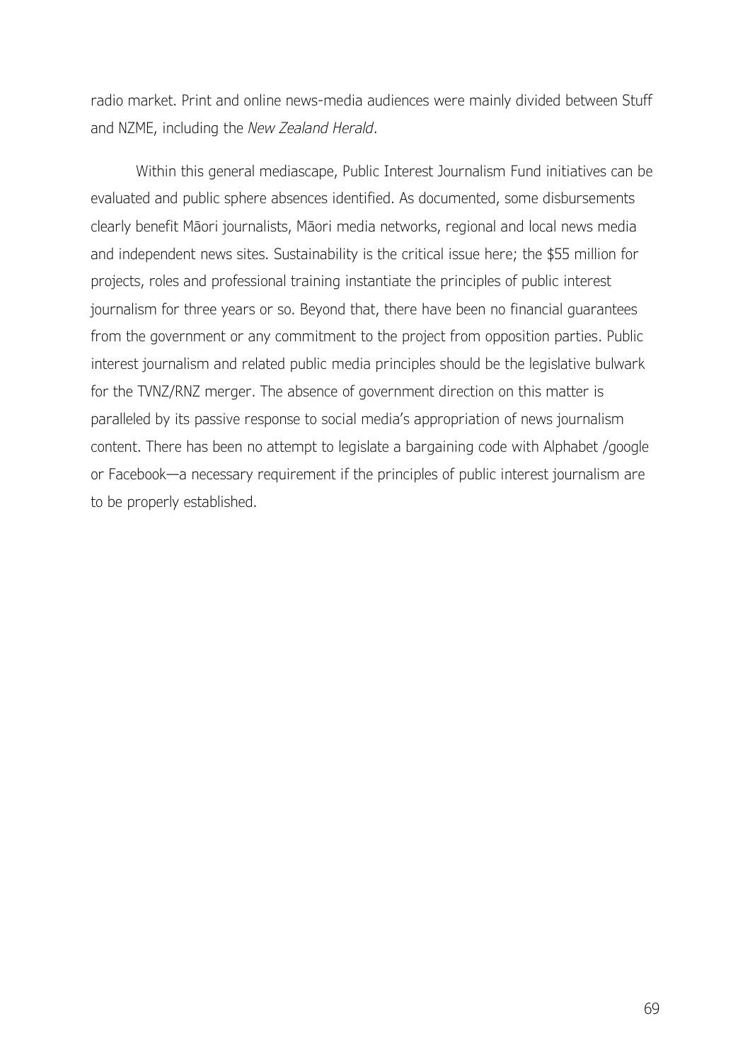radio market. Print and online news-media audiences were mainly divided between Stuff and NZME, including the *New Zealand Herald*.

Within this general mediascape, Public Interest Journalism Fund initiatives can be evaluated and public sphere absences identified. As documented, some disbursements clearly benefit Māori journalists, Māori media networks, regional and local news media and independent news sites. Sustainability is the critical issue here; the $55 million for projects, roles and professional training instantiate the principles of public interest journalism for three years or so. Beyond that, there have been no financial guarantees from the government or any commitment to the project from opposition parties. Public interest journalism and related public media principles should be the legislative bulwark for the TVNZ/RNZ merger. The absence of government direction on this matter is paralleled by its passive response to social media's appropriation of news journalism content. There has been no attempt to legislate a bargaining code with Alphabet /google or Facebook—a necessary requirement if the principles of public interest journalism are to be properly established.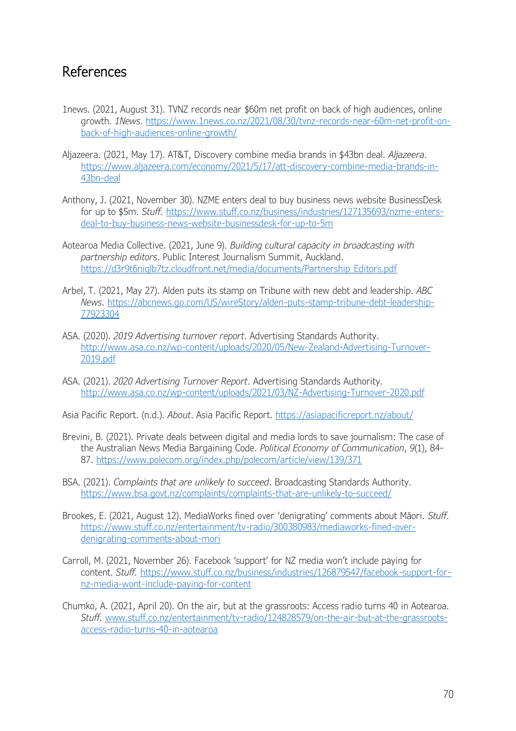## References

1news. (2021, August 31). TVNZ records near $60m net profit on back of high audiences, online growth. *1News*. https://www.1news.co.nz/2021/08/30/tvnz-records-near-60m-net-profit-on-back-of-high-audiences-online-growth/

Aljazeera. (2021, May 17). AT&T, Discovery combine media brands in $43bn deal. *Aljazeera*. https://www.aljazeera.com/economy/2021/5/17/att-discovery-combine-media-brands-in-43bn-deal

Anthony, J. (2021, November 30). NZME enters deal to buy business news website BusinessDesk for up to $5m. *Stuff.* https://www.stuff.co.nz/business/industries/127135693/nzme-enters-deal-to-buy-business-news-website-businessdesk-for-up-to-5m

Aotearoa Media Collective. (2021, June 9). *Building cultural capacity in broadcasting with partnership editors*. Public Interest Journalism Summit, Auckland. https://d3r9t6niqlb7tz.cloudfront.net/media/documents/Partnership_Editors.pdf

Arbel, T. (2021, May 27). Alden puts its stamp on Tribune with new debt and leadership. *ABC News*. https://abcnews.go.com/US/wireStory/alden-puts-stamp-tribune-debt-leadership-77923304

ASA. (2020). *2019 Advertising turnover report*. Advertising Standards Authority. http://www.asa.co.nz/wp-content/uploads/2020/05/New-Zealand-Advertising-Turnover-2019.pdf

ASA. (2021). *2020 Advertising Turnover Report*. Advertising Standards Authority. http://www.asa.co.nz/wp-content/uploads/2021/03/NZ-Advertising-Turnover-2020.pdf

Asia Pacific Report. (n.d.). *About*. Asia Pacific Report. https://asiapacificreport.nz/about/

Brevini, B. (2021). Private deals between digital and media lords to save journalism: The case of the Australian News Media Bargaining Code. *Political Economy of Communication*, *9*(1), 84-87. https://www.polecom.org/index.php/polecom/article/view/139/371

BSA. (2021). *Complaints that are unlikely to succeed*. Broadcasting Standards Authority. https://www.bsa.govt.nz/complaints/complaints-that-are-unlikely-to-succeed/

Brookes, E. (2021, August 12). MediaWorks fined over 'denigrating' comments about Māori. *Stuff*. https://www.stuff.co.nz/entertainment/tv-radio/300380983/mediaworks-fined-over-denigrating-comments-about-mori

Carroll, M. (2021, November 26). Facebook 'support' for NZ media won't include paying for content. *Stuff.* https://www.stuff.co.nz/business/industries/126879547/facebook-support-for-nz-media-wont-include-paying-for-content

Chumko, A. (2021, April 20). On the air, but at the grassroots: Access radio turns 40 in Aotearoa. *Stuff.* www.stuff.co.nz/entertainment/tv-radio/124828579/on-the-air-but-at-the-grassroots-access-radio-turns-40-in-aotearoa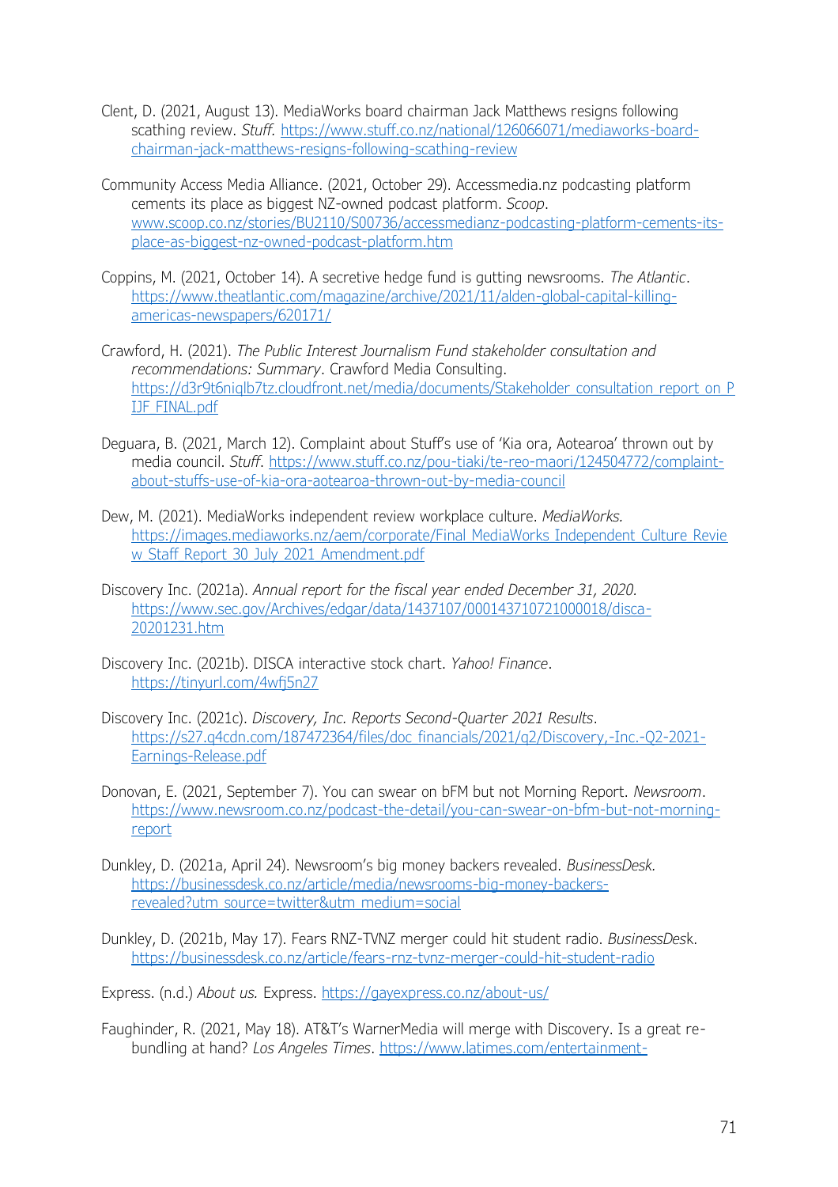Clent, D. (2021, August 13). MediaWorks board chairman Jack Matthews resigns following scathing review. *Stuff*. https://www.stuff.co.nz/national/126066071/mediaworks-board-chairman-jack-matthews-resigns-following-scathing-review

Community Access Media Alliance. (2021, October 29). Accessmedia.nz podcasting platform cements its place as biggest NZ-owned podcast platform. *Scoop*. www.scoop.co.nz/stories/BU2110/S00736/accessmedianz-podcasting-platform-cements-its-place-as-biggest-nz-owned-podcast-platform.htm

Coppins, M. (2021, October 14). A secretive hedge fund is gutting newsrooms. *The Atlantic*. https://www.theatlantic.com/magazine/archive/2021/11/alden-global-capital-killing-americas-newspapers/620171/

Crawford, H. (2021). *The Public Interest Journalism Fund stakeholder consultation and recommendations: Summary*. Crawford Media Consulting. https://d3r9t6niqlb7tz.cloudfront.net/media/documents/Stakeholder_consultation_report_on_PIJF_FINAL.pdf

Deguara, B. (2021, March 12). Complaint about Stuff's use of 'Kia ora, Aotearoa' thrown out by media council. *Stuff*. https://www.stuff.co.nz/pou-tiaki/te-reo-maori/124504772/complaint-about-stuffs-use-of-kia-ora-aotearoa-thrown-out-by-media-council

Dew, M. (2021). MediaWorks independent review workplace culture. *MediaWorks.* https://images.mediaworks.nz/aem/corporate/Final_MediaWorks_Independent_Culture_Review_Staff_Report_30_July_2021_Amendment.pdf

Discovery Inc. (2021a). *Annual report for the fiscal year ended December 31, 2020*. https://www.sec.gov/Archives/edgar/data/1437107/000143710721000018/disca-20201231.htm

Discovery Inc. (2021b). DISCA interactive stock chart. *Yahoo! Finance*. https://tinyurl.com/4wfj5n27

Discovery Inc. (2021c). *Discovery, Inc. Reports Second-Quarter 2021 Results*. https://s27.q4cdn.com/187472364/files/doc_financials/2021/q2/Discovery,-Inc.-Q2-2021-Earnings-Release.pdf

Donovan, E. (2021, September 7). You can swear on bFM but not Morning Report. *Newsroom*. https://www.newsroom.co.nz/podcast-the-detail/you-can-swear-on-bfm-but-not-morning-report

Dunkley, D. (2021a, April 24). Newsroom's big money backers revealed. *BusinessDesk.* https://businessdesk.co.nz/article/media/newsrooms-big-money-backers-revealed?utm_source=twitter&utm_medium=social

Dunkley, D. (2021b, May 17). Fears RNZ-TVNZ merger could hit student radio. *BusinessDesk*. https://businessdesk.co.nz/article/fears-rnz-tvnz-merger-could-hit-student-radio

Express. (n.d.) *About us.* Express. https://gayexpress.co.nz/about-us/

Faughinder, R. (2021, May 18). AT&T's WarnerMedia will merge with Discovery. Is a great re-bundling at hand? *Los Angeles Times*. https://www.latimes.com/entertainment-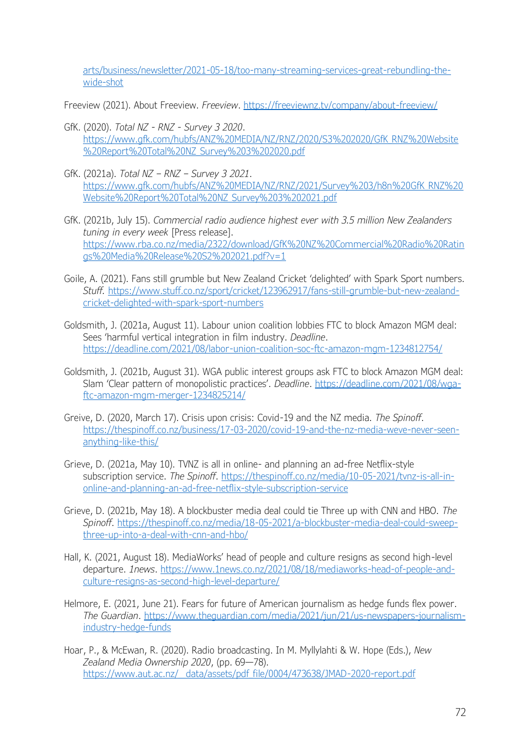arts/business/newsletter/2021-05-18/too-many-streaming-services-great-rebundling-the-wide-shot

Freeview (2021). About Freeview. *Freeview*. https://freeviewnz.tv/company/about-freeview/

GfK. (2020). *Total NZ - RNZ - Survey 3 2020*. https://www.gfk.com/hubfs/ANZ%20MEDIA/NZ/RNZ/2020/S3%202020/GfK_RNZ%20Website%20Report%20Total%20NZ_Survey%203%202020.pdf

GfK. (2021a). *Total NZ – RNZ – Survey 3 2021*. https://www.gfk.com/hubfs/ANZ%20MEDIA/NZ/RNZ/2021/Survey%203/h8n%20GfK_RNZ%20Website%20Report%20Total%20NZ_Survey%203%202021.pdf

GfK. (2021b, July 15). *Commercial radio audience highest ever with 3.5 million New Zealanders tuning in every week* [Press release]. https://www.rba.co.nz/media/2322/download/GfK%20NZ%20Commercial%20Radio%20Ratings%20Media%20Release%20S2%202021.pdf?v=1

Goile, A. (2021). Fans still grumble but New Zealand Cricket 'delighted' with Spark Sport numbers. *Stuff*. https://www.stuff.co.nz/sport/cricket/123962917/fans-still-grumble-but-new-zealand-cricket-delighted-with-spark-sport-numbers

Goldsmith, J. (2021a, August 11). Labour union coalition lobbies FTC to block Amazon MGM deal: Sees 'harmful vertical integration in film industry. *Deadline*. https://deadline.com/2021/08/labor-union-coalition-soc-ftc-amazon-mgm-1234812754/

Goldsmith, J. (2021b, August 31). WGA public interest groups ask FTC to block Amazon MGM deal: Slam 'Clear pattern of monopolistic practices'. *Deadline*. https://deadline.com/2021/08/wga-ftc-amazon-mgm-merger-1234825214/

Greive, D. (2020, March 17). Crisis upon crisis: Covid-19 and the NZ media. *The Spinoff*. https://thespinoff.co.nz/business/17-03-2020/covid-19-and-the-nz-media-weve-never-seen-anything-like-this/

Grieve, D. (2021a, May 10). TVNZ is all in online- and planning an ad-free Netflix-style subscription service. *The Spinoff*. https://thespinoff.co.nz/media/10-05-2021/tvnz-is-all-in-online-and-planning-an-ad-free-netflix-style-subscription-service

Grieve, D. (2021b, May 18). A blockbuster media deal could tie Three up with CNN and HBO. *The Spinoff*. https://thespinoff.co.nz/media/18-05-2021/a-blockbuster-media-deal-could-sweep-three-up-into-a-deal-with-cnn-and-hbo/

Hall, K. (2021, August 18). MediaWorks' head of people and culture resigns as second high-level departure. *1news*. https://www.1news.co.nz/2021/08/18/mediaworks-head-of-people-and-culture-resigns-as-second-high-level-departure/

Helmore, E. (2021, June 21). Fears for future of American journalism as hedge funds flex power. *The Guardian*. https://www.theguardian.com/media/2021/jun/21/us-newspapers-journalism-industry-hedge-funds

Hoar, P., & McEwan, R. (2020). Radio broadcasting. In M. Myllylahti & W. Hope (Eds.), *New Zealand Media Ownership 2020*, (pp. 69—78). https://www.aut.ac.nz/__data/assets/pdf_file/0004/473638/JMAD-2020-report.pdf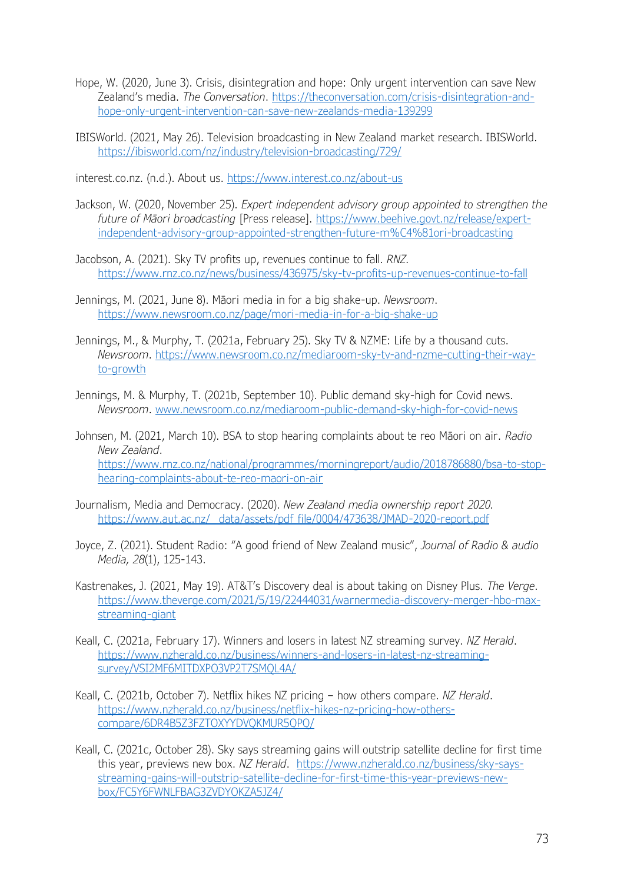Hope, W. (2020, June 3). Crisis, disintegration and hope: Only urgent intervention can save New Zealand's media. *The Conversation*. https://theconversation.com/crisis-disintegration-and-hope-only-urgent-intervention-can-save-new-zealands-media-139299

IBISWorld. (2021, May 26). Television broadcasting in New Zealand market research. IBISWorld. https://ibisworld.com/nz/industry/television-broadcasting/729/

interest.co.nz. (n.d.). About us. https://www.interest.co.nz/about-us

Jackson, W. (2020, November 25). *Expert independent advisory group appointed to strengthen the future of Māori broadcasting* [Press release]. https://www.beehive.govt.nz/release/expert-independent-advisory-group-appointed-strengthen-future-m%C4%81ori-broadcasting

Jacobson, A. (2021). Sky TV profits up, revenues continue to fall. *RNZ*. https://www.rnz.co.nz/news/business/436975/sky-tv-profits-up-revenues-continue-to-fall

Jennings, M. (2021, June 8). Māori media in for a big shake-up. *Newsroom*. https://www.newsroom.co.nz/page/mori-media-in-for-a-big-shake-up

Jennings, M., & Murphy, T. (2021a, February 25). Sky TV & NZME: Life by a thousand cuts. *Newsroom*. https://www.newsroom.co.nz/mediaroom-sky-tv-and-nzme-cutting-their-way-to-growth

Jennings, M. & Murphy, T. (2021b, September 10). Public demand sky-high for Covid news. *Newsroom*. www.newsroom.co.nz/mediaroom-public-demand-sky-high-for-covid-news

Johnsen, M. (2021, March 10). BSA to stop hearing complaints about te reo Māori on air. *Radio New Zealand*. https://www.rnz.co.nz/national/programmes/morningreport/audio/2018786880/bsa-to-stop-hearing-complaints-about-te-reo-maori-on-air

Journalism, Media and Democracy. (2020). *New Zealand media ownership report 2020*. https://www.aut.ac.nz/__data/assets/pdf_file/0004/473638/JMAD-2020-report.pdf

Joyce, Z. (2021). Student Radio: "A good friend of New Zealand music", *Journal of Radio & audio Media, 28*(1), 125-143.

Kastrenakes, J. (2021, May 19). AT&T's Discovery deal is about taking on Disney Plus. *The Verge*. https://www.theverge.com/2021/5/19/22444031/warnermedia-discovery-merger-hbo-max-streaming-giant

Keall, C. (2021a, February 17). Winners and losers in latest NZ streaming survey. *NZ Herald*. https://www.nzherald.co.nz/business/winners-and-losers-in-latest-nz-streaming-survey/VSI2MF6MITDXPO3VP2T7SMQL4A/

Keall, C. (2021b, October 7). Netflix hikes NZ pricing – how others compare. *NZ Herald*. https://www.nzherald.co.nz/business/netflix-hikes-nz-pricing-how-others-compare/6DR4B5Z3FZTOXYYDVQKMUR5QPQ/

Keall, C. (2021c, October 28). Sky says streaming gains will outstrip satellite decline for first time this year, previews new box. *NZ Herald*. https://www.nzherald.co.nz/business/sky-says-streaming-gains-will-outstrip-satellite-decline-for-first-time-this-year-previews-new-box/FC5Y6FWNLFBAG3ZVDYOKZA5JZ4/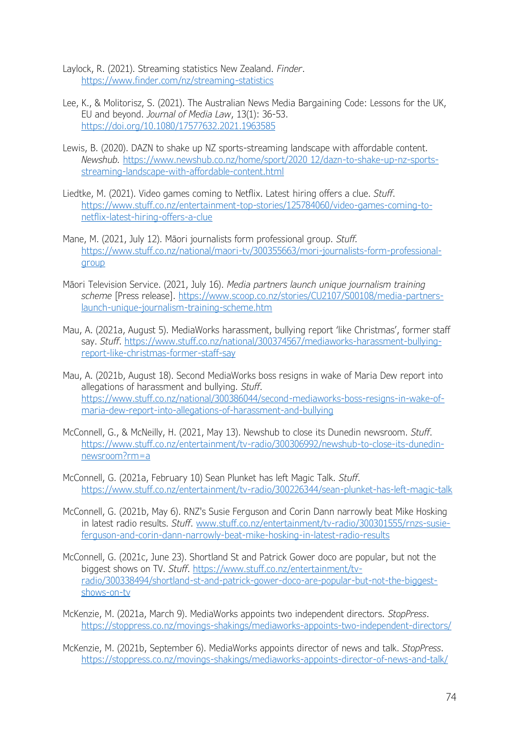Laylock, R. (2021). Streaming statistics New Zealand. *Finder*. https://www.finder.com/nz/streaming-statistics

Lee, K., & Molitorisz, S. (2021). The Australian News Media Bargaining Code: Lessons for the UK, EU and beyond. *Journal of Media Law*, 13(1): 36-53. https://doi.org/10.1080/17577632.2021.1963585

Lewis, B. (2020). DAZN to shake up NZ sports-streaming landscape with affordable content. *Newshub.* https://www.newshub.co.nz/home/sport/2020 12/dazn-to-shake-up-nz-sports-streaming-landscape-with-affordable-content.html

Liedtke, M. (2021). Video games coming to Netflix. Latest hiring offers a clue. *Stuff*. https://www.stuff.co.nz/entertainment-top-stories/125784060/video-games-coming-to-netflix-latest-hiring-offers-a-clue

Mane, M. (2021, July 12). Māori journalists form professional group. *Stuff.* https://www.stuff.co.nz/national/maori-tv/300355663/mori-journalists-form-professional-group

Māori Television Service. (2021, July 16). *Media partners launch unique journalism training scheme* [Press release]. https://www.scoop.co.nz/stories/CU2107/S00108/media-partners-launch-unique-journalism-training-scheme.htm

Mau, A. (2021a, August 5). MediaWorks harassment, bullying report 'like Christmas', former staff say. *Stuff*. https://www.stuff.co.nz/national/300374567/mediaworks-harassment-bullying-report-like-christmas-former-staff-say

Mau, A. (2021b, August 18). Second MediaWorks boss resigns in wake of Maria Dew report into allegations of harassment and bullying. *Stuff*. https://www.stuff.co.nz/national/300386044/second-mediaworks-boss-resigns-in-wake-of-maria-dew-report-into-allegations-of-harassment-and-bullying

McConnell, G., & McNeilly, H. (2021, May 13). Newshub to close its Dunedin newsroom. *Stuff*. https://www.stuff.co.nz/entertainment/tv-radio/300306992/newshub-to-close-its-dunedin-newsroom?rm=a

McConnell, G. (2021a, February 10) Sean Plunket has left Magic Talk. *Stuff*. https://www.stuff.co.nz/entertainment/tv-radio/300226344/sean-plunket-has-left-magic-talk

McConnell, G. (2021b, May 6). RNZ's Susie Ferguson and Corin Dann narrowly beat Mike Hosking in latest radio results. *Stuff*. www.stuff.co.nz/entertainment/tv-radio/300301555/rnzs-susie-ferguson-and-corin-dann-narrowly-beat-mike-hosking-in-latest-radio-results

McConnell, G. (2021c, June 23). Shortland St and Patrick Gower doco are popular, but not the biggest shows on TV. *Stuff*. https://www.stuff.co.nz/entertainment/tv-radio/300338494/shortland-st-and-patrick-gower-doco-are-popular-but-not-the-biggest-shows-on-tv

McKenzie, M. (2021a, March 9). MediaWorks appoints two independent directors. *StopPress*. https://stoppress.co.nz/movings-shakings/mediaworks-appoints-two-independent-directors/

McKenzie, M. (2021b, September 6). MediaWorks appoints director of news and talk. *StopPress*. https://stoppress.co.nz/movings-shakings/mediaworks-appoints-director-of-news-and-talk/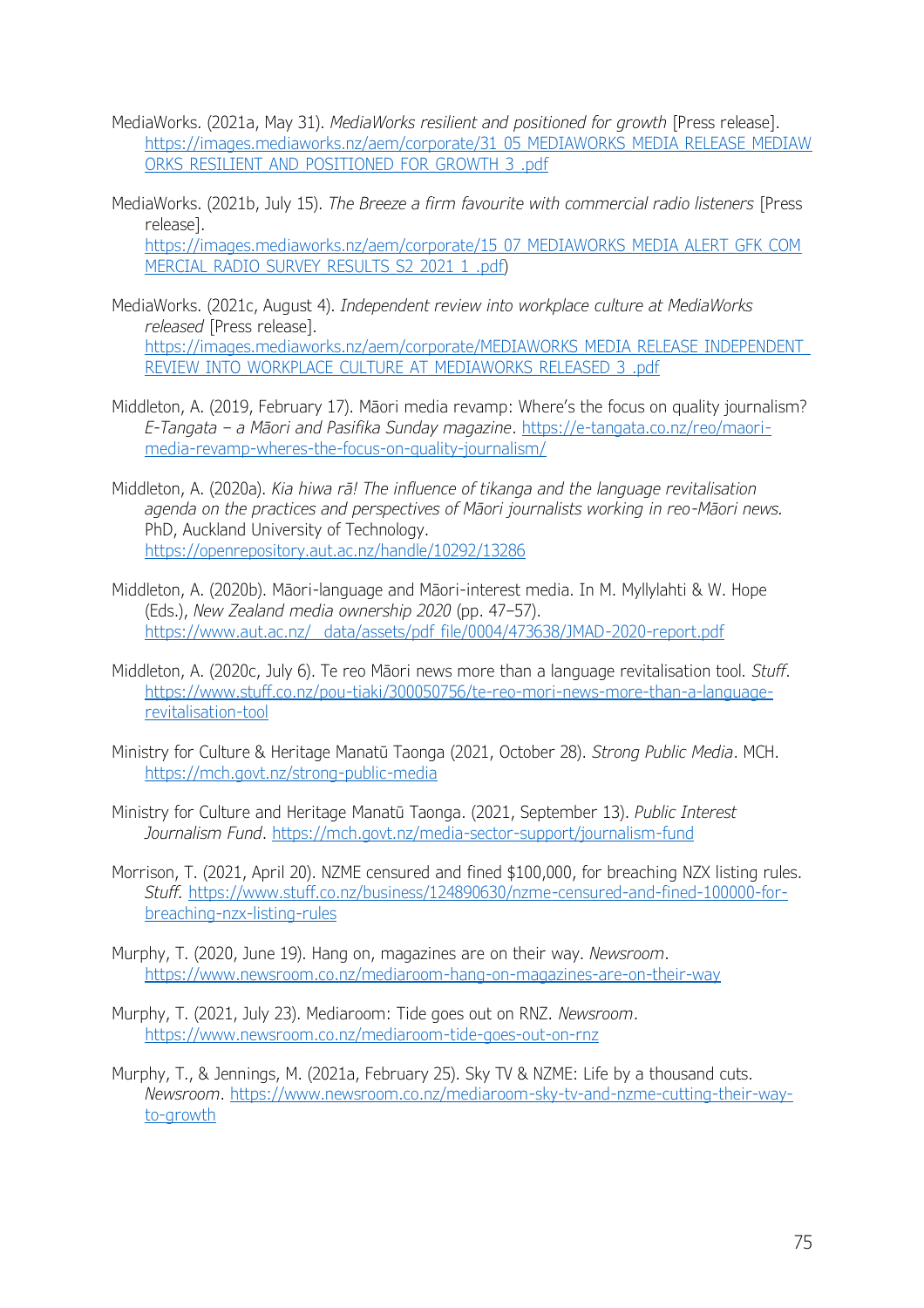MediaWorks. (2021a, May 31). *MediaWorks resilient and positioned for growth* [Press release]. https://images.mediaworks.nz/aem/corporate/31_05_MEDIAWORKS_MEDIA_RELEASE_MEDIAWORKS_RESILIENT_AND_POSITIONED_FOR_GROWTH_3_.pdf

MediaWorks. (2021b, July 15). *The Breeze a firm favourite with commercial radio listeners* [Press release]. https://images.mediaworks.nz/aem/corporate/15_07_MEDIAWORKS_MEDIA_ALERT_GFK_COMMERCIAL_RADIO_SURVEY_RESULTS_S2_2021_1_.pdf)

MediaWorks. (2021c, August 4). *Independent review into workplace culture at MediaWorks released* [Press release]. https://images.mediaworks.nz/aem/corporate/MEDIAWORKS_MEDIA_RELEASE_INDEPENDENT_REVIEW_INTO_WORKPLACE_CULTURE_AT_MEDIAWORKS_RELEASED_3_.pdf

Middleton, A. (2019, February 17). Māori media revamp: Where's the focus on quality journalism? *E-Tangata – a Māori and Pasifika Sunday magazine*. https://e-tangata.co.nz/reo/maori-media-revamp-wheres-the-focus-on-quality-journalism/

Middleton, A. (2020a). *Kia hiwa rā! The influence of tikanga and the language revitalisation agenda on the practices and perspectives of Māori journalists working in reo-Māori news.* PhD, Auckland University of Technology. https://openrepository.aut.ac.nz/handle/10292/13286

Middleton, A. (2020b). Māori-language and Māori-interest media. In M. Myllylahti & W. Hope (Eds.), *New Zealand media ownership 2020* (pp. 47–57). https://www.aut.ac.nz/__data/assets/pdf_file/0004/473638/JMAD-2020-report.pdf

Middleton, A. (2020c, July 6). Te reo Māori news more than a language revitalisation tool. *Stuff*. https://www.stuff.co.nz/pou-tiaki/300050756/te-reo-mori-news-more-than-a-language-revitalisation-tool

Ministry for Culture & Heritage Manatū Taonga (2021, October 28). *Strong Public Media*. MCH. https://mch.govt.nz/strong-public-media

Ministry for Culture and Heritage Manatū Taonga. (2021, September 13). *Public Interest Journalism Fund*. https://mch.govt.nz/media-sector-support/journalism-fund

Morrison, T. (2021, April 20). NZME censured and fined $100,000, for breaching NZX listing rules. *Stuff.* https://www.stuff.co.nz/business/124890630/nzme-censured-and-fined-100000-for-breaching-nzx-listing-rules

Murphy, T. (2020, June 19). Hang on, magazines are on their way. *Newsroom*. https://www.newsroom.co.nz/mediaroom-hang-on-magazines-are-on-their-way

Murphy, T. (2021, July 23). Mediaroom: Tide goes out on RNZ. *Newsroom*. https://www.newsroom.co.nz/mediaroom-tide-goes-out-on-rnz

Murphy, T., & Jennings, M. (2021a, February 25). Sky TV & NZME: Life by a thousand cuts. *Newsroom*. https://www.newsroom.co.nz/mediaroom-sky-tv-and-nzme-cutting-their-way-to-growth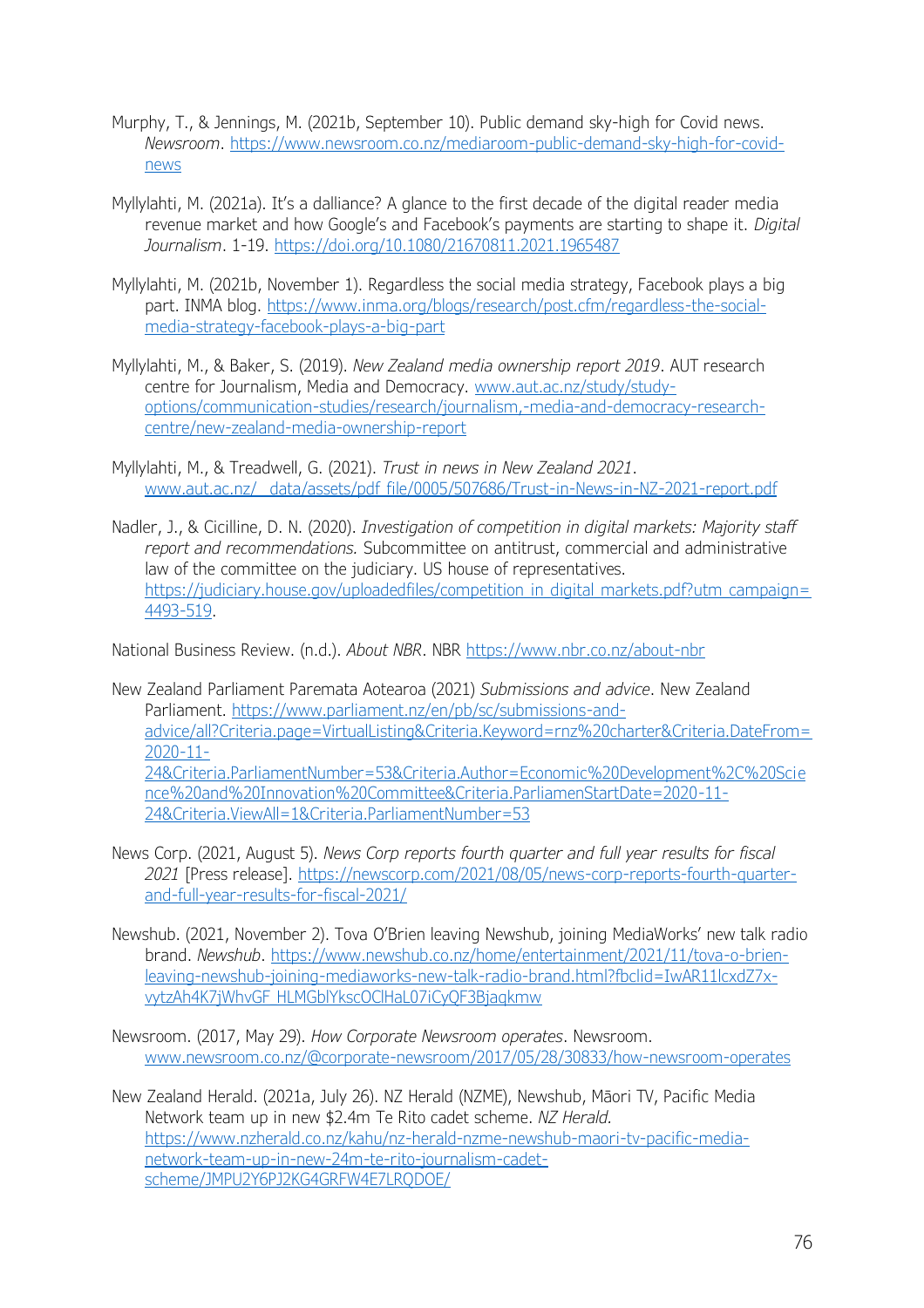Murphy, T., & Jennings, M. (2021b, September 10). Public demand sky-high for Covid news. *Newsroom*. https://www.newsroom.co.nz/mediaroom-public-demand-sky-high-for-covid-news

Myllylahti, M. (2021a). It's a dalliance? A glance to the first decade of the digital reader media revenue market and how Google's and Facebook's payments are starting to shape it. *Digital Journalism*. 1-19. https://doi.org/10.1080/21670811.2021.1965487

Myllylahti, M. (2021b, November 1). Regardless the social media strategy, Facebook plays a big part. INMA blog. https://www.inma.org/blogs/research/post.cfm/regardless-the-social-media-strategy-facebook-plays-a-big-part

Myllylahti, M., & Baker, S. (2019). *New Zealand media ownership report 2019*. AUT research centre for Journalism, Media and Democracy. www.aut.ac.nz/study/study-options/communication-studies/research/journalism,-media-and-democracy-research-centre/new-zealand-media-ownership-report

Myllylahti, M., & Treadwell, G. (2021). *Trust in news in New Zealand 2021*. www.aut.ac.nz/__data/assets/pdf_file/0005/507686/Trust-in-News-in-NZ-2021-report.pdf

Nadler, J., & Cicilline, D. N. (2020). *Investigation of competition in digital markets: Majority staff report and recommendations.* Subcommittee on antitrust, commercial and administrative law of the committee on the judiciary. US house of representatives. https://judiciary.house.gov/uploadedfiles/competition_in_digital_markets.pdf?utm_campaign=4493-519.

National Business Review. (n.d.). *About NBR*. NBR https://www.nbr.co.nz/about-nbr

New Zealand Parliament Paremata Aotearoa (2021) *Submissions and advice*. New Zealand Parliament. https://www.parliament.nz/en/pb/sc/submissions-and-advice/all?Criteria.page=VirtualListing&Criteria.Keyword=rnz%20charter&Criteria.DateFrom=2020-11-24&Criteria.ParliamentNumber=53&Criteria.Author=Economic%20Development%2C%20Science%20and%20Innovation%20Committee&Criteria.ParliamenStartDate=2020-11-24&Criteria.ViewAll=1&Criteria.ParliamentNumber=53

News Corp. (2021, August 5). *News Corp reports fourth quarter and full year results for fiscal 2021* [Press release]. https://newscorp.com/2021/08/05/news-corp-reports-fourth-quarter-and-full-year-results-for-fiscal-2021/

Newshub. (2021, November 2). Tova O'Brien leaving Newshub, joining MediaWorks' new talk radio brand. *Newshub*. https://www.newshub.co.nz/home/entertainment/2021/11/tova-o-brien-leaving-newshub-joining-mediaworks-new-talk-radio-brand.html?fbclid=IwAR11lcxdZ7x-vytzAh4K7jWhvGF_HLMGblYkscOClHaL07iCyQF3Bjaqkmw

Newsroom. (2017, May 29). *How Corporate Newsroom operates*. Newsroom. www.newsroom.co.nz/@corporate-newsroom/2017/05/28/30833/how-newsroom-operates

New Zealand Herald. (2021a, July 26). NZ Herald (NZME), Newshub, Māori TV, Pacific Media Network team up in new $2.4m Te Rito cadet scheme. *NZ Herald.* https://www.nzherald.co.nz/kahu/nz-herald-nzme-newshub-maori-tv-pacific-media-network-team-up-in-new-24m-te-rito-journalism-cadet-scheme/JMPU2Y6PJ2KG4GRFW4E7LRQDOE/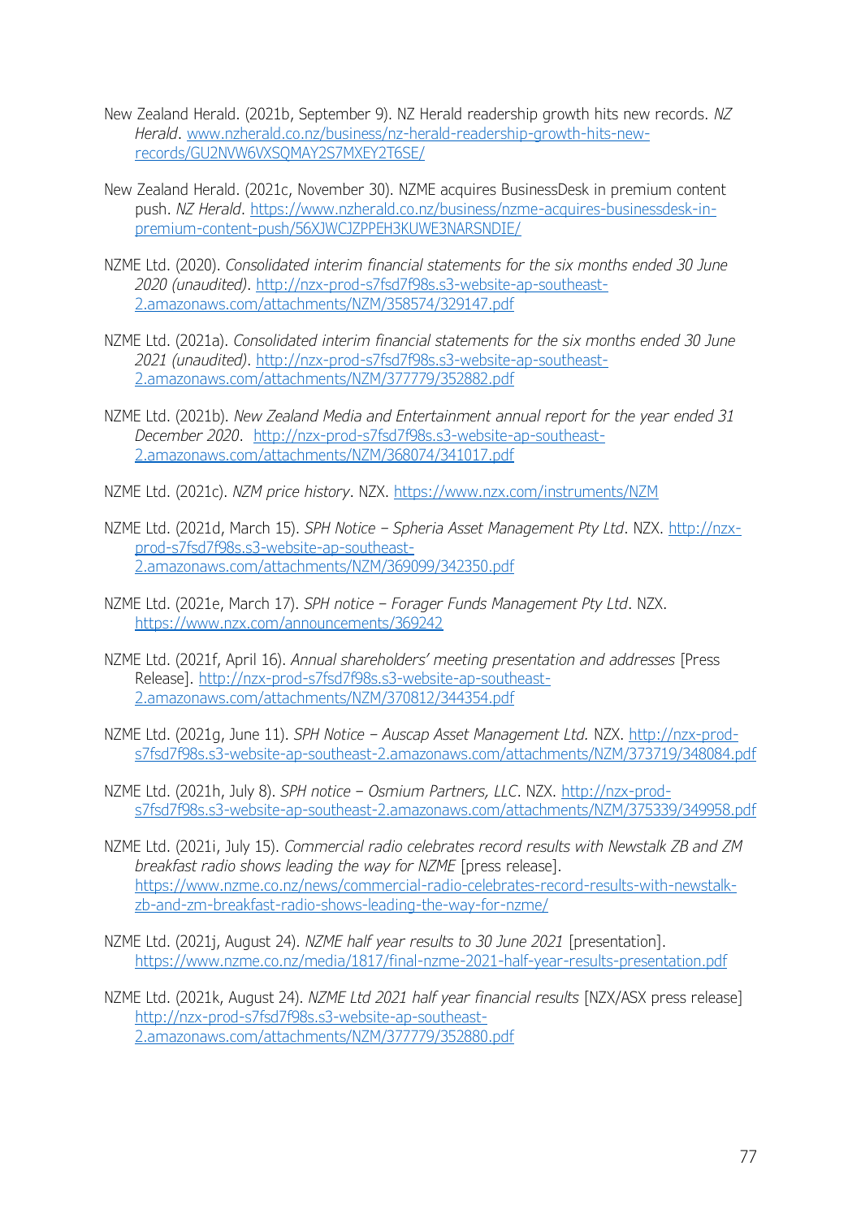New Zealand Herald. (2021b, September 9). NZ Herald readership growth hits new records. *NZ Herald*. www.nzherald.co.nz/business/nz-herald-readership-growth-hits-new-records/GU2NVW6VXSQMAY2S7MXEY2T6SE/

New Zealand Herald. (2021c, November 30). NZME acquires BusinessDesk in premium content push. *NZ Herald*. https://www.nzherald.co.nz/business/nzme-acquires-businessdesk-in-premium-content-push/56XJWCJZPPEH3KUWE3NARSNDIE/

NZME Ltd. (2020). *Consolidated interim financial statements for the six months ended 30 June 2020 (unaudited)*. http://nzx-prod-s7fsd7f98s.s3-website-ap-southeast-2.amazonaws.com/attachments/NZM/358574/329147.pdf

NZME Ltd. (2021a). *Consolidated interim financial statements for the six months ended 30 June 2021 (unaudited)*. http://nzx-prod-s7fsd7f98s.s3-website-ap-southeast-2.amazonaws.com/attachments/NZM/377779/352882.pdf

NZME Ltd. (2021b). *New Zealand Media and Entertainment annual report for the year ended 31 December 2020*. http://nzx-prod-s7fsd7f98s.s3-website-ap-southeast-2.amazonaws.com/attachments/NZM/368074/341017.pdf

NZME Ltd. (2021c). *NZM price history*. NZX. https://www.nzx.com/instruments/NZM

NZME Ltd. (2021d, March 15). *SPH Notice – Spheria Asset Management Pty Ltd*. NZX. http://nzx-prod-s7fsd7f98s.s3-website-ap-southeast-2.amazonaws.com/attachments/NZM/369099/342350.pdf

NZME Ltd. (2021e, March 17). *SPH notice – Forager Funds Management Pty Ltd*. NZX. https://www.nzx.com/announcements/369242

NZME Ltd. (2021f, April 16). *Annual shareholders' meeting presentation and addresses* [Press Release]. http://nzx-prod-s7fsd7f98s.s3-website-ap-southeast-2.amazonaws.com/attachments/NZM/370812/344354.pdf

NZME Ltd. (2021g, June 11). *SPH Notice – Auscap Asset Management Ltd.* NZX. http://nzx-prod-s7fsd7f98s.s3-website-ap-southeast-2.amazonaws.com/attachments/NZM/373719/348084.pdf

NZME Ltd. (2021h, July 8). *SPH notice – Osmium Partners, LLC*. NZX. http://nzx-prod-s7fsd7f98s.s3-website-ap-southeast-2.amazonaws.com/attachments/NZM/375339/349958.pdf

NZME Ltd. (2021i, July 15). *Commercial radio celebrates record results with Newstalk ZB and ZM breakfast radio shows leading the way for NZME* [press release]. https://www.nzme.co.nz/news/commercial-radio-celebrates-record-results-with-newstalk-zb-and-zm-breakfast-radio-shows-leading-the-way-for-nzme/

NZME Ltd. (2021j, August 24). *NZME half year results to 30 June 2021* [presentation]. https://www.nzme.co.nz/media/1817/final-nzme-2021-half-year-results-presentation.pdf

NZME Ltd. (2021k, August 24). *NZME Ltd 2021 half year financial results* [NZX/ASX press release] http://nzx-prod-s7fsd7f98s.s3-website-ap-southeast-2.amazonaws.com/attachments/NZM/377779/352880.pdf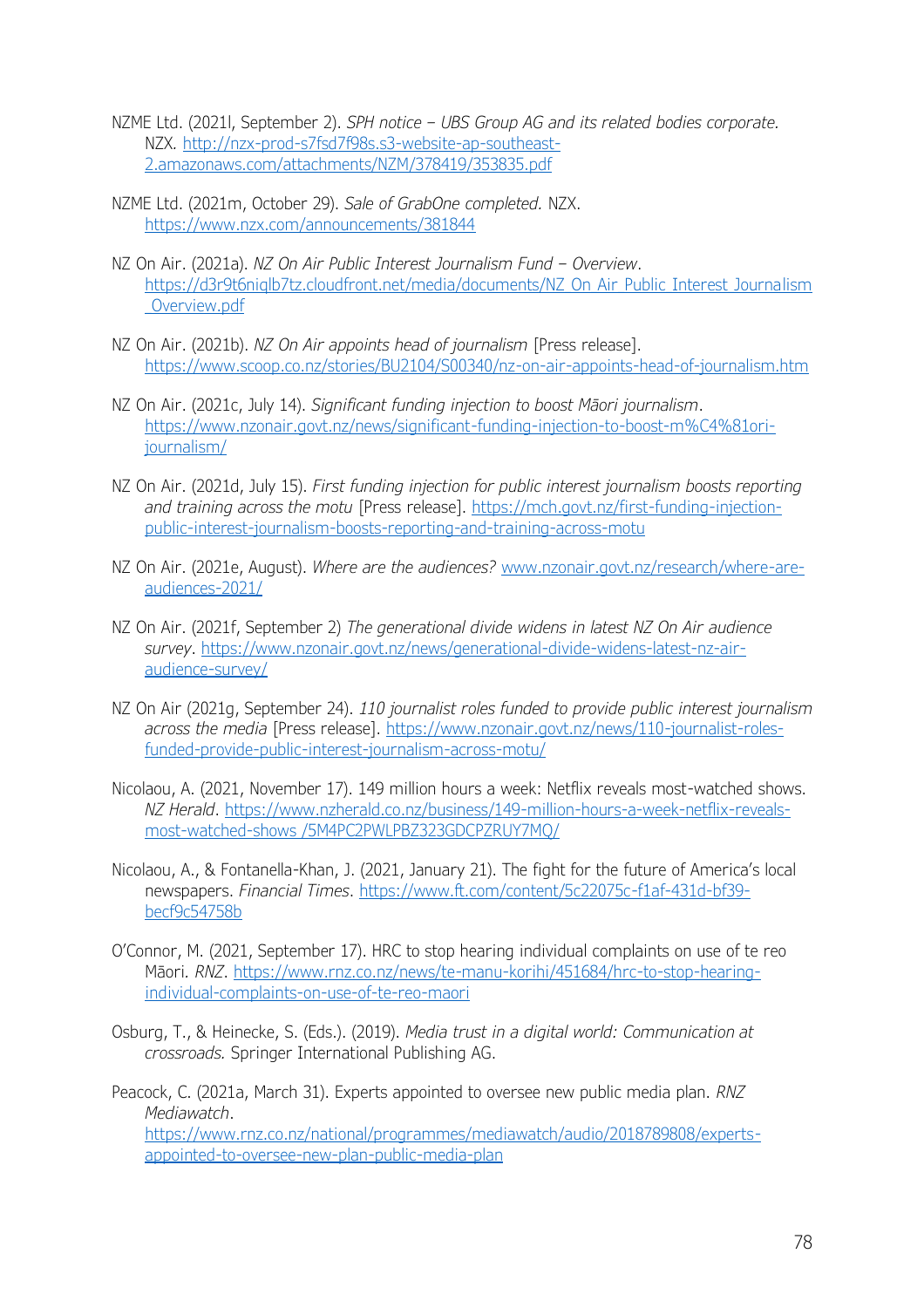NZME Ltd. (2021l, September 2). *SPH notice – UBS Group AG and its related bodies corporate.* NZX. http://nzx-prod-s7fsd7f98s.s3-website-ap-southeast-2.amazonaws.com/attachments/NZM/378419/353835.pdf

NZME Ltd. (2021m, October 29). *Sale of GrabOne completed.* NZX. https://www.nzx.com/announcements/381844

NZ On Air. (2021a). *NZ On Air Public Interest Journalism Fund – Overview*. https://d3r9t6niqlb7tz.cloudfront.net/media/documents/NZ_On_Air_Public_Interest_Journalism_Overview.pdf

NZ On Air. (2021b). *NZ On Air appoints head of journalism* [Press release]. https://www.scoop.co.nz/stories/BU2104/S00340/nz-on-air-appoints-head-of-journalism.htm

NZ On Air. (2021c, July 14). *Significant funding injection to boost Māori journalism*. https://www.nzonair.govt.nz/news/significant-funding-injection-to-boost-m%C4%81ori-journalism/

NZ On Air. (2021d, July 15). *First funding injection for public interest journalism boosts reporting and training across the motu* [Press release]. https://mch.govt.nz/first-funding-injection-public-interest-journalism-boosts-reporting-and-training-across-motu

NZ On Air. (2021e, August). *Where are the audiences?* www.nzonair.govt.nz/research/where-are-audiences-2021/

NZ On Air. (2021f, September 2) *The generational divide widens in latest NZ On Air audience survey*. https://www.nzonair.govt.nz/news/generational-divide-widens-latest-nz-air-audience-survey/

NZ On Air (2021g, September 24). *110 journalist roles funded to provide public interest journalism across the media* [Press release]. https://www.nzonair.govt.nz/news/110-journalist-roles-funded-provide-public-interest-journalism-across-motu/

Nicolaou, A. (2021, November 17). 149 million hours a week: Netflix reveals most-watched shows. *NZ Herald*. https://www.nzherald.co.nz/business/149-million-hours-a-week-netflix-reveals-most-watched-shows /5M4PC2PWLPBZ323GDCPZRUY7MQ/

Nicolaou, A., & Fontanella-Khan, J. (2021, January 21). The fight for the future of America's local newspapers. *Financial Times*. https://www.ft.com/content/5c22075c-f1af-431d-bf39-becf9c54758b

O'Connor, M. (2021, September 17). HRC to stop hearing individual complaints on use of te reo Māori. *RNZ*. https://www.rnz.co.nz/news/te-manu-korihi/451684/hrc-to-stop-hearing-individual-complaints-on-use-of-te-reo-maori

Osburg, T., & Heinecke, S. (Eds.). (2019). *Media trust in a digital world: Communication at crossroads.* Springer International Publishing AG.

Peacock, C. (2021a, March 31). Experts appointed to oversee new public media plan. *RNZ Mediawatch*. https://www.rnz.co.nz/national/programmes/mediawatch/audio/2018789808/experts-appointed-to-oversee-new-plan-public-media-plan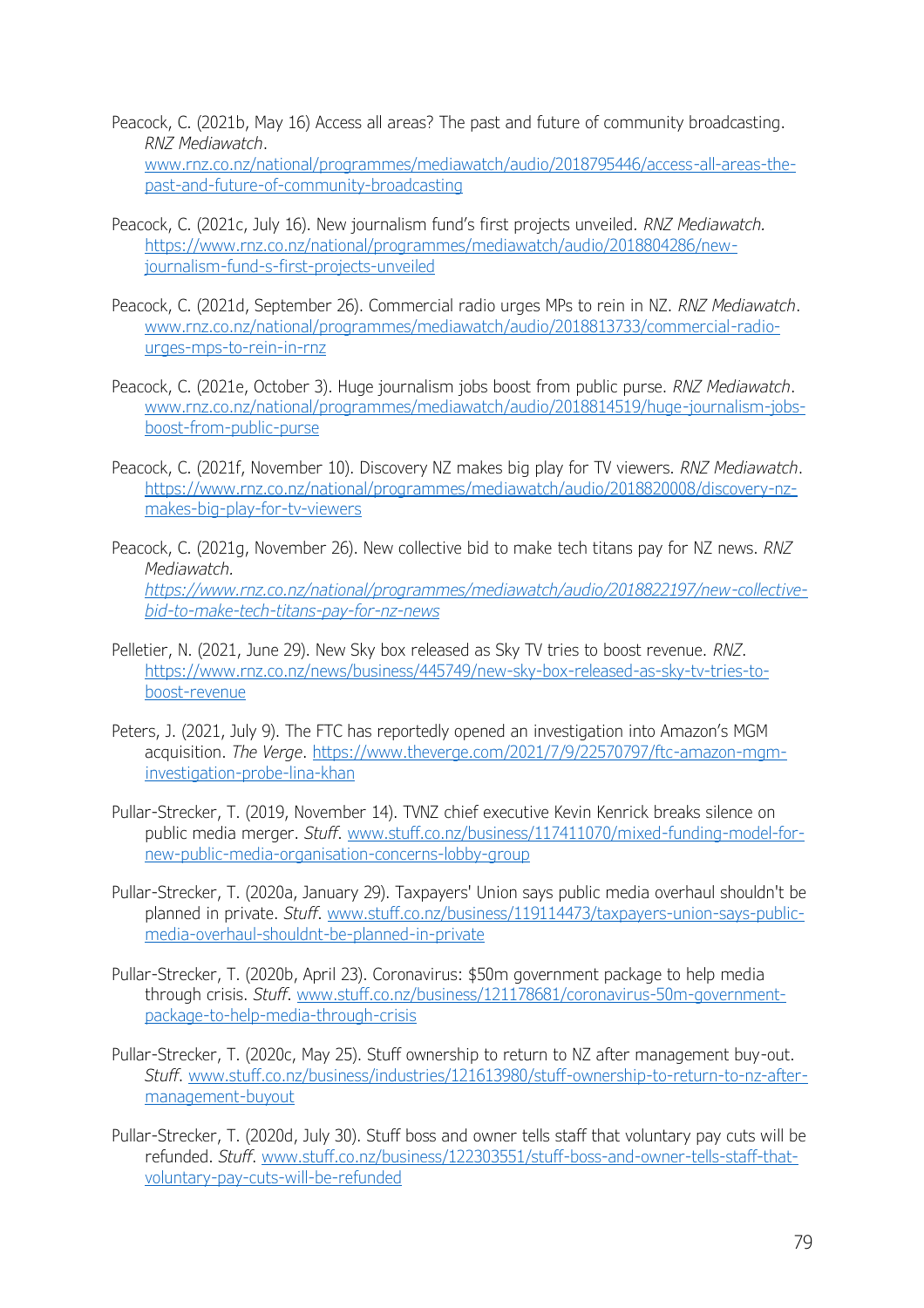Peacock, C. (2021b, May 16) Access all areas? The past and future of community broadcasting. *RNZ Mediawatch*. www.rnz.co.nz/national/programmes/mediawatch/audio/2018795446/access-all-areas-the-past-and-future-of-community-broadcasting

Peacock, C. (2021c, July 16). New journalism fund's first projects unveiled. *RNZ Mediawatch*. https://www.rnz.co.nz/national/programmes/mediawatch/audio/2018804286/new-journalism-fund-s-first-projects-unveiled

Peacock, C. (2021d, September 26). Commercial radio urges MPs to rein in NZ. *RNZ Mediawatch*. www.rnz.co.nz/national/programmes/mediawatch/audio/2018813733/commercial-radio-urges-mps-to-rein-in-rnz

Peacock, C. (2021e, October 3). Huge journalism jobs boost from public purse. *RNZ Mediawatch*. www.rnz.co.nz/national/programmes/mediawatch/audio/2018814519/huge-journalism-jobs-boost-from-public-purse

Peacock, C. (2021f, November 10). Discovery NZ makes big play for TV viewers. *RNZ Mediawatch*. https://www.rnz.co.nz/national/programmes/mediawatch/audio/2018820008/discovery-nz-makes-big-play-for-tv-viewers

Peacock, C. (2021g, November 26). New collective bid to make tech titans pay for NZ news. *RNZ Mediawatch*. *https://www.rnz.co.nz/national/programmes/mediawatch/audio/2018822197/new-collective-bid-to-make-tech-titans-pay-for-nz-news*

Pelletier, N. (2021, June 29). New Sky box released as Sky TV tries to boost revenue. *RNZ*. https://www.rnz.co.nz/news/business/445749/new-sky-box-released-as-sky-tv-tries-to-boost-revenue

Peters, J. (2021, July 9). The FTC has reportedly opened an investigation into Amazon's MGM acquisition. *The Verge*. https://www.theverge.com/2021/7/9/22570797/ftc-amazon-mgm-investigation-probe-lina-khan

Pullar-Strecker, T. (2019, November 14). TVNZ chief executive Kevin Kenrick breaks silence on public media merger. *Stuff*. www.stuff.co.nz/business/117411070/mixed-funding-model-for-new-public-media-organisation-concerns-lobby-group

Pullar-Strecker, T. (2020a, January 29). Taxpayers' Union says public media overhaul shouldn't be planned in private. *Stuff*. www.stuff.co.nz/business/119114473/taxpayers-union-says-public-media-overhaul-shouldnt-be-planned-in-private

Pullar-Strecker, T. (2020b, April 23). Coronavirus: $50m government package to help media through crisis. *Stuff*. www.stuff.co.nz/business/121178681/coronavirus-50m-government-package-to-help-media-through-crisis

Pullar-Strecker, T. (2020c, May 25). Stuff ownership to return to NZ after management buy-out. *Stuff*. www.stuff.co.nz/business/industries/121613980/stuff-ownership-to-return-to-nz-after-management-buyout

Pullar-Strecker, T. (2020d, July 30). Stuff boss and owner tells staff that voluntary pay cuts will be refunded. *Stuff*. www.stuff.co.nz/business/122303551/stuff-boss-and-owner-tells-staff-that-voluntary-pay-cuts-will-be-refunded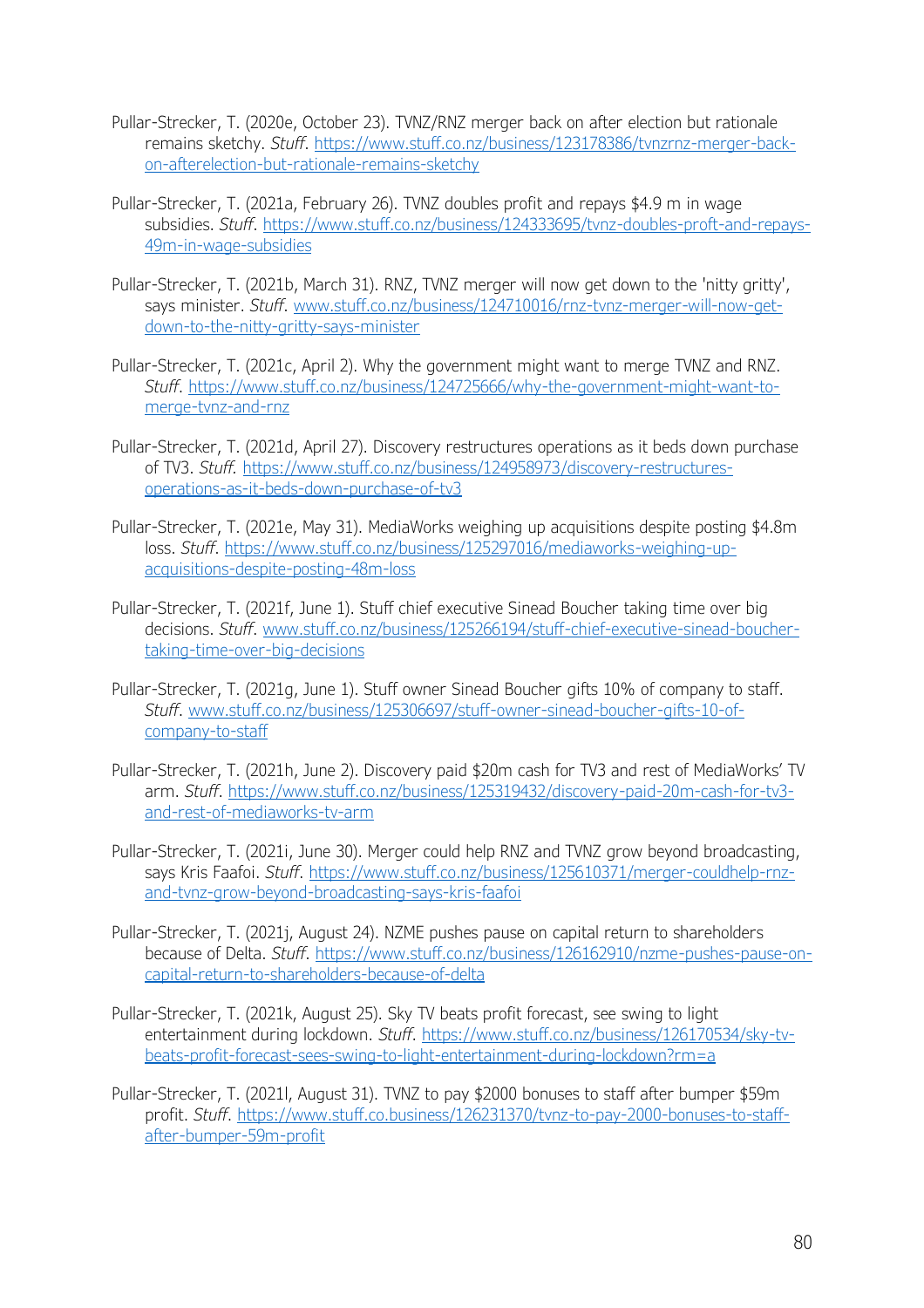Pullar-Strecker, T. (2020e, October 23). TVNZ/RNZ merger back on after election but rationale remains sketchy. *Stuff*. https://www.stuff.co.nz/business/123178386/tvnzrnz-merger-back-on-afterelection-but-rationale-remains-sketchy

Pullar-Strecker, T. (2021a, February 26). TVNZ doubles profit and repays $4.9 m in wage subsidies. *Stuff*. https://www.stuff.co.nz/business/124333695/tvnz-doubles-proft-and-repays-49m-in-wage-subsidies

Pullar-Strecker, T. (2021b, March 31). RNZ, TVNZ merger will now get down to the 'nitty gritty', says minister. *Stuff*. www.stuff.co.nz/business/124710016/rnz-tvnz-merger-will-now-get-down-to-the-nitty-gritty-says-minister

Pullar-Strecker, T. (2021c, April 2). Why the government might want to merge TVNZ and RNZ. *Stuff*. https://www.stuff.co.nz/business/124725666/why-the-government-might-want-to-merge-tvnz-and-rnz

Pullar-Strecker, T. (2021d, April 27). Discovery restructures operations as it beds down purchase of TV3. *Stuff*. https://www.stuff.co.nz/business/124958973/discovery-restructures-operations-as-it-beds-down-purchase-of-tv3

Pullar-Strecker, T. (2021e, May 31). MediaWorks weighing up acquisitions despite posting $4.8m loss. *Stuff*. https://www.stuff.co.nz/business/125297016/mediaworks-weighing-up-acquisitions-despite-posting-48m-loss

Pullar-Strecker, T. (2021f, June 1). Stuff chief executive Sinead Boucher taking time over big decisions. *Stuff*. www.stuff.co.nz/business/125266194/stuff-chief-executive-sinead-boucher-taking-time-over-big-decisions

Pullar-Strecker, T. (2021g, June 1). Stuff owner Sinead Boucher gifts 10% of company to staff. *Stuff*. www.stuff.co.nz/business/125306697/stuff-owner-sinead-boucher-gifts-10-of-company-to-staff

Pullar-Strecker, T. (2021h, June 2). Discovery paid $20m cash for TV3 and rest of MediaWorks' TV arm. *Stuff*. https://www.stuff.co.nz/business/125319432/discovery-paid-20m-cash-for-tv3-and-rest-of-mediaworks-tv-arm

Pullar-Strecker, T. (2021i, June 30). Merger could help RNZ and TVNZ grow beyond broadcasting, says Kris Faafoi. *Stuff*. https://www.stuff.co.nz/business/125610371/merger-couldhelp-rnz-and-tvnz-grow-beyond-broadcasting-says-kris-faafoi

Pullar-Strecker, T. (2021j, August 24). NZME pushes pause on capital return to shareholders because of Delta. *Stuff*. https://www.stuff.co.nz/business/126162910/nzme-pushes-pause-on-capital-return-to-shareholders-because-of-delta

Pullar-Strecker, T. (2021k, August 25). Sky TV beats profit forecast, see swing to light entertainment during lockdown. *Stuff*. https://www.stuff.co.nz/business/126170534/sky-tv-beats-profit-forecast-sees-swing-to-light-entertainment-during-lockdown?rm=a

Pullar-Strecker, T. (2021l, August 31). TVNZ to pay $2000 bonuses to staff after bumper $59m profit. *Stuff*. https://www.stuff.co.business/126231370/tvnz-to-pay-2000-bonuses-to-staff-after-bumper-59m-profit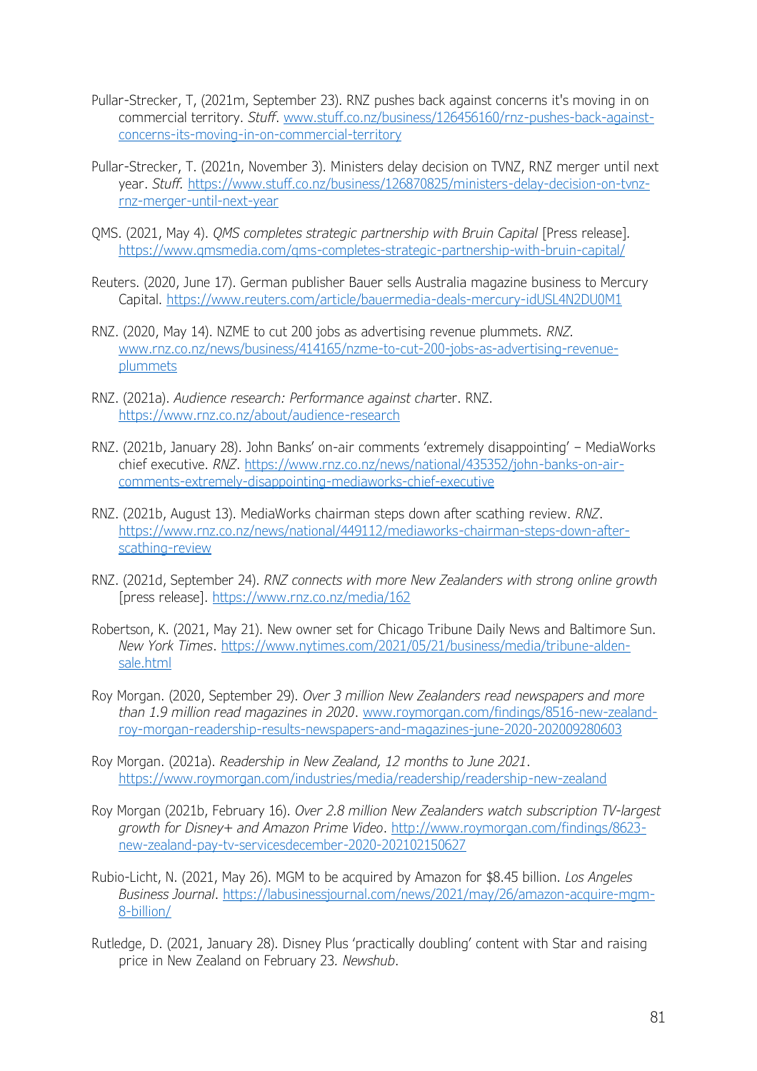Pullar-Strecker, T, (2021m, September 23). RNZ pushes back against concerns it's moving in on commercial territory. *Stuff*. [www.stuff.co.nz/business/126456160/rnz-pushes-back-against-concerns-its-moving-in-on-commercial-territory](www.stuff.co.nz/business/126456160/rnz-pushes-back-against-concerns-its-moving-in-on-commercial-territory)

Pullar-Strecker, T. (2021n, November 3). Ministers delay decision on TVNZ, RNZ merger until next year. *Stuff.* [https://www.stuff.co.nz/business/126870825/ministers-delay-decision-on-tvnz-rnz-merger-until-next-year](https://www.stuff.co.nz/business/126870825/ministers-delay-decision-on-tvnz-rnz-merger-until-next-year)

QMS. (2021, May 4). *QMS completes strategic partnership with Bruin Capital* [Press release]. [https://www.qmsmedia.com/qms-completes-strategic-partnership-with-bruin-capital/](https://www.qmsmedia.com/qms-completes-strategic-partnership-with-bruin-capital/)

Reuters. (2020, June 17). German publisher Bauer sells Australia magazine business to Mercury Capital. [https://www.reuters.com/article/bauermedia-deals-mercury-idUSL4N2DU0M1](https://www.reuters.com/article/bauermedia-deals-mercury-idUSL4N2DU0M1)

RNZ. (2020, May 14). NZME to cut 200 jobs as advertising revenue plummets. *RNZ.* [www.rnz.co.nz/news/business/414165/nzme-to-cut-200-jobs-as-advertising-revenue-plummets](www.rnz.co.nz/news/business/414165/nzme-to-cut-200-jobs-as-advertising-revenue-plummets)

RNZ. (2021a). *Audience research: Performance against charter*. RNZ. [https://www.rnz.co.nz/about/audience-research](https://www.rnz.co.nz/about/audience-research)

RNZ. (2021b, January 28). John Banks' on-air comments 'extremely disappointing' – MediaWorks chief executive. *RNZ*. [https://www.rnz.co.nz/news/national/435352/john-banks-on-air-comments-extremely-disappointing-mediaworks-chief-executive](https://www.rnz.co.nz/news/national/435352/john-banks-on-air-comments-extremely-disappointing-mediaworks-chief-executive)

RNZ. (2021b, August 13). MediaWorks chairman steps down after scathing review. *RNZ*. [https://www.rnz.co.nz/news/national/449112/mediaworks-chairman-steps-down-after-scathing-review](https://www.rnz.co.nz/news/national/449112/mediaworks-chairman-steps-down-after-scathing-review)

RNZ. (2021d, September 24). *RNZ connects with more New Zealanders with strong online growth* [press release]. [https://www.rnz.co.nz/media/162](https://www.rnz.co.nz/media/162)

Robertson, K. (2021, May 21). New owner set for Chicago Tribune Daily News and Baltimore Sun. *New York Times*. [https://www.nytimes.com/2021/05/21/business/media/tribune-alden-sale.html](https://www.nytimes.com/2021/05/21/business/media/tribune-alden-sale.html)

Roy Morgan. (2020, September 29). *Over 3 million New Zealanders read newspapers and more than 1.9 million read magazines in 2020*. [www.roymorgan.com/findings/8516-new-zealand-roy-morgan-readership-results-newspapers-and-magazines-june-2020-202009280603](www.roymorgan.com/findings/8516-new-zealand-roy-morgan-readership-results-newspapers-and-magazines-june-2020-202009280603)

Roy Morgan. (2021a). *Readership in New Zealand, 12 months to June 2021*. [https://www.roymorgan.com/industries/media/readership/readership-new-zealand](https://www.roymorgan.com/industries/media/readership/readership-new-zealand)

Roy Morgan (2021b, February 16). *Over 2.8 million New Zealanders watch subscription TV-largest growth for Disney+ and Amazon Prime Video*. [http://www.roymorgan.com/findings/8623-new-zealand-pay-tv-servicesdecember-2020-202102150627](http://www.roymorgan.com/findings/8623-new-zealand-pay-tv-servicesdecember-2020-202102150627)

Rubio-Licht, N. (2021, May 26). MGM to be acquired by Amazon for $8.45 billion. *Los Angeles Business Journal*. [https://labusinessjournal.com/news/2021/may/26/amazon-acquire-mgm-8-billion/](https://labusinessjournal.com/news/2021/may/26/amazon-acquire-mgm-8-billion/)

Rutledge, D. (2021, January 28). Disney Plus 'practically doubling' content with Star and raising price in New Zealand on February 23. *Newshub*.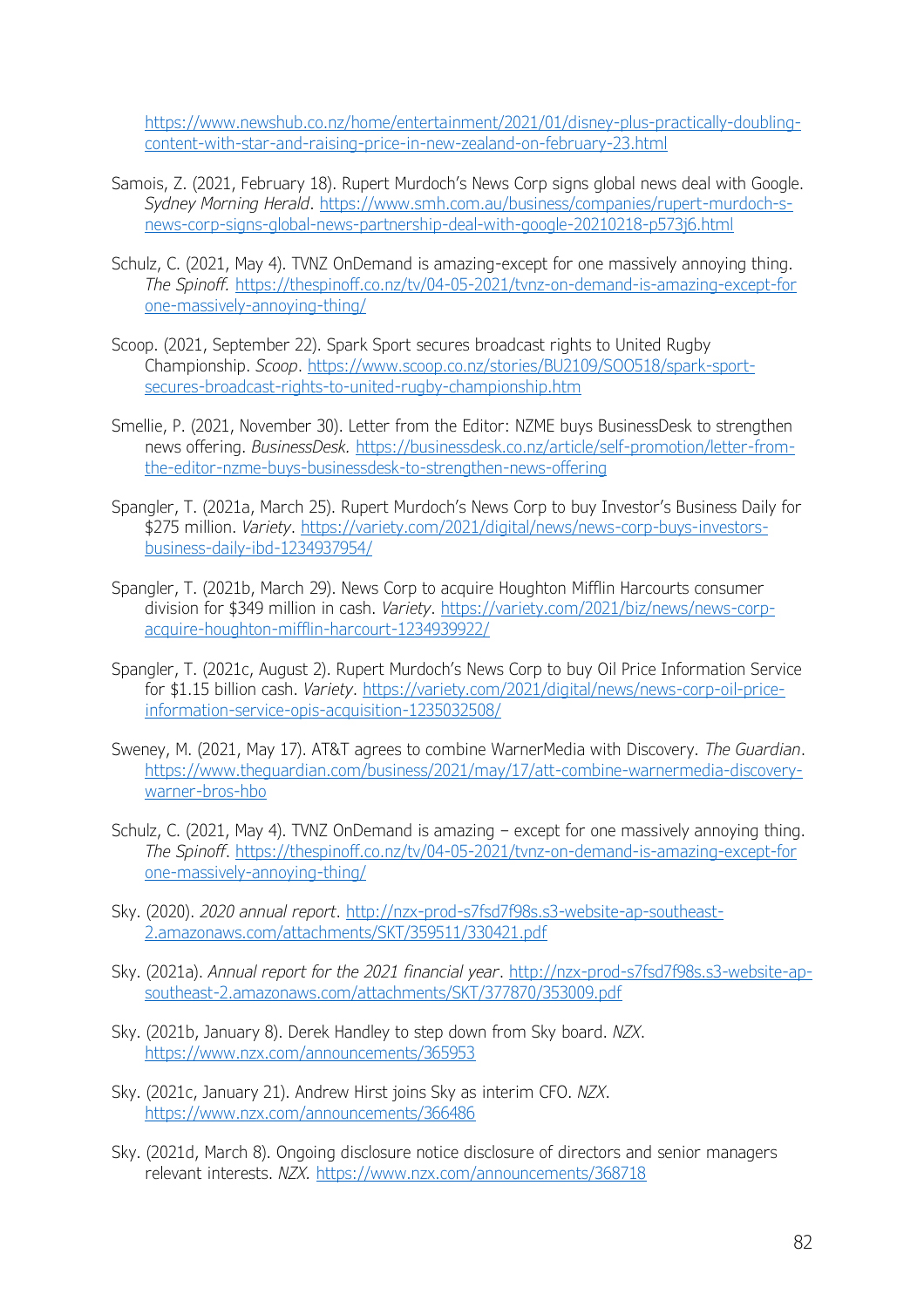https://www.newshub.co.nz/home/entertainment/2021/01/disney-plus-practically-doubling-content-with-star-and-raising-price-in-new-zealand-on-february-23.html

Samois, Z. (2021, February 18). Rupert Murdoch's News Corp signs global news deal with Google. *Sydney Morning Herald*. https://www.smh.com.au/business/companies/rupert-murdoch-s-news-corp-signs-global-news-partnership-deal-with-google-20210218-p573j6.html

Schulz, C. (2021, May 4). TVNZ OnDemand is amazing-except for one massively annoying thing. *The Spinoff*. https://thespinoff.co.nz/tv/04-05-2021/tvnz-on-demand-is-amazing-except-for one-massively-annoying-thing/

Scoop. (2021, September 22). Spark Sport secures broadcast rights to United Rugby Championship. *Scoop*. https://www.scoop.co.nz/stories/BU2109/SOO518/spark-sport-secures-broadcast-rights-to-united-rugby-championship.htm

Smellie, P. (2021, November 30). Letter from the Editor: NZME buys BusinessDesk to strengthen news offering. *BusinessDesk*. https://businessdesk.co.nz/article/self-promotion/letter-from-the-editor-nzme-buys-businessdesk-to-strengthen-news-offering

Spangler, T. (2021a, March 25). Rupert Murdoch's News Corp to buy Investor's Business Daily for $275 million. *Variety*. https://variety.com/2021/digital/news/news-corp-buys-investors-business-daily-ibd-1234937954/

Spangler, T. (2021b, March 29). News Corp to acquire Houghton Mifflin Harcourts consumer division for $349 million in cash. *Variety*. https://variety.com/2021/biz/news/news-corp-acquire-houghton-mifflin-harcourt-1234939922/

Spangler, T. (2021c, August 2). Rupert Murdoch's News Corp to buy Oil Price Information Service for $1.15 billion cash. *Variety*. https://variety.com/2021/digital/news/news-corp-oil-price-information-service-opis-acquisition-1235032508/

Sweney, M. (2021, May 17). AT&T agrees to combine WarnerMedia with Discovery. *The Guardian*. https://www.theguardian.com/business/2021/may/17/att-combine-warnermedia-discovery-warner-bros-hbo

Schulz, C. (2021, May 4). TVNZ OnDemand is amazing – except for one massively annoying thing. *The Spinoff*. https://thespinoff.co.nz/tv/04-05-2021/tvnz-on-demand-is-amazing-except-for one-massively-annoying-thing/

Sky. (2020). *2020 annual report*. http://nzx-prod-s7fsd7f98s.s3-website-ap-southeast-2.amazonaws.com/attachments/SKT/359511/330421.pdf

Sky. (2021a). *Annual report for the 2021 financial year*. http://nzx-prod-s7fsd7f98s.s3-website-ap-southeast-2.amazonaws.com/attachments/SKT/377870/353009.pdf

Sky. (2021b, January 8). Derek Handley to step down from Sky board. *NZX*. https://www.nzx.com/announcements/365953

Sky. (2021c, January 21). Andrew Hirst joins Sky as interim CFO. *NZX*. https://www.nzx.com/announcements/366486

Sky. (2021d, March 8). Ongoing disclosure notice disclosure of directors and senior managers relevant interests. *NZX*. https://www.nzx.com/announcements/368718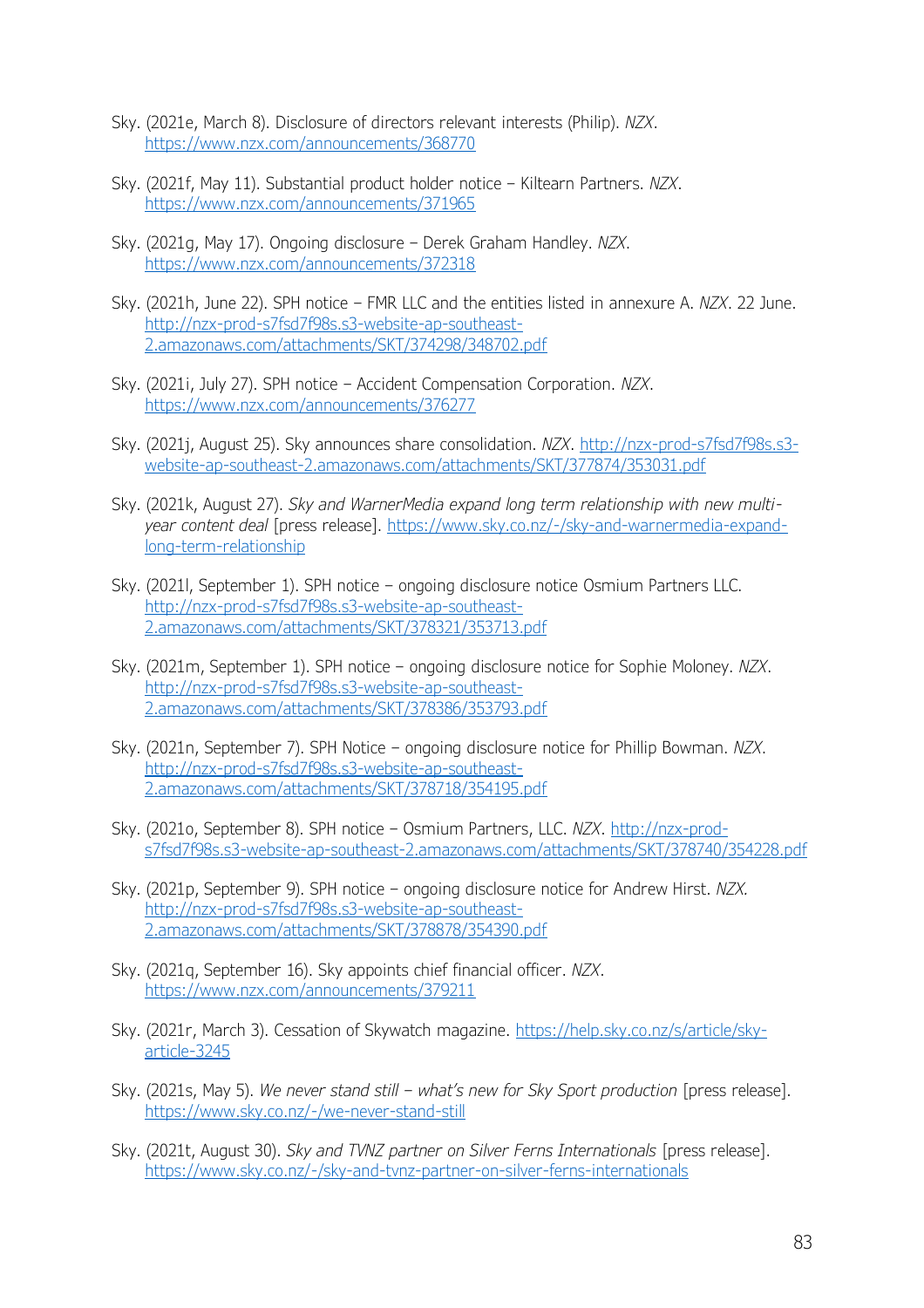Sky. (2021e, March 8). Disclosure of directors relevant interests (Philip). *NZX*. https://www.nzx.com/announcements/368770

Sky. (2021f, May 11). Substantial product holder notice – Kiltearn Partners. *NZX*. https://www.nzx.com/announcements/371965

Sky. (2021g, May 17). Ongoing disclosure – Derek Graham Handley. *NZX*. https://www.nzx.com/announcements/372318

Sky. (2021h, June 22). SPH notice – FMR LLC and the entities listed in annexure A. *NZX*. 22 June. http://nzx-prod-s7fsd7f98s.s3-website-ap-southeast-2.amazonaws.com/attachments/SKT/374298/348702.pdf

Sky. (2021i, July 27). SPH notice – Accident Compensation Corporation. *NZX*. https://www.nzx.com/announcements/376277

Sky. (2021j, August 25). Sky announces share consolidation. *NZX*. http://nzx-prod-s7fsd7f98s.s3-website-ap-southeast-2.amazonaws.com/attachments/SKT/377874/353031.pdf

Sky. (2021k, August 27). *Sky and WarnerMedia expand long term relationship with new multi-year content deal* [press release]. https://www.sky.co.nz/-/sky-and-warnermedia-expand-long-term-relationship

Sky. (2021l, September 1). SPH notice – ongoing disclosure notice Osmium Partners LLC. http://nzx-prod-s7fsd7f98s.s3-website-ap-southeast-2.amazonaws.com/attachments/SKT/378321/353713.pdf

Sky. (2021m, September 1). SPH notice – ongoing disclosure notice for Sophie Moloney. *NZX*. http://nzx-prod-s7fsd7f98s.s3-website-ap-southeast-2.amazonaws.com/attachments/SKT/378386/353793.pdf

Sky. (2021n, September 7). SPH Notice – ongoing disclosure notice for Phillip Bowman. *NZX*. http://nzx-prod-s7fsd7f98s.s3-website-ap-southeast-2.amazonaws.com/attachments/SKT/378718/354195.pdf

Sky. (2021o, September 8). SPH notice – Osmium Partners, LLC. *NZX*. http://nzx-prod-s7fsd7f98s.s3-website-ap-southeast-2.amazonaws.com/attachments/SKT/378740/354228.pdf

Sky. (2021p, September 9). SPH notice – ongoing disclosure notice for Andrew Hirst. *NZX.* http://nzx-prod-s7fsd7f98s.s3-website-ap-southeast-2.amazonaws.com/attachments/SKT/378878/354390.pdf

Sky. (2021q, September 16). Sky appoints chief financial officer. *NZX*. https://www.nzx.com/announcements/379211

Sky. (2021r, March 3). Cessation of Skywatch magazine. https://help.sky.co.nz/s/article/sky-article-3245

Sky. (2021s, May 5). *We never stand still – what's new for Sky Sport production* [press release]. https://www.sky.co.nz/-/we-never-stand-still

Sky. (2021t, August 30). *Sky and TVNZ partner on Silver Ferns Internationals* [press release]. https://www.sky.co.nz/-/sky-and-tvnz-partner-on-silver-ferns-internationals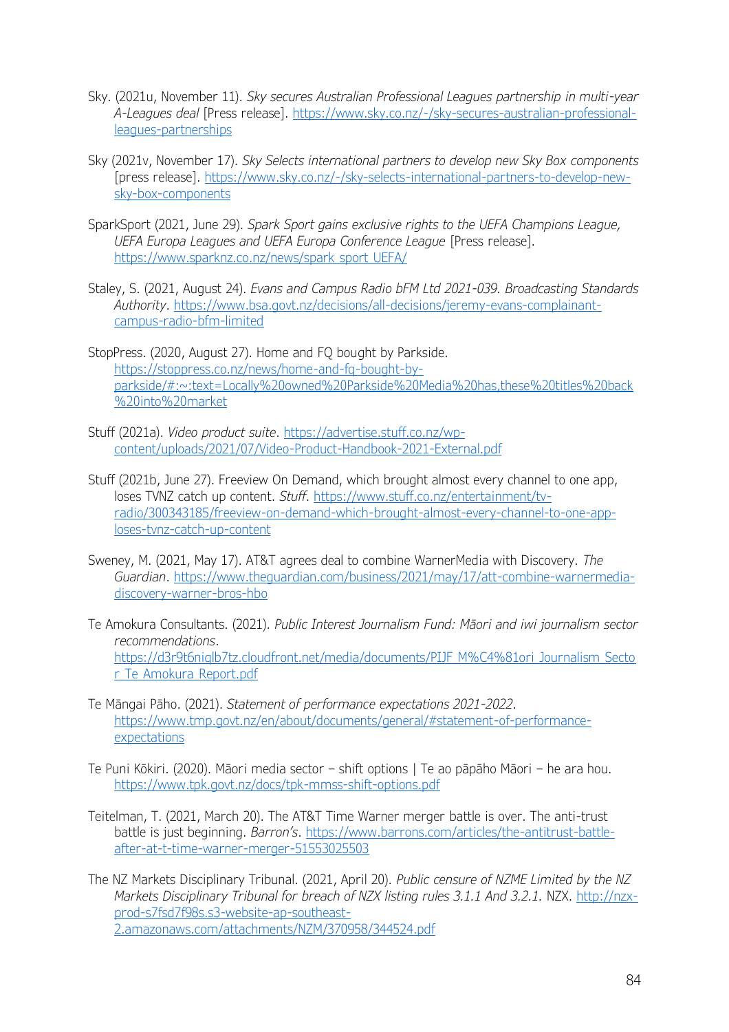Sky. (2021u, November 11). *Sky secures Australian Professional Leagues partnership in multi-year A-Leagues deal* [Press release]. https://www.sky.co.nz/-/sky-secures-australian-professional-leagues-partnerships

Sky (2021v, November 17). *Sky Selects international partners to develop new Sky Box components* [press release]. https://www.sky.co.nz/-/sky-selects-international-partners-to-develop-new-sky-box-components

SparkSport (2021, June 29). *Spark Sport gains exclusive rights to the UEFA Champions League, UEFA Europa Leagues and UEFA Europa Conference League* [Press release]. https://www.sparknz.co.nz/news/spark_sport_UEFA/

Staley, S. (2021, August 24). *Evans and Campus Radio bFM Ltd 2021-039. Broadcasting Standards Authority*. https://www.bsa.govt.nz/decisions/all-decisions/jeremy-evans-complainant-campus-radio-bfm-limited

StopPress. (2020, August 27). Home and FQ bought by Parkside. https://stoppress.co.nz/news/home-and-fq-bought-by-parkside/#:~:text=Locally%20owned%20Parkside%20Media%20has,these%20titles%20back%20into%20market

Stuff (2021a). *Video product suite*. https://advertise.stuff.co.nz/wp-content/uploads/2021/07/Video-Product-Handbook-2021-External.pdf

Stuff (2021b, June 27). Freeview On Demand, which brought almost every channel to one app, loses TVNZ catch up content. *Stuff*. https://www.stuff.co.nz/entertainment/tv-radio/300343185/freeview-on-demand-which-brought-almost-every-channel-to-one-app-loses-tvnz-catch-up-content

Sweney, M. (2021, May 17). AT&T agrees deal to combine WarnerMedia with Discovery. *The Guardian*. https://www.theguardian.com/business/2021/may/17/att-combine-warnermedia-discovery-warner-bros-hbo

Te Amokura Consultants. (2021). *Public Interest Journalism Fund: Māori and iwi journalism sector recommendations*. https://d3r9t6niqlb7tz.cloudfront.net/media/documents/PIJF_M%C4%81ori_Journalism_Sector_Te_Amokura_Report.pdf

Te Māngai Pāho. (2021). *Statement of performance expectations 2021-2022*. https://www.tmp.govt.nz/en/about/documents/general/#statement-of-performance-expectations

Te Puni Kōkiri. (2020). Māori media sector – shift options | Te ao pāpāho Māori – he ara hou. https://www.tpk.govt.nz/docs/tpk-mmss-shift-options.pdf

Teitelman, T. (2021, March 20). The AT&T Time Warner merger battle is over. The anti-trust battle is just beginning. *Barron's*. https://www.barrons.com/articles/the-antitrust-battle-after-at-t-time-warner-merger-51553025503

The NZ Markets Disciplinary Tribunal. (2021, April 20). *Public censure of NZME Limited by the NZ Markets Disciplinary Tribunal for breach of NZX listing rules 3.1.1 And 3.2.1.* NZX. http://nzx-prod-s7fsd7f98s.s3-website-ap-southeast-2.amazonaws.com/attachments/NZM/370958/344524.pdf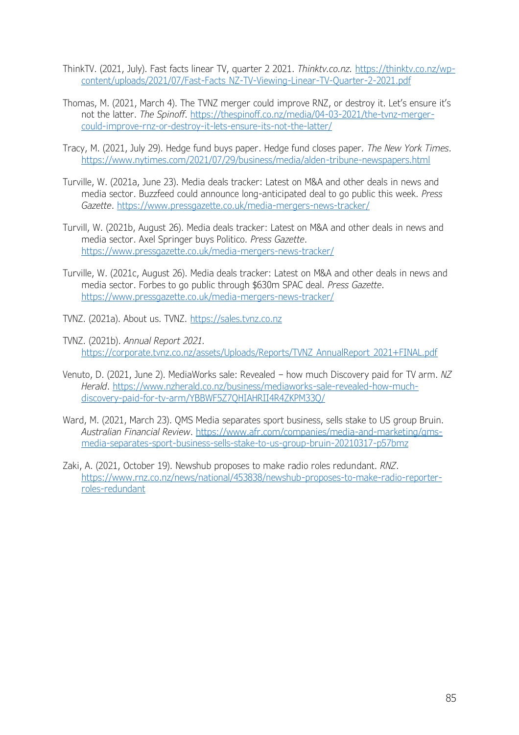ThinkTV. (2021, July). Fast facts linear TV, quarter 2 2021. *Thinktv.co.nz.* https://thinktv.co.nz/wp-content/uploads/2021/07/Fast-Facts_NZ-TV-Viewing-Linear-TV-Quarter-2-2021.pdf

Thomas, M. (2021, March 4). The TVNZ merger could improve RNZ, or destroy it. Let's ensure it's not the latter. *The Spinoff*. https://thespinoff.co.nz/media/04-03-2021/the-tvnz-merger-could-improve-rnz-or-destroy-it-lets-ensure-its-not-the-latter/

Tracy, M. (2021, July 29). Hedge fund buys paper. Hedge fund closes paper. *The New York Times*. https://www.nytimes.com/2021/07/29/business/media/alden-tribune-newspapers.html

Turville, W. (2021a, June 23). Media deals tracker: Latest on M&A and other deals in news and media sector. Buzzfeed could announce long-anticipated deal to go public this week. *Press Gazette*. https://www.pressgazette.co.uk/media-mergers-news-tracker/

Turvill, W. (2021b, August 26). Media deals tracker: Latest on M&A and other deals in news and media sector. Axel Springer buys Politico. *Press Gazette*. https://www.pressgazette.co.uk/media-mergers-news-tracker/

Turville, W. (2021c, August 26). Media deals tracker: Latest on M&A and other deals in news and media sector. Forbes to go public through $630m SPAC deal. *Press Gazette*. https://www.pressgazette.co.uk/media-mergers-news-tracker/

TVNZ. (2021a). About us. TVNZ. https://sales.tvnz.co.nz

TVNZ. (2021b). *Annual Report 2021.* https://corporate.tvnz.co.nz/assets/Uploads/Reports/TVNZ_AnnualReport_2021+FINAL.pdf

Venuto, D. (2021, June 2). MediaWorks sale: Revealed – how much Discovery paid for TV arm. *NZ Herald*. https://www.nzherald.co.nz/business/mediaworks-sale-revealed-how-much-discovery-paid-for-tv-arm/YBBWF5Z7QHIAHRII4R4ZKPM33Q/

Ward, M. (2021, March 23). QMS Media separates sport business, sells stake to US group Bruin. *Australian Financial Review*. https://www.afr.com/companies/media-and-marketing/qms-media-separates-sport-business-sells-stake-to-us-group-bruin-20210317-p57bmz

Zaki, A. (2021, October 19). Newshub proposes to make radio roles redundant. *RNZ*. https://www.rnz.co.nz/news/national/453838/newshub-proposes-to-make-radio-reporter-roles-redundant